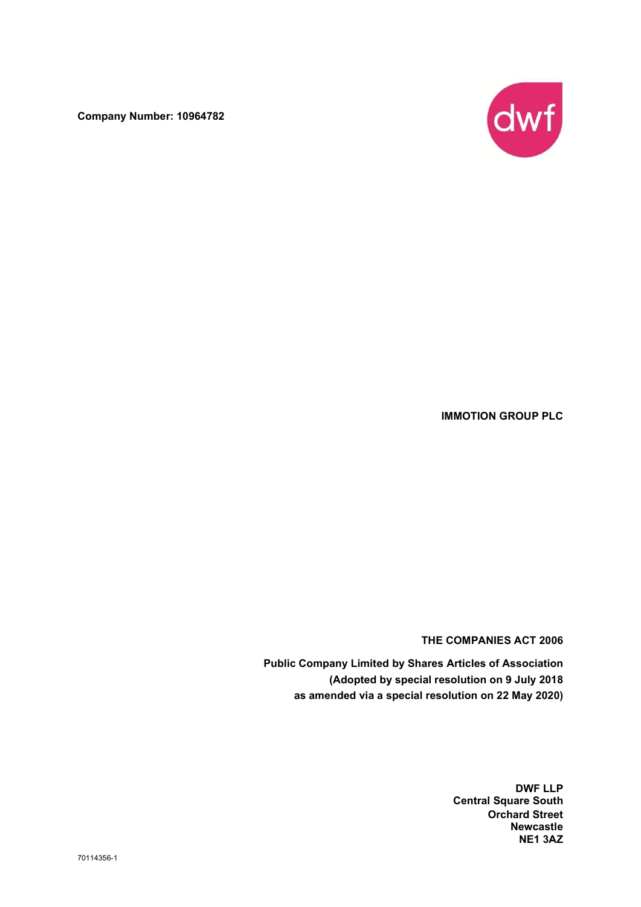**Company Number: 10964782**

**IMMOTION GROUP PLC**

**THE COMPANIES ACT 2006**

**Public Company Limited by Shares Articles of Association**
**(Adopted by special resolution on 9 July 2018**
**as amended via a special resolution on 22 May 2020)**

**DWF LLP**
**Central Square South**
**Orchard Street**
**Newcastle**
**NE1 3AZ**

70114356-1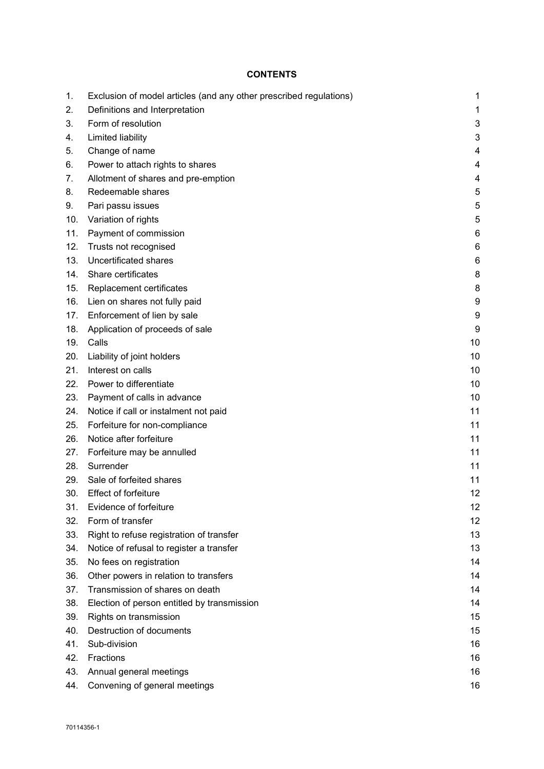**CONTENTS**

| | | |
|---|---|---|
| 1. | Exclusion of model articles (and any other prescribed regulations) | 1 |
| 2. | Definitions and Interpretation | 1 |
| 3. | Form of resolution | 3 |
| 4. | Limited liability | 3 |
| 5. | Change of name | 4 |
| 6. | Power to attach rights to shares | 4 |
| 7. | Allotment of shares and pre-emption | 4 |
| 8. | Redeemable shares | 5 |
| 9. | Pari passu issues | 5 |
| 10. | Variation of rights | 5 |
| 11. | Payment of commission | 6 |
| 12. | Trusts not recognised | 6 |
| 13. | Uncertificated shares | 6 |
| 14. | Share certificates | 8 |
| 15. | Replacement certificates | 8 |
| 16. | Lien on shares not fully paid | 9 |
| 17. | Enforcement of lien by sale | 9 |
| 18. | Application of proceeds of sale | 9 |
| 19. | Calls | 10 |
| 20. | Liability of joint holders | 10 |
| 21. | Interest on calls | 10 |
| 22. | Power to differentiate | 10 |
| 23. | Payment of calls in advance | 10 |
| 24. | Notice if call or instalment not paid | 11 |
| 25. | Forfeiture for non-compliance | 11 |
| 26. | Notice after forfeiture | 11 |
| 27. | Forfeiture may be annulled | 11 |
| 28. | Surrender | 11 |
| 29. | Sale of forfeited shares | 11 |
| 30. | Effect of forfeiture | 12 |
| 31. | Evidence of forfeiture | 12 |
| 32. | Form of transfer | 12 |
| 33. | Right to refuse registration of transfer | 13 |
| 34. | Notice of refusal to register a transfer | 13 |
| 35. | No fees on registration | 14 |
| 36. | Other powers in relation to transfers | 14 |
| 37. | Transmission of shares on death | 14 |
| 38. | Election of person entitled by transmission | 14 |
| 39. | Rights on transmission | 15 |
| 40. | Destruction of documents | 15 |
| 41. | Sub-division | 16 |
| 42. | Fractions | 16 |
| 43. | Annual general meetings | 16 |
| 44. | Convening of general meetings | 16 |

70114356-1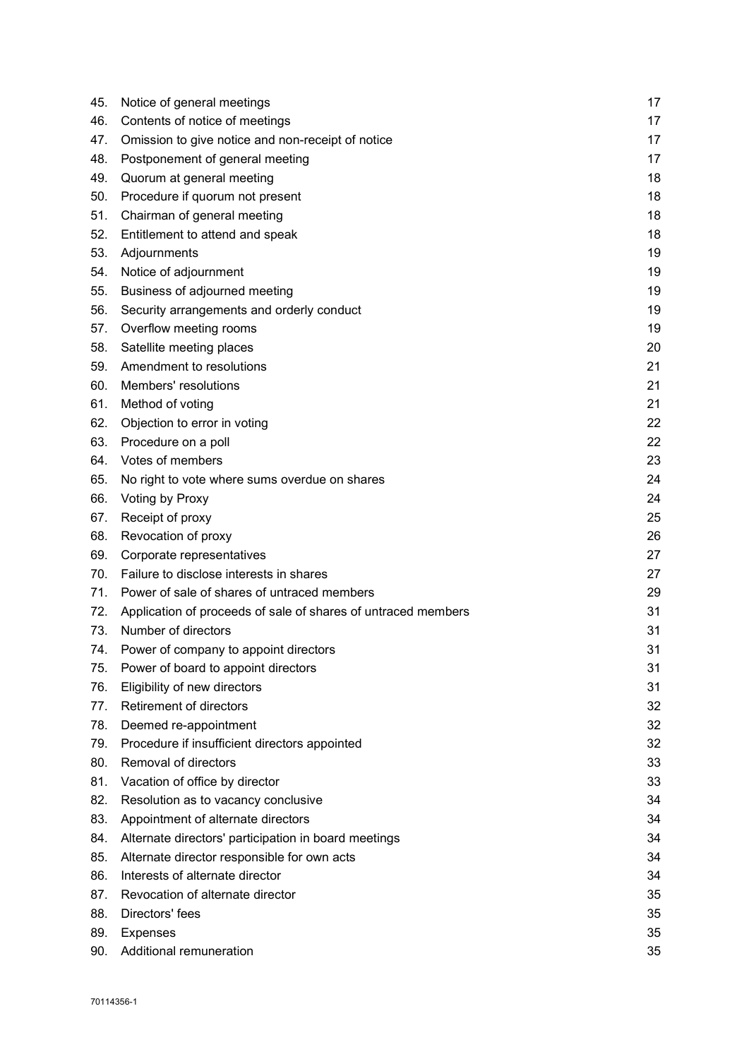| | | |
|---|---|---|
| 45. | Notice of general meetings | 17 |
| 46. | Contents of notice of meetings | 17 |
| 47. | Omission to give notice and non-receipt of notice | 17 |
| 48. | Postponement of general meeting | 17 |
| 49. | Quorum at general meeting | 18 |
| 50. | Procedure if quorum not present | 18 |
| 51. | Chairman of general meeting | 18 |
| 52. | Entitlement to attend and speak | 18 |
| 53. | Adjournments | 19 |
| 54. | Notice of adjournment | 19 |
| 55. | Business of adjourned meeting | 19 |
| 56. | Security arrangements and orderly conduct | 19 |
| 57. | Overflow meeting rooms | 19 |
| 58. | Satellite meeting places | 20 |
| 59. | Amendment to resolutions | 21 |
| 60. | Members' resolutions | 21 |
| 61. | Method of voting | 21 |
| 62. | Objection to error in voting | 22 |
| 63. | Procedure on a poll | 22 |
| 64. | Votes of members | 23 |
| 65. | No right to vote where sums overdue on shares | 24 |
| 66. | Voting by Proxy | 24 |
| 67. | Receipt of proxy | 25 |
| 68. | Revocation of proxy | 26 |
| 69. | Corporate representatives | 27 |
| 70. | Failure to disclose interests in shares | 27 |
| 71. | Power of sale of shares of untraced members | 29 |
| 72. | Application of proceeds of sale of shares of untraced members | 31 |
| 73. | Number of directors | 31 |
| 74. | Power of company to appoint directors | 31 |
| 75. | Power of board to appoint directors | 31 |
| 76. | Eligibility of new directors | 31 |
| 77. | Retirement of directors | 32 |
| 78. | Deemed re-appointment | 32 |
| 79. | Procedure if insufficient directors appointed | 32 |
| 80. | Removal of directors | 33 |
| 81. | Vacation of office by director | 33 |
| 82. | Resolution as to vacancy conclusive | 34 |
| 83. | Appointment of alternate directors | 34 |
| 84. | Alternate directors' participation in board meetings | 34 |
| 85. | Alternate director responsible for own acts | 34 |
| 86. | Interests of alternate director | 34 |
| 87. | Revocation of alternate director | 35 |
| 88. | Directors' fees | 35 |
| 89. | Expenses | 35 |
| 90. | Additional remuneration | 35 |

70114356-1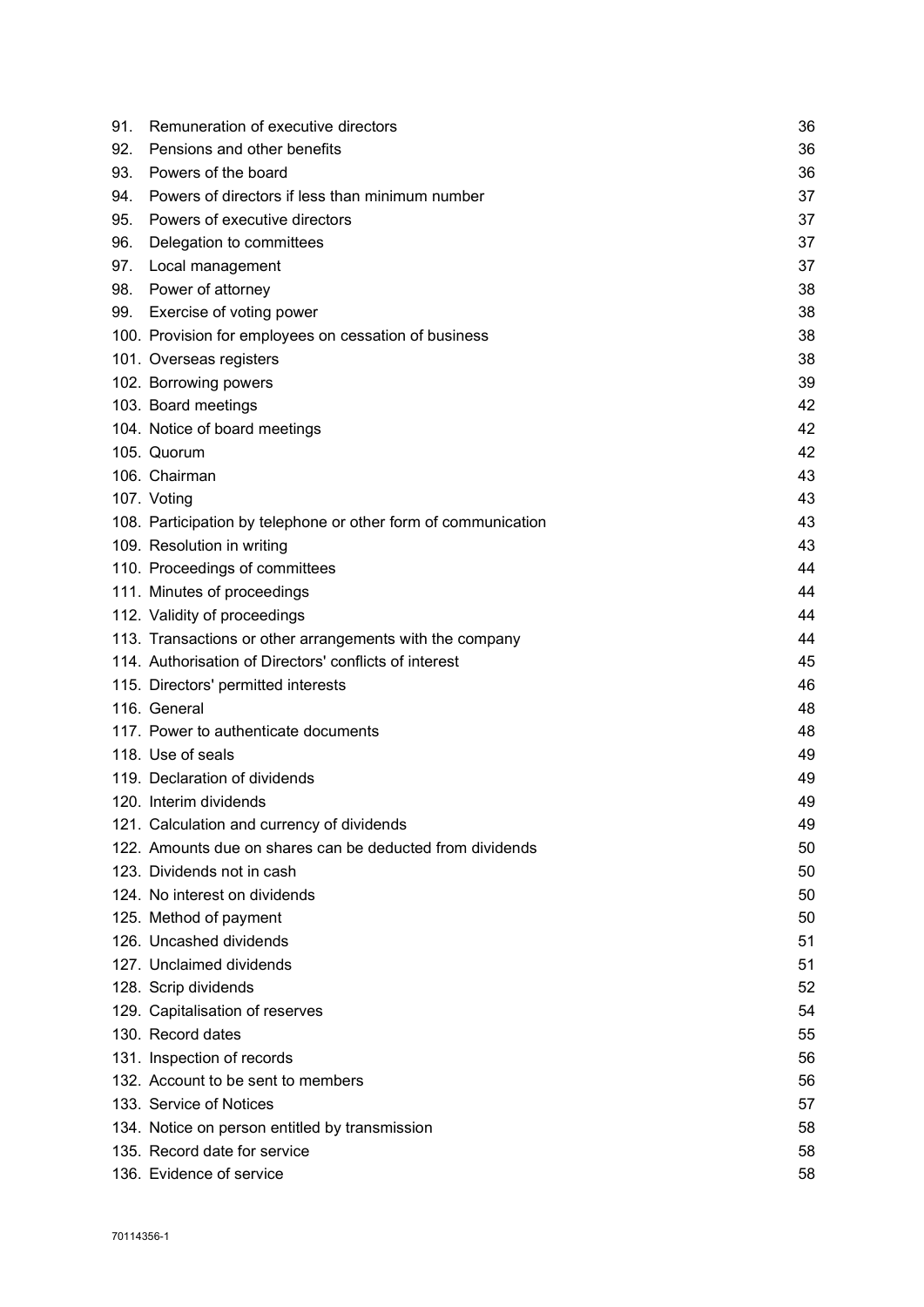| | | |
|---|---|---|
| 91. | Remuneration of executive directors | 36 |
| 92. | Pensions and other benefits | 36 |
| 93. | Powers of the board | 36 |
| 94. | Powers of directors if less than minimum number | 37 |
| 95. | Powers of executive directors | 37 |
| 96. | Delegation to committees | 37 |
| 97. | Local management | 37 |
| 98. | Power of attorney | 38 |
| 99. | Exercise of voting power | 38 |
| 100. | Provision for employees on cessation of business | 38 |
| 101. | Overseas registers | 38 |
| 102. | Borrowing powers | 39 |
| 103. | Board meetings | 42 |
| 104. | Notice of board meetings | 42 |
| 105. | Quorum | 42 |
| 106. | Chairman | 43 |
| 107. | Voting | 43 |
| 108. | Participation by telephone or other form of communication | 43 |
| 109. | Resolution in writing | 43 |
| 110. | Proceedings of committees | 44 |
| 111. | Minutes of proceedings | 44 |
| 112. | Validity of proceedings | 44 |
| 113. | Transactions or other arrangements with the company | 44 |
| 114. | Authorisation of Directors' conflicts of interest | 45 |
| 115. | Directors' permitted interests | 46 |
| 116. | General | 48 |
| 117. | Power to authenticate documents | 48 |
| 118. | Use of seals | 49 |
| 119. | Declaration of dividends | 49 |
| 120. | Interim dividends | 49 |
| 121. | Calculation and currency of dividends | 49 |
| 122. | Amounts due on shares can be deducted from dividends | 50 |
| 123. | Dividends not in cash | 50 |
| 124. | No interest on dividends | 50 |
| 125. | Method of payment | 50 |
| 126. | Uncashed dividends | 51 |
| 127. | Unclaimed dividends | 51 |
| 128. | Scrip dividends | 52 |
| 129. | Capitalisation of reserves | 54 |
| 130. | Record dates | 55 |
| 131. | Inspection of records | 56 |
| 132. | Account to be sent to members | 56 |
| 133. | Service of Notices | 57 |
| 134. | Notice on person entitled by transmission | 58 |
| 135. | Record date for service | 58 |
| 136. | Evidence of service | 58 |

70114356-1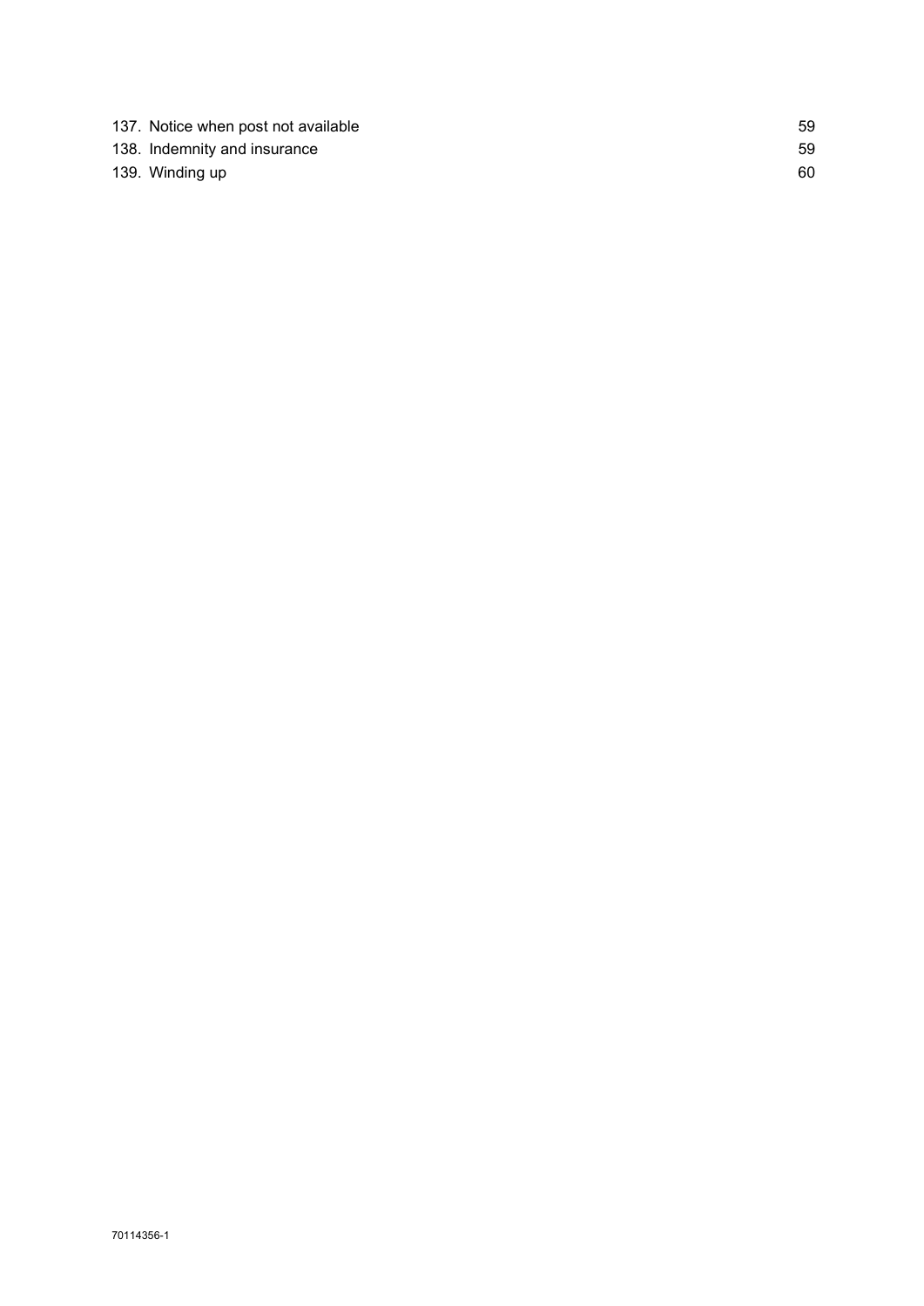| | |
|---|---|
| 137. Notice when post not available | 59 |
| 138. Indemnity and insurance | 59 |
| 139. Winding up | 60 |

70114356-1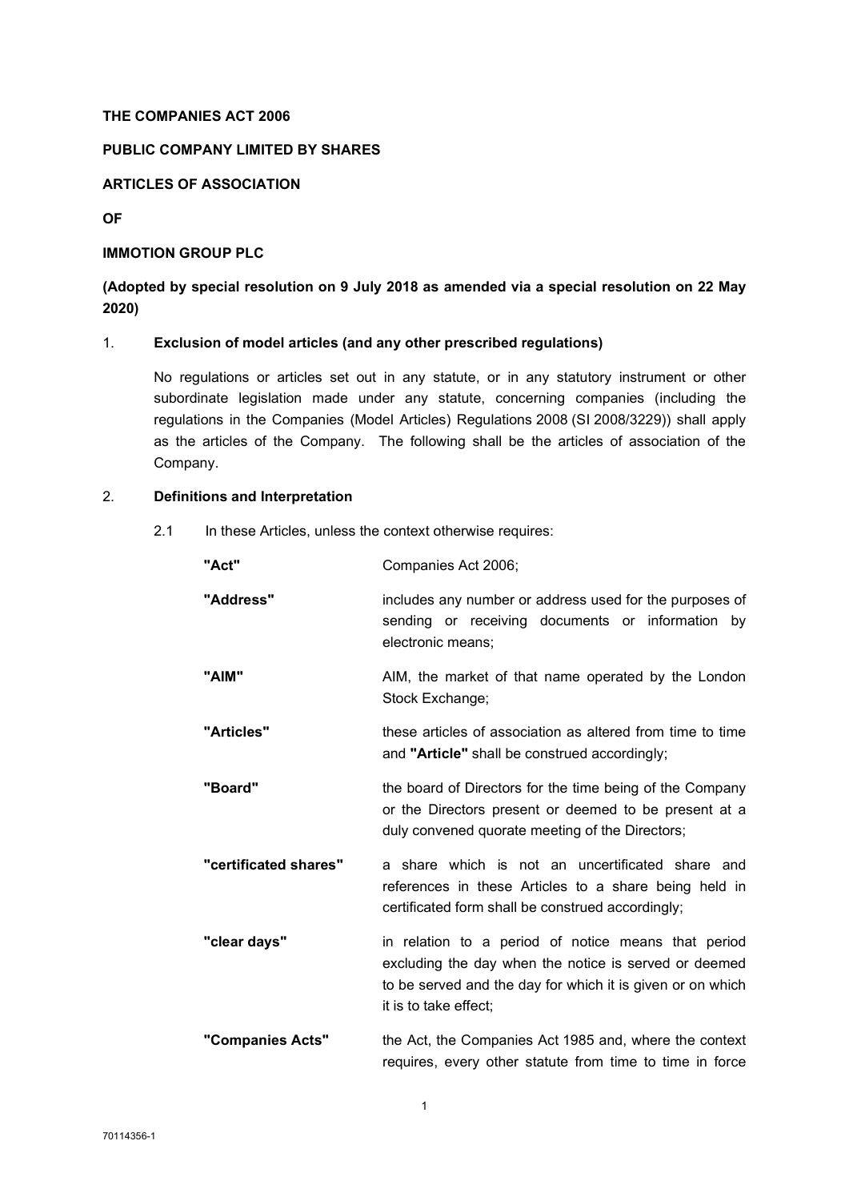**THE COMPANIES ACT 2006**

**PUBLIC COMPANY LIMITED BY SHARES**

**ARTICLES OF ASSOCIATION**

**OF**

**IMMOTION GROUP PLC**

**(Adopted by special resolution on 9 July 2018 as amended via a special resolution on 22 May 2020)**

1. **Exclusion of model articles (and any other prescribed regulations)**

   No regulations or articles set out in any statute, or in any statutory instrument or other subordinate legislation made under any statute, concerning companies (including the regulations in the Companies (Model Articles) Regulations 2008 (SI 2008/3229)) shall apply as the articles of the Company. The following shall be the articles of association of the Company.

2. **Definitions and Interpretation**

   2.1 In these Articles, unless the context otherwise requires:

| | |
|---|---|
| **"Act"** | Companies Act 2006; |
| **"Address"** | includes any number or address used for the purposes of sending or receiving documents or information by electronic means; |
| **"AIM"** | AIM, the market of that name operated by the London Stock Exchange; |
| **"Articles"** | these articles of association as altered from time to time and **"Article"** shall be construed accordingly; |
| **"Board"** | the board of Directors for the time being of the Company or the Directors present or deemed to be present at a duly convened quorate meeting of the Directors; |
| **"certificated shares"** | a share which is not an uncertificated share and references in these Articles to a share being held in certificated form shall be construed accordingly; |
| **"clear days"** | in relation to a period of notice means that period excluding the day when the notice is served or deemed to be served and the day for which it is given or on which it is to take effect; |
| **"Companies Acts"** | the Act, the Companies Act 1985 and, where the context requires, every other statute from time to time in force |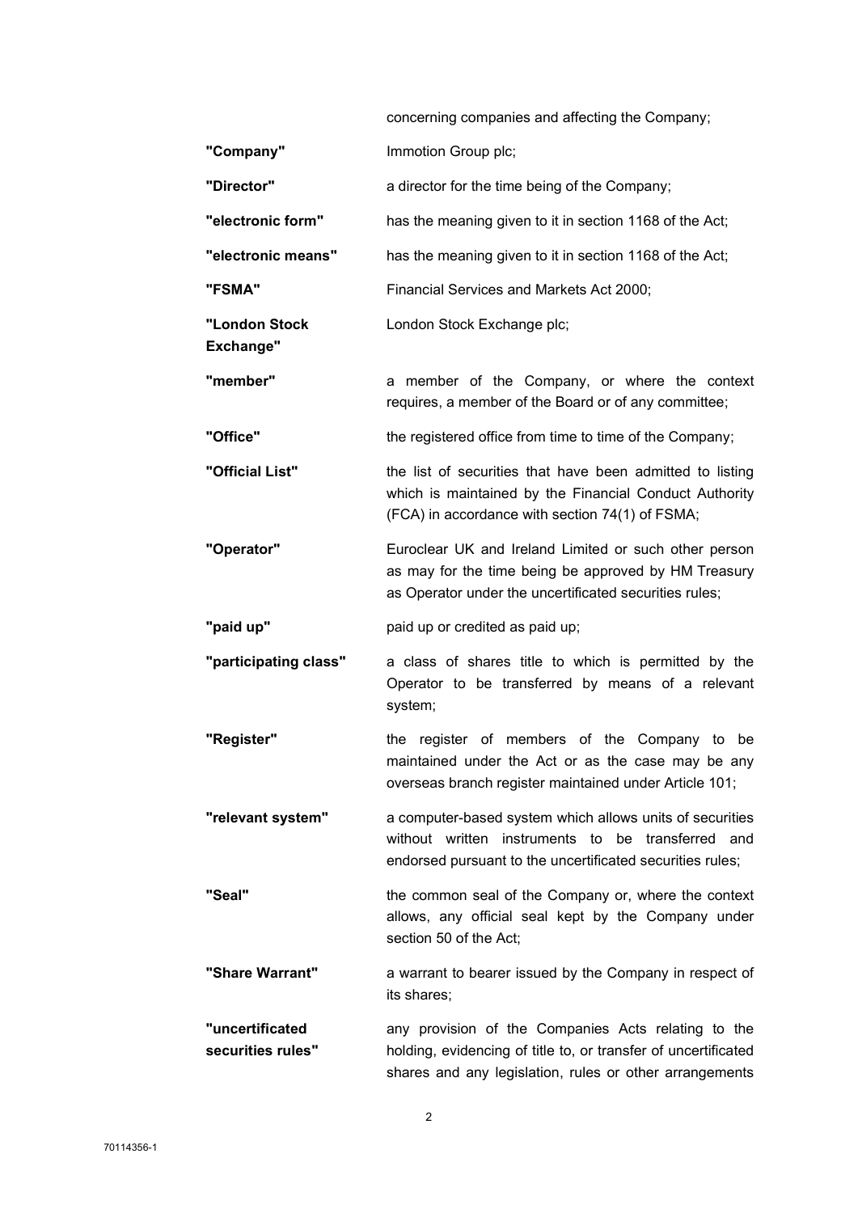concerning companies and affecting the Company;

| | |
|---|---|
| **"Company"** | Immotion Group plc; |
| **"Director"** | a director for the time being of the Company; |
| **"electronic form"** | has the meaning given to it in section 1168 of the Act; |
| **"electronic means"** | has the meaning given to it in section 1168 of the Act; |
| **"FSMA"** | Financial Services and Markets Act 2000; |
| **"London Stock Exchange"** | London Stock Exchange plc; |
| **"member"** | a member of the Company, or where the context requires, a member of the Board or of any committee; |
| **"Office"** | the registered office from time to time of the Company; |
| **"Official List"** | the list of securities that have been admitted to listing which is maintained by the Financial Conduct Authority (FCA) in accordance with section 74(1) of FSMA; |
| **"Operator"** | Euroclear UK and Ireland Limited or such other person as may for the time being be approved by HM Treasury as Operator under the uncertificated securities rules; |
| **"paid up"** | paid up or credited as paid up; |
| **"participating class"** | a class of shares title to which is permitted by the Operator to be transferred by means of a relevant system; |
| **"Register"** | the register of members of the Company to be maintained under the Act or as the case may be any overseas branch register maintained under Article 101; |
| **"relevant system"** | a computer-based system which allows units of securities without written instruments to be transferred and endorsed pursuant to the uncertificated securities rules; |
| **"Seal"** | the common seal of the Company or, where the context allows, any official seal kept by the Company under section 50 of the Act; |
| **"Share Warrant"** | a warrant to bearer issued by the Company in respect of its shares; |
| **"uncertificated securities rules"** | any provision of the Companies Acts relating to the holding, evidencing of title to, or transfer of uncertificated shares and any legislation, rules or other arrangements |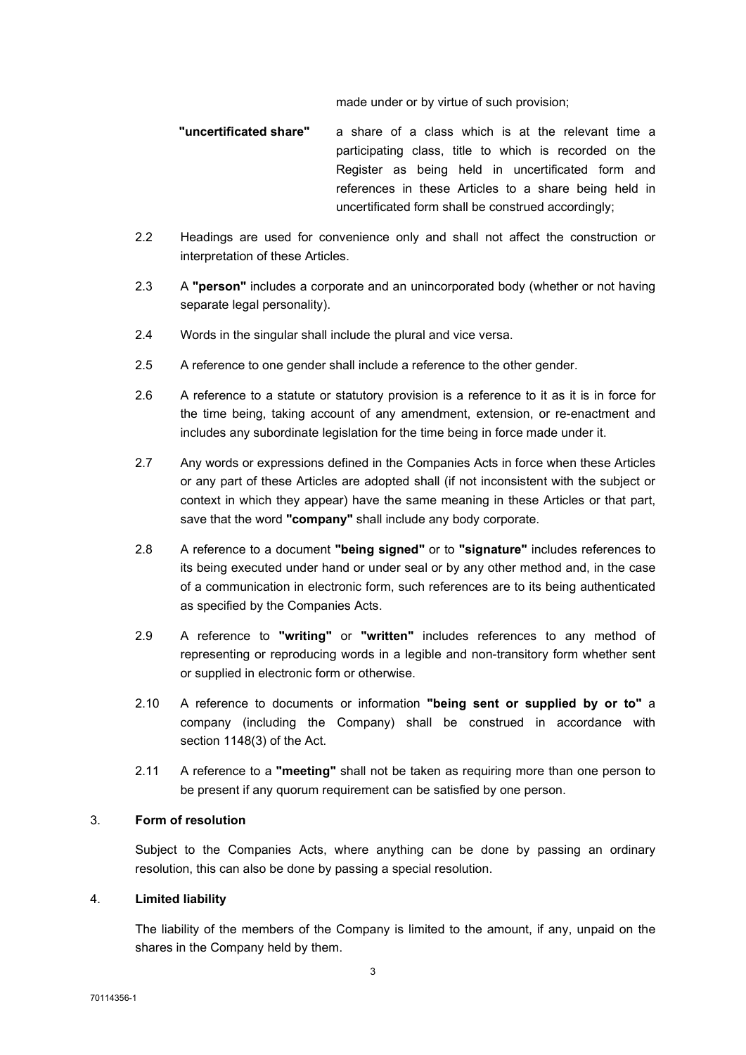made under or by virtue of such provision;

**"uncertificated share"** a share of a class which is at the relevant time a participating class, title to which is recorded on the Register as being held in uncertificated form and references in these Articles to a share being held in uncertificated form shall be construed accordingly;

2.2 Headings are used for convenience only and shall not affect the construction or interpretation of these Articles.

2.3 A **"person"** includes a corporate and an unincorporated body (whether or not having separate legal personality).

2.4 Words in the singular shall include the plural and vice versa.

2.5 A reference to one gender shall include a reference to the other gender.

2.6 A reference to a statute or statutory provision is a reference to it as it is in force for the time being, taking account of any amendment, extension, or re-enactment and includes any subordinate legislation for the time being in force made under it.

2.7 Any words or expressions defined in the Companies Acts in force when these Articles or any part of these Articles are adopted shall (if not inconsistent with the subject or context in which they appear) have the same meaning in these Articles or that part, save that the word **"company"** shall include any body corporate.

2.8 A reference to a document **"being signed"** or to **"signature"** includes references to its being executed under hand or under seal or by any other method and, in the case of a communication in electronic form, such references are to its being authenticated as specified by the Companies Acts.

2.9 A reference to **"writing"** or **"written"** includes references to any method of representing or reproducing words in a legible and non-transitory form whether sent or supplied in electronic form or otherwise.

2.10 A reference to documents or information **"being sent or supplied by or to"** a company (including the Company) shall be construed in accordance with section 1148(3) of the Act.

2.11 A reference to a **"meeting"** shall not be taken as requiring more than one person to be present if any quorum requirement can be satisfied by one person.

3. **Form of resolution**

Subject to the Companies Acts, where anything can be done by passing an ordinary resolution, this can also be done by passing a special resolution.

4. **Limited liability**

The liability of the members of the Company is limited to the amount, if any, unpaid on the shares in the Company held by them.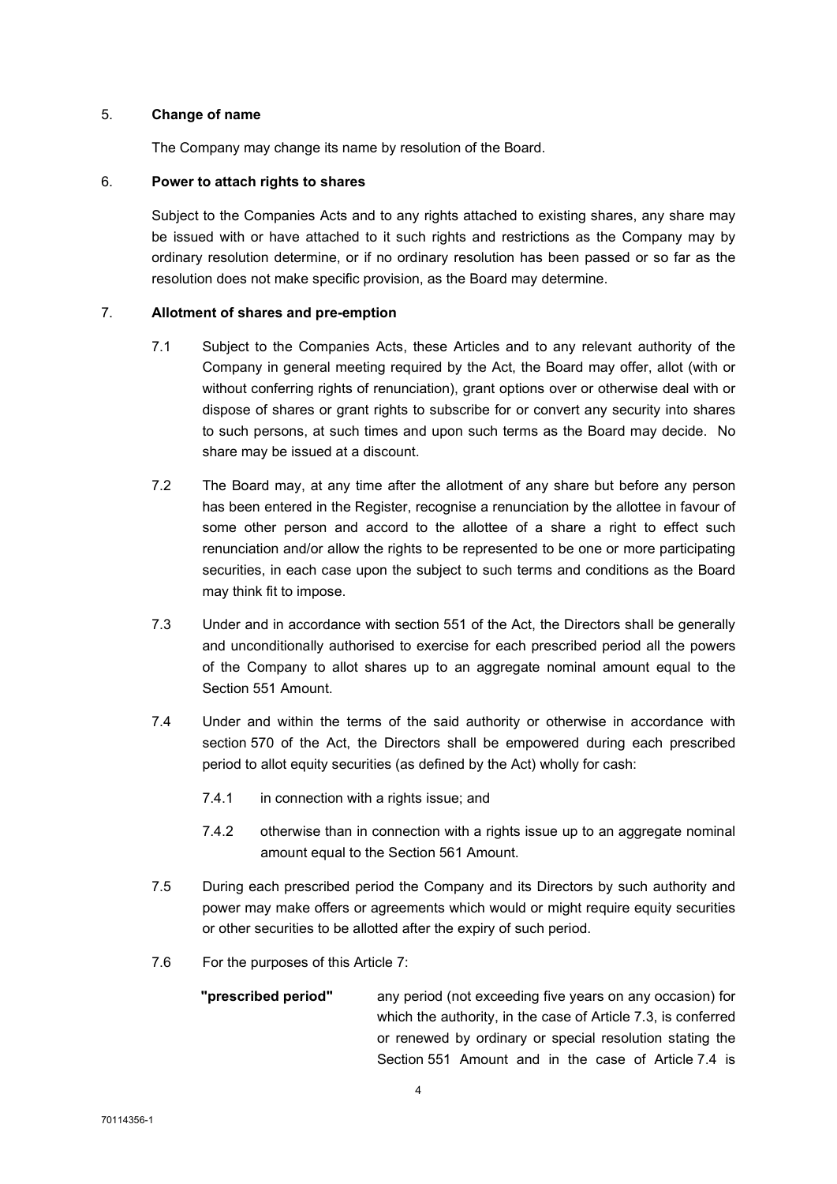## 5. Change of name

The Company may change its name by resolution of the Board.

## 6. Power to attach rights to shares

Subject to the Companies Acts and to any rights attached to existing shares, any share may be issued with or have attached to it such rights and restrictions as the Company may by ordinary resolution determine, or if no ordinary resolution has been passed or so far as the resolution does not make specific provision, as the Board may determine.

## 7. Allotment of shares and pre-emption

7.1 Subject to the Companies Acts, these Articles and to any relevant authority of the Company in general meeting required by the Act, the Board may offer, allot (with or without conferring rights of renunciation), grant options over or otherwise deal with or dispose of shares or grant rights to subscribe for or convert any security into shares to such persons, at such times and upon such terms as the Board may decide. No share may be issued at a discount.

7.2 The Board may, at any time after the allotment of any share but before any person has been entered in the Register, recognise a renunciation by the allottee in favour of some other person and accord to the allottee of a share a right to effect such renunciation and/or allow the rights to be represented to be one or more participating securities, in each case upon the subject to such terms and conditions as the Board may think fit to impose.

7.3 Under and in accordance with section 551 of the Act, the Directors shall be generally and unconditionally authorised to exercise for each prescribed period all the powers of the Company to allot shares up to an aggregate nominal amount equal to the Section 551 Amount.

7.4 Under and within the terms of the said authority or otherwise in accordance with section 570 of the Act, the Directors shall be empowered during each prescribed period to allot equity securities (as defined by the Act) wholly for cash:

7.4.1 in connection with a rights issue; and

7.4.2 otherwise than in connection with a rights issue up to an aggregate nominal amount equal to the Section 561 Amount.

7.5 During each prescribed period the Company and its Directors by such authority and power may make offers or agreements which would or might require equity securities or other securities to be allotted after the expiry of such period.

7.6 For the purposes of this Article 7:

**"prescribed period"** any period (not exceeding five years on any occasion) for which the authority, in the case of Article 7.3, is conferred or renewed by ordinary or special resolution stating the Section 551 Amount and in the case of Article 7.4 is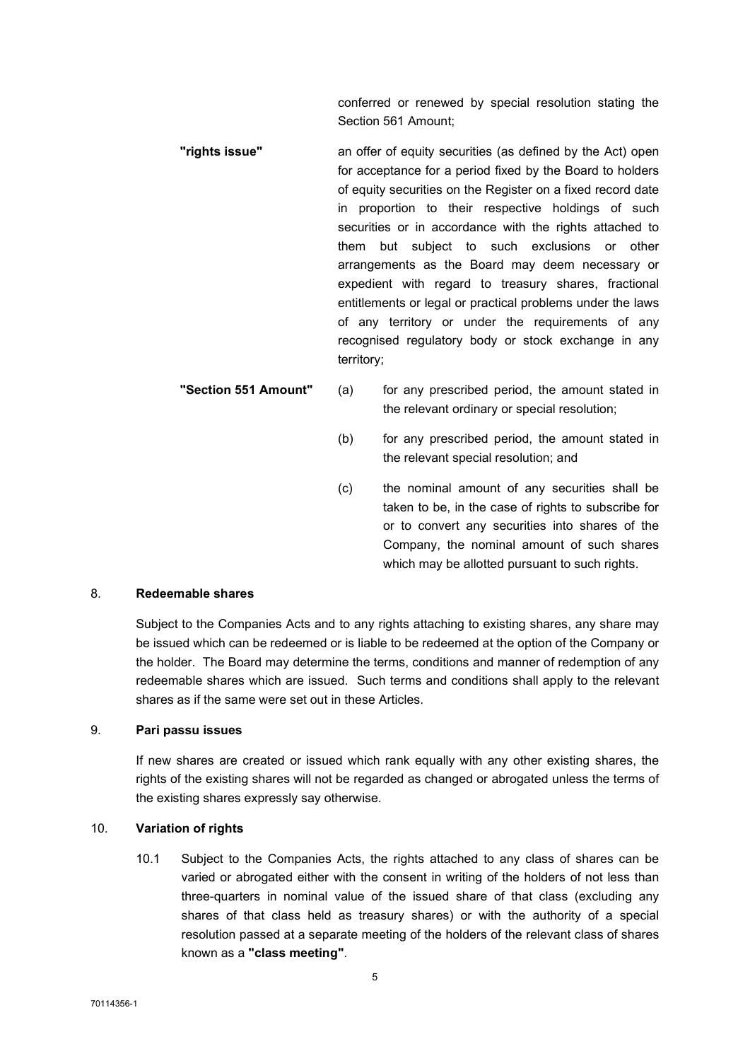conferred or renewed by special resolution stating the Section 561 Amount;

**"rights issue"** an offer of equity securities (as defined by the Act) open for acceptance for a period fixed by the Board to holders of equity securities on the Register on a fixed record date in proportion to their respective holdings of such securities or in accordance with the rights attached to them but subject to such exclusions or other arrangements as the Board may deem necessary or expedient with regard to treasury shares, fractional entitlements or legal or practical problems under the laws of any territory or under the requirements of any recognised regulatory body or stock exchange in any territory;

**"Section 551 Amount"**

(a) for any prescribed period, the amount stated in the relevant ordinary or special resolution;

(b) for any prescribed period, the amount stated in the relevant special resolution; and

(c) the nominal amount of any securities shall be taken to be, in the case of rights to subscribe for or to convert any securities into shares of the Company, the nominal amount of such shares which may be allotted pursuant to such rights.

## 8. Redeemable shares

Subject to the Companies Acts and to any rights attaching to existing shares, any share may be issued which can be redeemed or is liable to be redeemed at the option of the Company or the holder. The Board may determine the terms, conditions and manner of redemption of any redeemable shares which are issued. Such terms and conditions shall apply to the relevant shares as if the same were set out in these Articles.

## 9. Pari passu issues

If new shares are created or issued which rank equally with any other existing shares, the rights of the existing shares will not be regarded as changed or abrogated unless the terms of the existing shares expressly say otherwise.

## 10. Variation of rights

10.1 Subject to the Companies Acts, the rights attached to any class of shares can be varied or abrogated either with the consent in writing of the holders of not less than three-quarters in nominal value of the issued share of that class (excluding any shares of that class held as treasury shares) or with the authority of a special resolution passed at a separate meeting of the holders of the relevant class of shares known as a **"class meeting"**.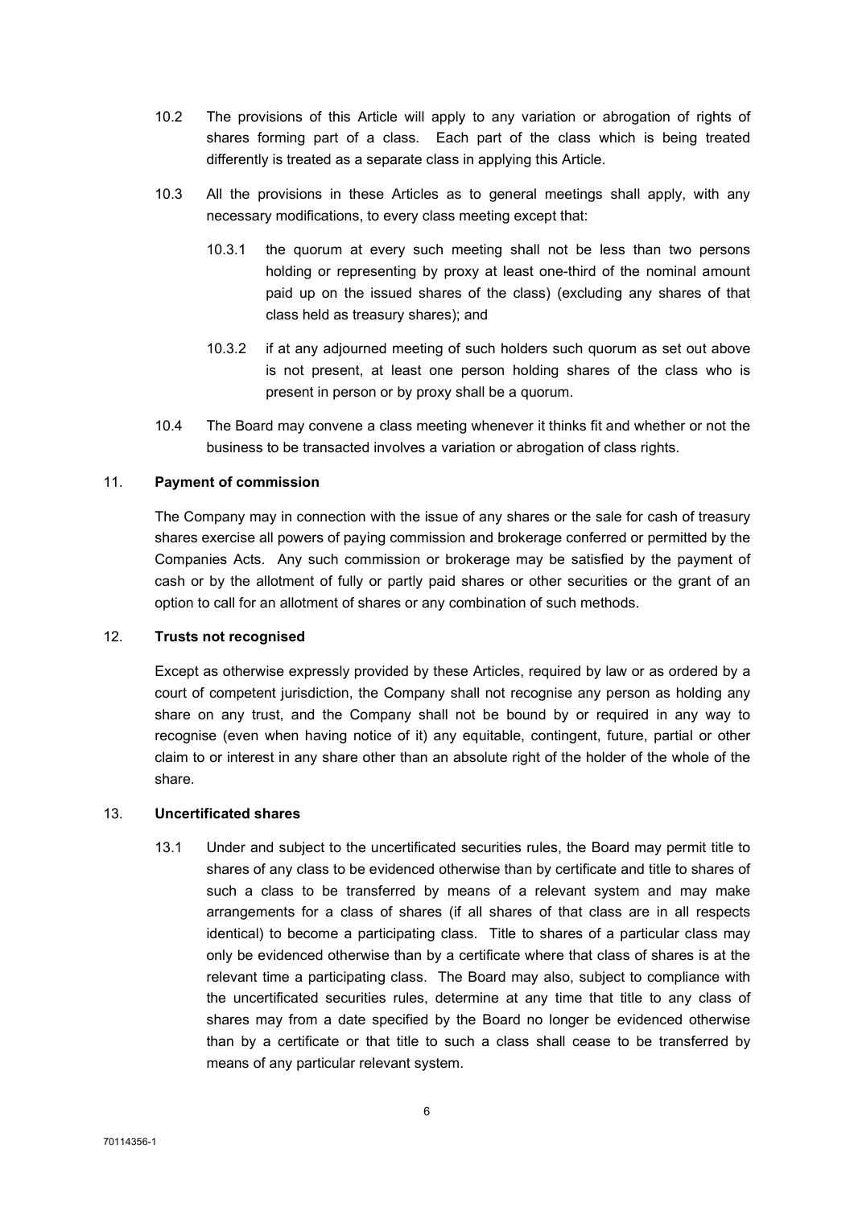10.2 The provisions of this Article will apply to any variation or abrogation of rights of shares forming part of a class. Each part of the class which is being treated differently is treated as a separate class in applying this Article.

10.3 All the provisions in these Articles as to general meetings shall apply, with any necessary modifications, to every class meeting except that:

10.3.1 the quorum at every such meeting shall not be less than two persons holding or representing by proxy at least one-third of the nominal amount paid up on the issued shares of the class) (excluding any shares of that class held as treasury shares); and

10.3.2 if at any adjourned meeting of such holders such quorum as set out above is not present, at least one person holding shares of the class who is present in person or by proxy shall be a quorum.

10.4 The Board may convene a class meeting whenever it thinks fit and whether or not the business to be transacted involves a variation or abrogation of class rights.

## 11. **Payment of commission**

The Company may in connection with the issue of any shares or the sale for cash of treasury shares exercise all powers of paying commission and brokerage conferred or permitted by the Companies Acts. Any such commission or brokerage may be satisfied by the payment of cash or by the allotment of fully or partly paid shares or other securities or the grant of an option to call for an allotment of shares or any combination of such methods.

## 12. **Trusts not recognised**

Except as otherwise expressly provided by these Articles, required by law or as ordered by a court of competent jurisdiction, the Company shall not recognise any person as holding any share on any trust, and the Company shall not be bound by or required in any way to recognise (even when having notice of it) any equitable, contingent, future, partial or other claim to or interest in any share other than an absolute right of the holder of the whole of the share.

## 13. **Uncertificated shares**

13.1 Under and subject to the uncertificated securities rules, the Board may permit title to shares of any class to be evidenced otherwise than by certificate and title to shares of such a class to be transferred by means of a relevant system and may make arrangements for a class of shares (if all shares of that class are in all respects identical) to become a participating class. Title to shares of a particular class may only be evidenced otherwise than by a certificate where that class of shares is at the relevant time a participating class. The Board may also, subject to compliance with the uncertificated securities rules, determine at any time that title to any class of shares may from a date specified by the Board no longer be evidenced otherwise than by a certificate or that title to such a class shall cease to be transferred by means of any particular relevant system.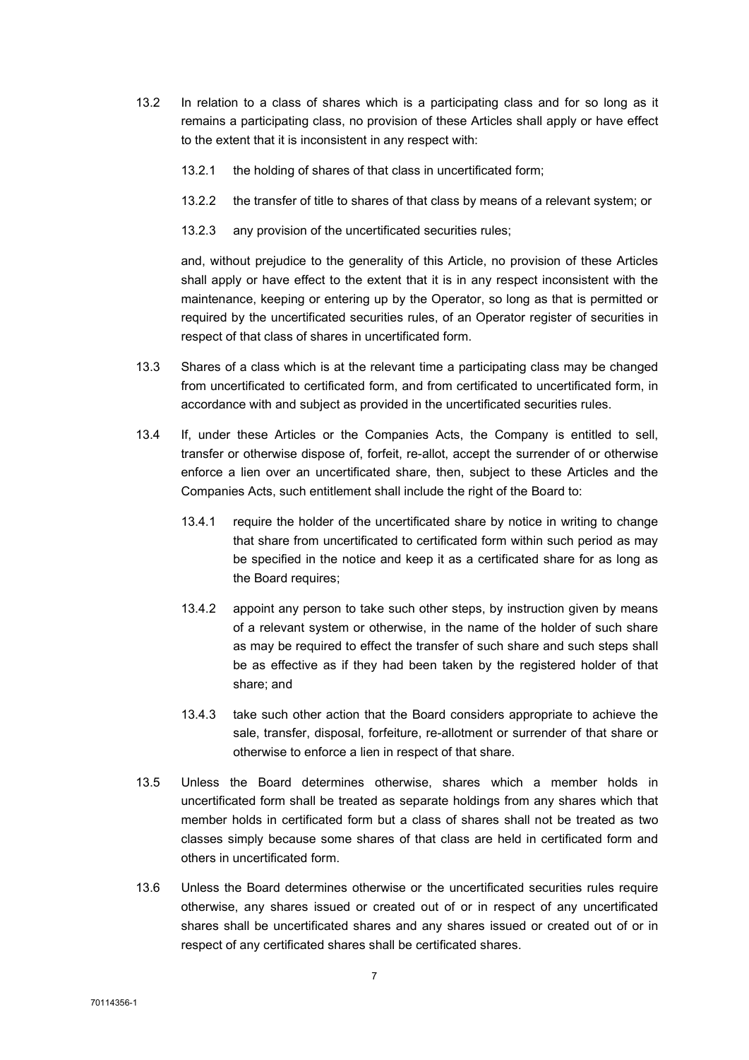13.2 In relation to a class of shares which is a participating class and for so long as it remains a participating class, no provision of these Articles shall apply or have effect to the extent that it is inconsistent in any respect with:

13.2.1 the holding of shares of that class in uncertificated form;

13.2.2 the transfer of title to shares of that class by means of a relevant system; or

13.2.3 any provision of the uncertificated securities rules;

and, without prejudice to the generality of this Article, no provision of these Articles shall apply or have effect to the extent that it is in any respect inconsistent with the maintenance, keeping or entering up by the Operator, so long as that is permitted or required by the uncertificated securities rules, of an Operator register of securities in respect of that class of shares in uncertificated form.

13.3 Shares of a class which is at the relevant time a participating class may be changed from uncertificated to certificated form, and from certificated to uncertificated form, in accordance with and subject as provided in the uncertificated securities rules.

13.4 If, under these Articles or the Companies Acts, the Company is entitled to sell, transfer or otherwise dispose of, forfeit, re-allot, accept the surrender of or otherwise enforce a lien over an uncertificated share, then, subject to these Articles and the Companies Acts, such entitlement shall include the right of the Board to:

13.4.1 require the holder of the uncertificated share by notice in writing to change that share from uncertificated to certificated form within such period as may be specified in the notice and keep it as a certificated share for as long as the Board requires;

13.4.2 appoint any person to take such other steps, by instruction given by means of a relevant system or otherwise, in the name of the holder of such share as may be required to effect the transfer of such share and such steps shall be as effective as if they had been taken by the registered holder of that share; and

13.4.3 take such other action that the Board considers appropriate to achieve the sale, transfer, disposal, forfeiture, re-allotment or surrender of that share or otherwise to enforce a lien in respect of that share.

13.5 Unless the Board determines otherwise, shares which a member holds in uncertificated form shall be treated as separate holdings from any shares which that member holds in certificated form but a class of shares shall not be treated as two classes simply because some shares of that class are held in certificated form and others in uncertificated form.

13.6 Unless the Board determines otherwise or the uncertificated securities rules require otherwise, any shares issued or created out of or in respect of any uncertificated shares shall be uncertificated shares and any shares issued or created out of or in respect of any certificated shares shall be certificated shares.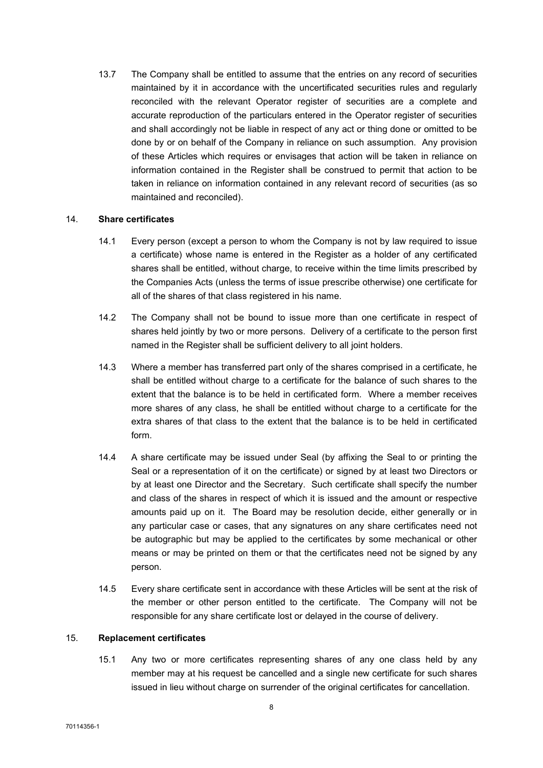13.7 The Company shall be entitled to assume that the entries on any record of securities maintained by it in accordance with the uncertificated securities rules and regularly reconciled with the relevant Operator register of securities are a complete and accurate reproduction of the particulars entered in the Operator register of securities and shall accordingly not be liable in respect of any act or thing done or omitted to be done by or on behalf of the Company in reliance on such assumption. Any provision of these Articles which requires or envisages that action will be taken in reliance on information contained in the Register shall be construed to permit that action to be taken in reliance on information contained in any relevant record of securities (as so maintained and reconciled).

## 14. Share certificates

14.1 Every person (except a person to whom the Company is not by law required to issue a certificate) whose name is entered in the Register as a holder of any certificated shares shall be entitled, without charge, to receive within the time limits prescribed by the Companies Acts (unless the terms of issue prescribe otherwise) one certificate for all of the shares of that class registered in his name.

14.2 The Company shall not be bound to issue more than one certificate in respect of shares held jointly by two or more persons. Delivery of a certificate to the person first named in the Register shall be sufficient delivery to all joint holders.

14.3 Where a member has transferred part only of the shares comprised in a certificate, he shall be entitled without charge to a certificate for the balance of such shares to the extent that the balance is to be held in certificated form. Where a member receives more shares of any class, he shall be entitled without charge to a certificate for the extra shares of that class to the extent that the balance is to be held in certificated form.

14.4 A share certificate may be issued under Seal (by affixing the Seal to or printing the Seal or a representation of it on the certificate) or signed by at least two Directors or by at least one Director and the Secretary. Such certificate shall specify the number and class of the shares in respect of which it is issued and the amount or respective amounts paid up on it. The Board may be resolution decide, either generally or in any particular case or cases, that any signatures on any share certificates need not be autographic but may be applied to the certificates by some mechanical or other means or may be printed on them or that the certificates need not be signed by any person.

14.5 Every share certificate sent in accordance with these Articles will be sent at the risk of the member or other person entitled to the certificate. The Company will not be responsible for any share certificate lost or delayed in the course of delivery.

## 15. Replacement certificates

15.1 Any two or more certificates representing shares of any one class held by any member may at his request be cancelled and a single new certificate for such shares issued in lieu without charge on surrender of the original certificates for cancellation.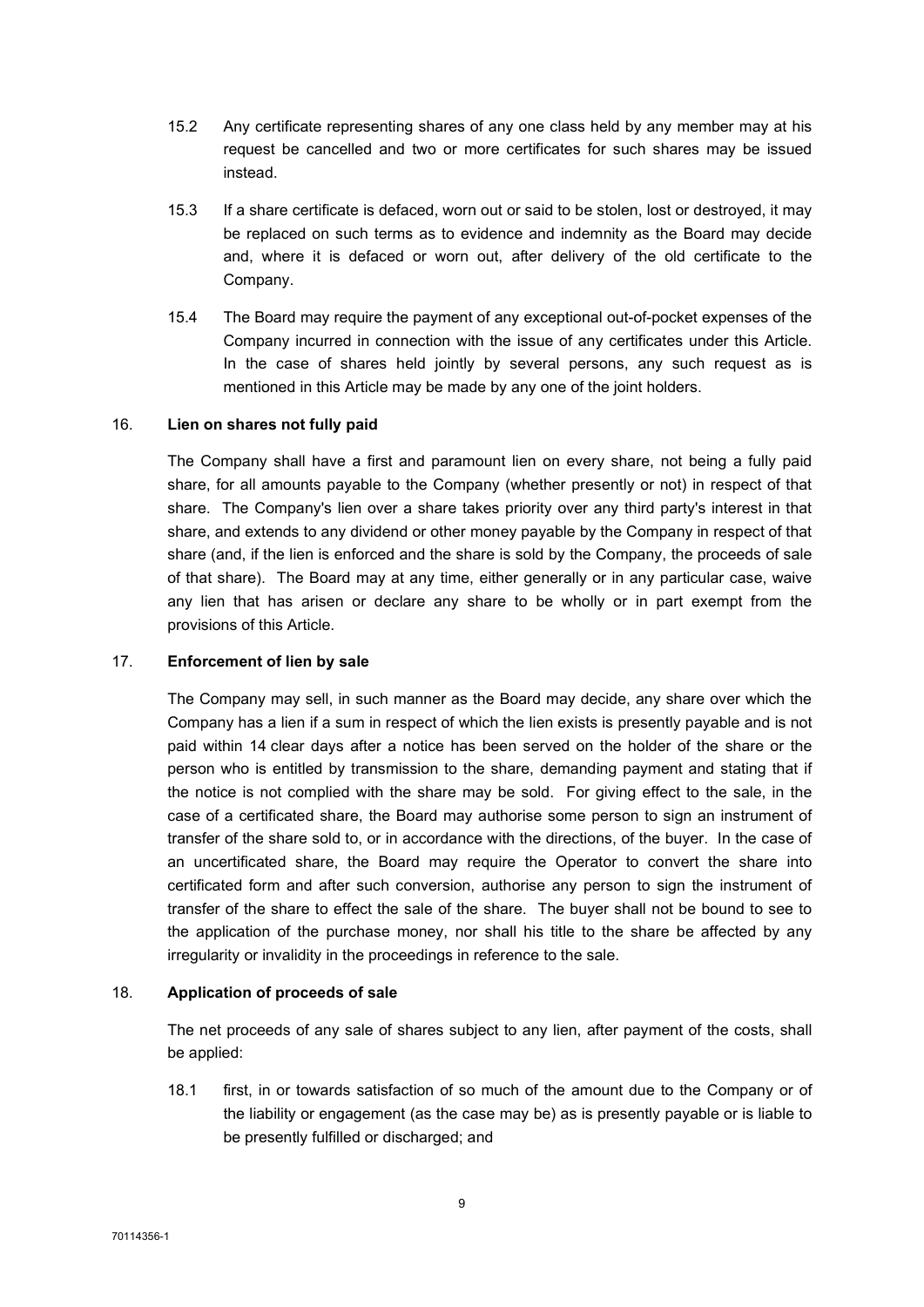15.2 Any certificate representing shares of any one class held by any member may at his request be cancelled and two or more certificates for such shares may be issued instead.

15.3 If a share certificate is defaced, worn out or said to be stolen, lost or destroyed, it may be replaced on such terms as to evidence and indemnity as the Board may decide and, where it is defaced or worn out, after delivery of the old certificate to the Company.

15.4 The Board may require the payment of any exceptional out-of-pocket expenses of the Company incurred in connection with the issue of any certificates under this Article. In the case of shares held jointly by several persons, any such request as is mentioned in this Article may be made by any one of the joint holders.

## 16. Lien on shares not fully paid

The Company shall have a first and paramount lien on every share, not being a fully paid share, for all amounts payable to the Company (whether presently or not) in respect of that share. The Company's lien over a share takes priority over any third party's interest in that share, and extends to any dividend or other money payable by the Company in respect of that share (and, if the lien is enforced and the share is sold by the Company, the proceeds of sale of that share). The Board may at any time, either generally or in any particular case, waive any lien that has arisen or declare any share to be wholly or in part exempt from the provisions of this Article.

## 17. Enforcement of lien by sale

The Company may sell, in such manner as the Board may decide, any share over which the Company has a lien if a sum in respect of which the lien exists is presently payable and is not paid within 14 clear days after a notice has been served on the holder of the share or the person who is entitled by transmission to the share, demanding payment and stating that if the notice is not complied with the share may be sold. For giving effect to the sale, in the case of a certificated share, the Board may authorise some person to sign an instrument of transfer of the share sold to, or in accordance with the directions, of the buyer. In the case of an uncertificated share, the Board may require the Operator to convert the share into certificated form and after such conversion, authorise any person to sign the instrument of transfer of the share to effect the sale of the share. The buyer shall not be bound to see to the application of the purchase money, nor shall his title to the share be affected by any irregularity or invalidity in the proceedings in reference to the sale.

## 18. Application of proceeds of sale

The net proceeds of any sale of shares subject to any lien, after payment of the costs, shall be applied:

18.1 first, in or towards satisfaction of so much of the amount due to the Company or of the liability or engagement (as the case may be) as is presently payable or is liable to be presently fulfilled or discharged; and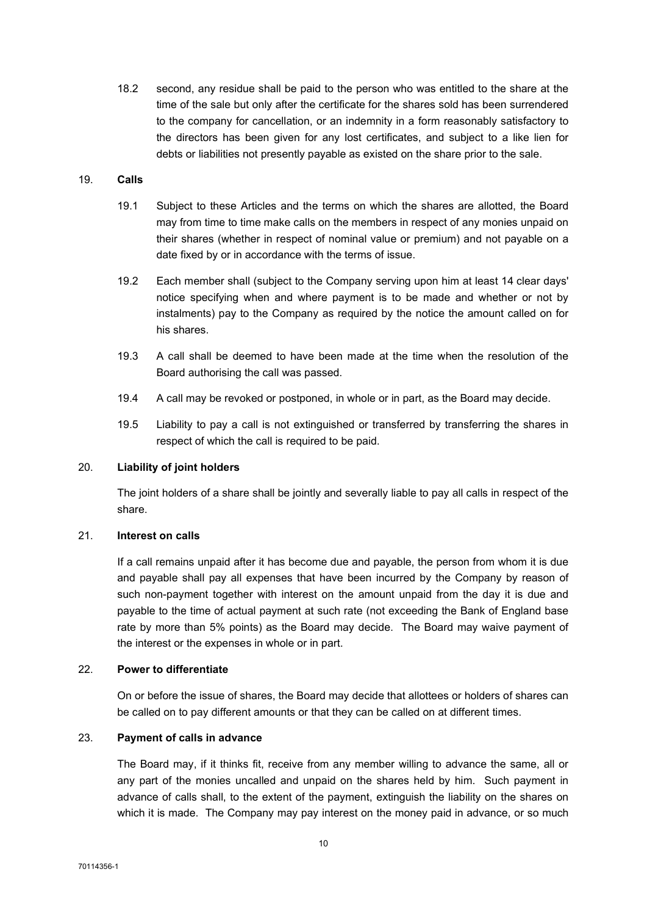18.2 second, any residue shall be paid to the person who was entitled to the share at the time of the sale but only after the certificate for the shares sold has been surrendered to the company for cancellation, or an indemnity in a form reasonably satisfactory to the directors has been given for any lost certificates, and subject to a like lien for debts or liabilities not presently payable as existed on the share prior to the sale.

## 19. Calls

19.1 Subject to these Articles and the terms on which the shares are allotted, the Board may from time to time make calls on the members in respect of any monies unpaid on their shares (whether in respect of nominal value or premium) and not payable on a date fixed by or in accordance with the terms of issue.

19.2 Each member shall (subject to the Company serving upon him at least 14 clear days' notice specifying when and where payment is to be made and whether or not by instalments) pay to the Company as required by the notice the amount called on for his shares.

19.3 A call shall be deemed to have been made at the time when the resolution of the Board authorising the call was passed.

19.4 A call may be revoked or postponed, in whole or in part, as the Board may decide.

19.5 Liability to pay a call is not extinguished or transferred by transferring the shares in respect of which the call is required to be paid.

## 20. Liability of joint holders

The joint holders of a share shall be jointly and severally liable to pay all calls in respect of the share.

## 21. Interest on calls

If a call remains unpaid after it has become due and payable, the person from whom it is due and payable shall pay all expenses that have been incurred by the Company by reason of such non-payment together with interest on the amount unpaid from the day it is due and payable to the time of actual payment at such rate (not exceeding the Bank of England base rate by more than 5% points) as the Board may decide. The Board may waive payment of the interest or the expenses in whole or in part.

## 22. Power to differentiate

On or before the issue of shares, the Board may decide that allottees or holders of shares can be called on to pay different amounts or that they can be called on at different times.

## 23. Payment of calls in advance

The Board may, if it thinks fit, receive from any member willing to advance the same, all or any part of the monies uncalled and unpaid on the shares held by him. Such payment in advance of calls shall, to the extent of the payment, extinguish the liability on the shares on which it is made. The Company may pay interest on the money paid in advance, or so much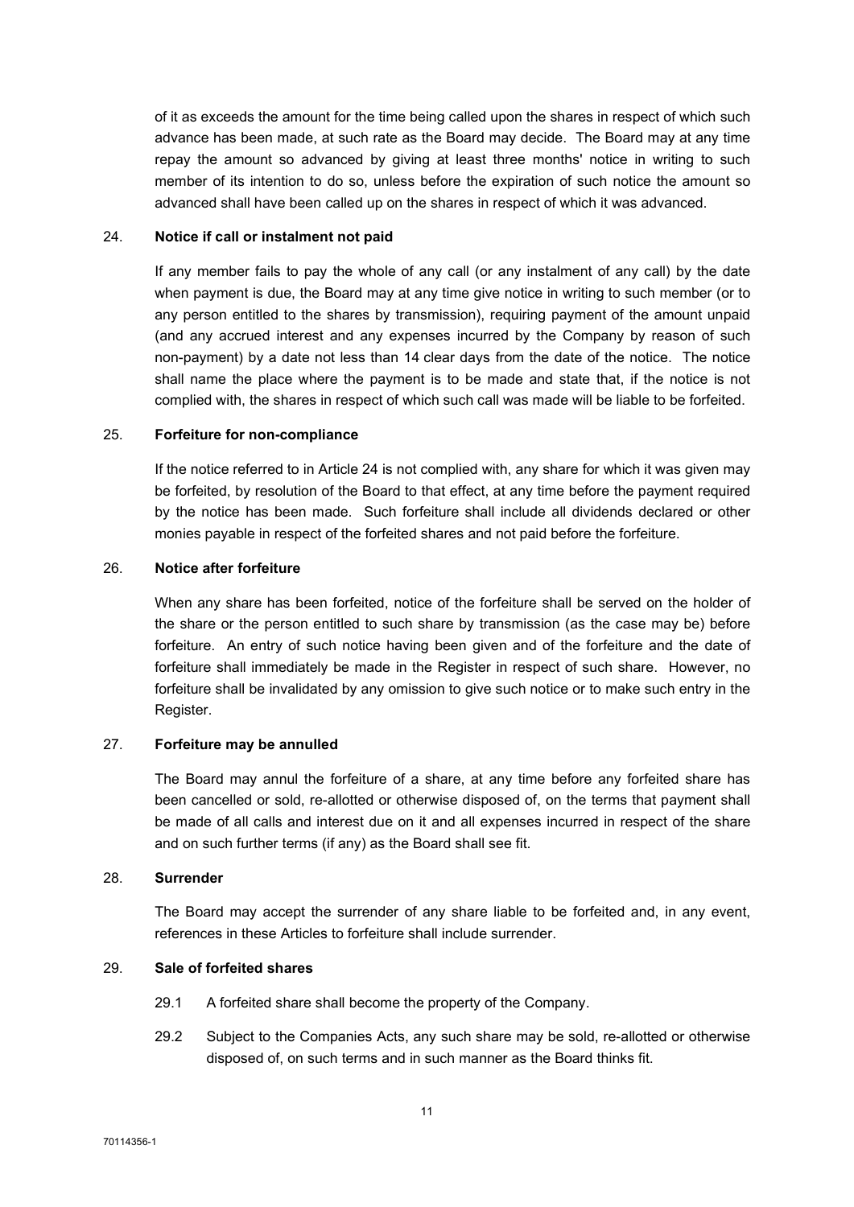of it as exceeds the amount for the time being called upon the shares in respect of which such advance has been made, at such rate as the Board may decide. The Board may at any time repay the amount so advanced by giving at least three months' notice in writing to such member of its intention to do so, unless before the expiration of such notice the amount so advanced shall have been called up on the shares in respect of which it was advanced.

24. **Notice if call or instalment not paid**

If any member fails to pay the whole of any call (or any instalment of any call) by the date when payment is due, the Board may at any time give notice in writing to such member (or to any person entitled to the shares by transmission), requiring payment of the amount unpaid (and any accrued interest and any expenses incurred by the Company by reason of such non-payment) by a date not less than 14 clear days from the date of the notice. The notice shall name the place where the payment is to be made and state that, if the notice is not complied with, the shares in respect of which such call was made will be liable to be forfeited.

25. **Forfeiture for non-compliance**

If the notice referred to in Article 24 is not complied with, any share for which it was given may be forfeited, by resolution of the Board to that effect, at any time before the payment required by the notice has been made. Such forfeiture shall include all dividends declared or other monies payable in respect of the forfeited shares and not paid before the forfeiture.

26. **Notice after forfeiture**

When any share has been forfeited, notice of the forfeiture shall be served on the holder of the share or the person entitled to such share by transmission (as the case may be) before forfeiture. An entry of such notice having been given and of the forfeiture and the date of forfeiture shall immediately be made in the Register in respect of such share. However, no forfeiture shall be invalidated by any omission to give such notice or to make such entry in the Register.

27. **Forfeiture may be annulled**

The Board may annul the forfeiture of a share, at any time before any forfeited share has been cancelled or sold, re-allotted or otherwise disposed of, on the terms that payment shall be made of all calls and interest due on it and all expenses incurred in respect of the share and on such further terms (if any) as the Board shall see fit.

28. **Surrender**

The Board may accept the surrender of any share liable to be forfeited and, in any event, references in these Articles to forfeiture shall include surrender.

29. **Sale of forfeited shares**

29.1 A forfeited share shall become the property of the Company.

29.2 Subject to the Companies Acts, any such share may be sold, re-allotted or otherwise disposed of, on such terms and in such manner as the Board thinks fit.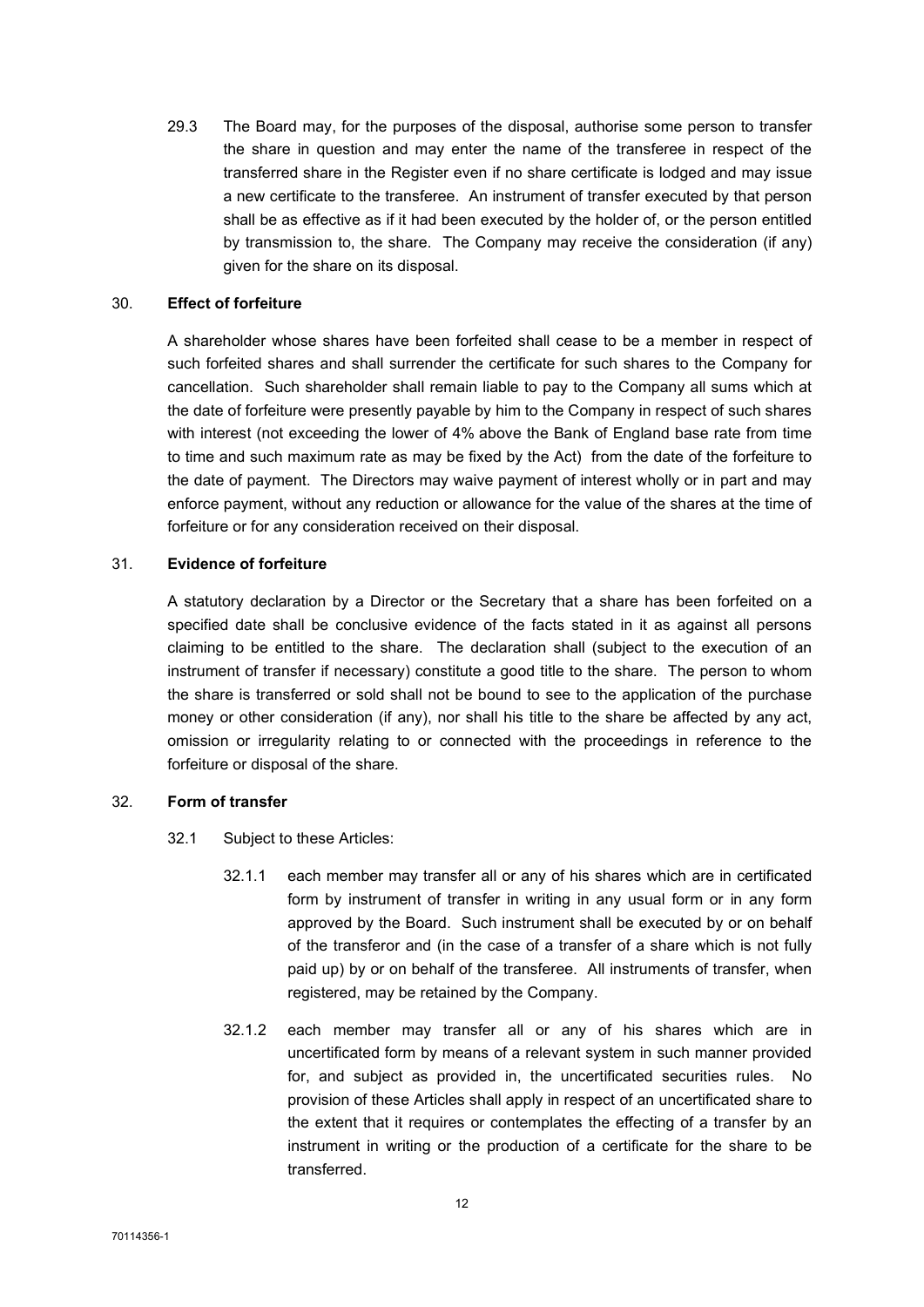29.3 The Board may, for the purposes of the disposal, authorise some person to transfer the share in question and may enter the name of the transferee in respect of the transferred share in the Register even if no share certificate is lodged and may issue a new certificate to the transferee. An instrument of transfer executed by that person shall be as effective as if it had been executed by the holder of, or the person entitled by transmission to, the share. The Company may receive the consideration (if any) given for the share on its disposal.

## 30. Effect of forfeiture

A shareholder whose shares have been forfeited shall cease to be a member in respect of such forfeited shares and shall surrender the certificate for such shares to the Company for cancellation. Such shareholder shall remain liable to pay to the Company all sums which at the date of forfeiture were presently payable by him to the Company in respect of such shares with interest (not exceeding the lower of 4% above the Bank of England base rate from time to time and such maximum rate as may be fixed by the Act) from the date of the forfeiture to the date of payment. The Directors may waive payment of interest wholly or in part and may enforce payment, without any reduction or allowance for the value of the shares at the time of forfeiture or for any consideration received on their disposal.

## 31. Evidence of forfeiture

A statutory declaration by a Director or the Secretary that a share has been forfeited on a specified date shall be conclusive evidence of the facts stated in it as against all persons claiming to be entitled to the share. The declaration shall (subject to the execution of an instrument of transfer if necessary) constitute a good title to the share. The person to whom the share is transferred or sold shall not be bound to see to the application of the purchase money or other consideration (if any), nor shall his title to the share be affected by any act, omission or irregularity relating to or connected with the proceedings in reference to the forfeiture or disposal of the share.

## 32. Form of transfer

32.1 Subject to these Articles:

32.1.1 each member may transfer all or any of his shares which are in certificated form by instrument of transfer in writing in any usual form or in any form approved by the Board. Such instrument shall be executed by or on behalf of the transferor and (in the case of a transfer of a share which is not fully paid up) by or on behalf of the transferee. All instruments of transfer, when registered, may be retained by the Company.

32.1.2 each member may transfer all or any of his shares which are in uncertificated form by means of a relevant system in such manner provided for, and subject as provided in, the uncertificated securities rules. No provision of these Articles shall apply in respect of an uncertificated share to the extent that it requires or contemplates the effecting of a transfer by an instrument in writing or the production of a certificate for the share to be transferred.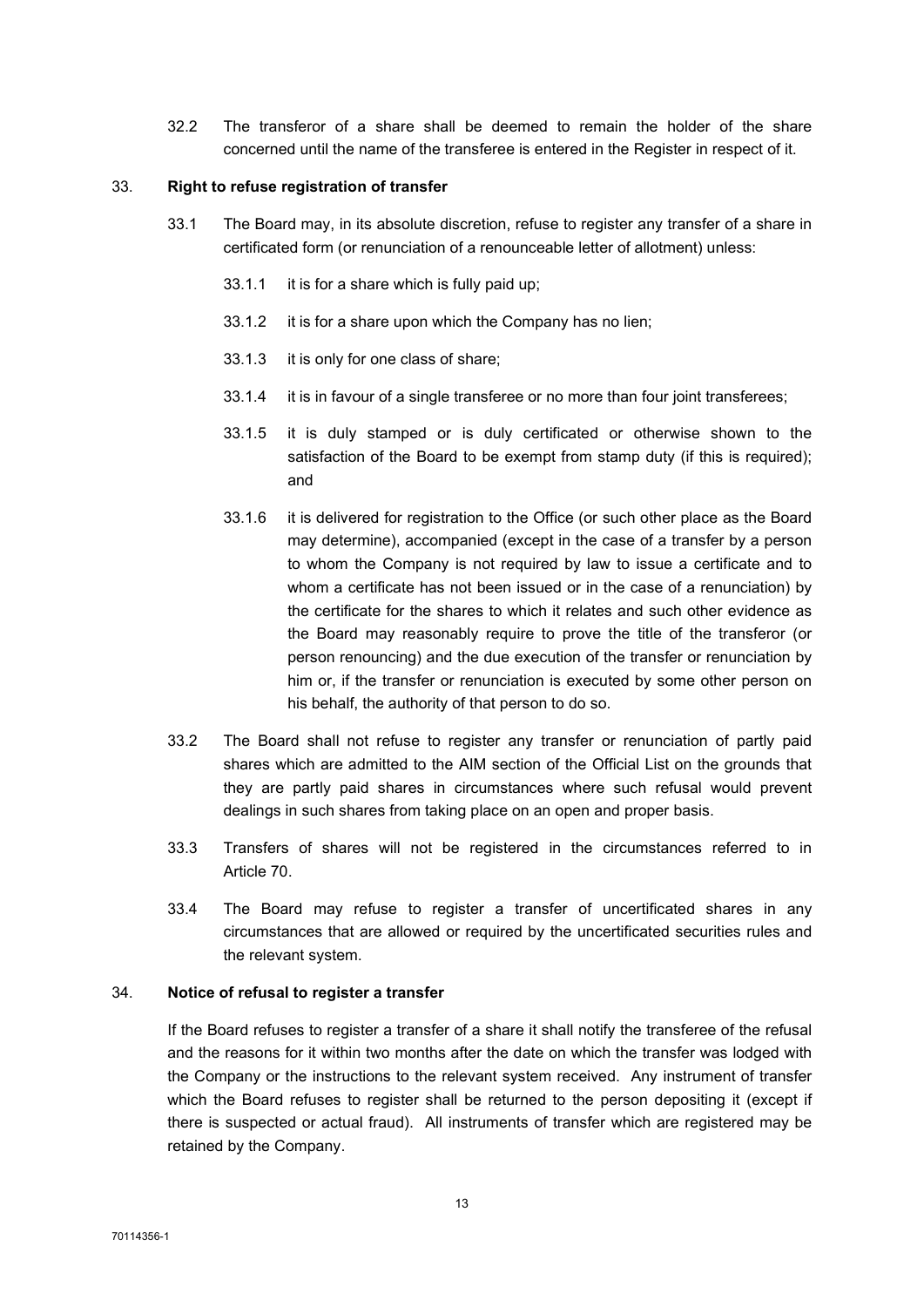32.2 The transferor of a share shall be deemed to remain the holder of the share concerned until the name of the transferee is entered in the Register in respect of it.

### 33. **Right to refuse registration of transfer**

33.1 The Board may, in its absolute discretion, refuse to register any transfer of a share in certificated form (or renunciation of a renounceable letter of allotment) unless:

33.1.1 it is for a share which is fully paid up;

33.1.2 it is for a share upon which the Company has no lien;

33.1.3 it is only for one class of share;

33.1.4 it is in favour of a single transferee or no more than four joint transferees;

33.1.5 it is duly stamped or is duly certificated or otherwise shown to the satisfaction of the Board to be exempt from stamp duty (if this is required); and

33.1.6 it is delivered for registration to the Office (or such other place as the Board may determine), accompanied (except in the case of a transfer by a person to whom the Company is not required by law to issue a certificate and to whom a certificate has not been issued or in the case of a renunciation) by the certificate for the shares to which it relates and such other evidence as the Board may reasonably require to prove the title of the transferor (or person renouncing) and the due execution of the transfer or renunciation by him or, if the transfer or renunciation is executed by some other person on his behalf, the authority of that person to do so.

33.2 The Board shall not refuse to register any transfer or renunciation of partly paid shares which are admitted to the AIM section of the Official List on the grounds that they are partly paid shares in circumstances where such refusal would prevent dealings in such shares from taking place on an open and proper basis.

33.3 Transfers of shares will not be registered in the circumstances referred to in Article 70.

33.4 The Board may refuse to register a transfer of uncertificated shares in any circumstances that are allowed or required by the uncertificated securities rules and the relevant system.

### 34. **Notice of refusal to register a transfer**

If the Board refuses to register a transfer of a share it shall notify the transferee of the refusal and the reasons for it within two months after the date on which the transfer was lodged with the Company or the instructions to the relevant system received. Any instrument of transfer which the Board refuses to register shall be returned to the person depositing it (except if there is suspected or actual fraud). All instruments of transfer which are registered may be retained by the Company.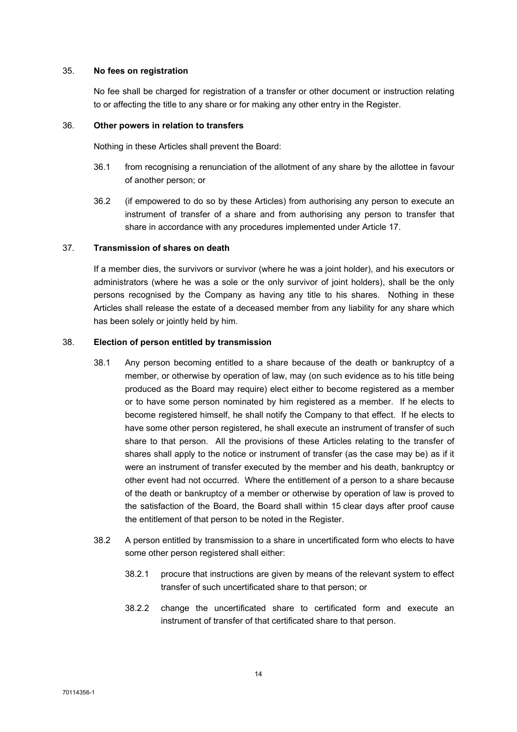## 35. **No fees on registration**

No fee shall be charged for registration of a transfer or other document or instruction relating to or affecting the title to any share or for making any other entry in the Register.

## 36. **Other powers in relation to transfers**

Nothing in these Articles shall prevent the Board:

36.1 from recognising a renunciation of the allotment of any share by the allottee in favour of another person; or

36.2 (if empowered to do so by these Articles) from authorising any person to execute an instrument of transfer of a share and from authorising any person to transfer that share in accordance with any procedures implemented under Article 17.

## 37. **Transmission of shares on death**

If a member dies, the survivors or survivor (where he was a joint holder), and his executors or administrators (where he was a sole or the only survivor of joint holders), shall be the only persons recognised by the Company as having any title to his shares. Nothing in these Articles shall release the estate of a deceased member from any liability for any share which has been solely or jointly held by him.

## 38. **Election of person entitled by transmission**

38.1 Any person becoming entitled to a share because of the death or bankruptcy of a member, or otherwise by operation of law, may (on such evidence as to his title being produced as the Board may require) elect either to become registered as a member or to have some person nominated by him registered as a member. If he elects to become registered himself, he shall notify the Company to that effect. If he elects to have some other person registered, he shall execute an instrument of transfer of such share to that person. All the provisions of these Articles relating to the transfer of shares shall apply to the notice or instrument of transfer (as the case may be) as if it were an instrument of transfer executed by the member and his death, bankruptcy or other event had not occurred. Where the entitlement of a person to a share because of the death or bankruptcy of a member or otherwise by operation of law is proved to the satisfaction of the Board, the Board shall within 15 clear days after proof cause the entitlement of that person to be noted in the Register.

38.2 A person entitled by transmission to a share in uncertificated form who elects to have some other person registered shall either:

38.2.1 procure that instructions are given by means of the relevant system to effect transfer of such uncertificated share to that person; or

38.2.2 change the uncertificated share to certificated form and execute an instrument of transfer of that certificated share to that person.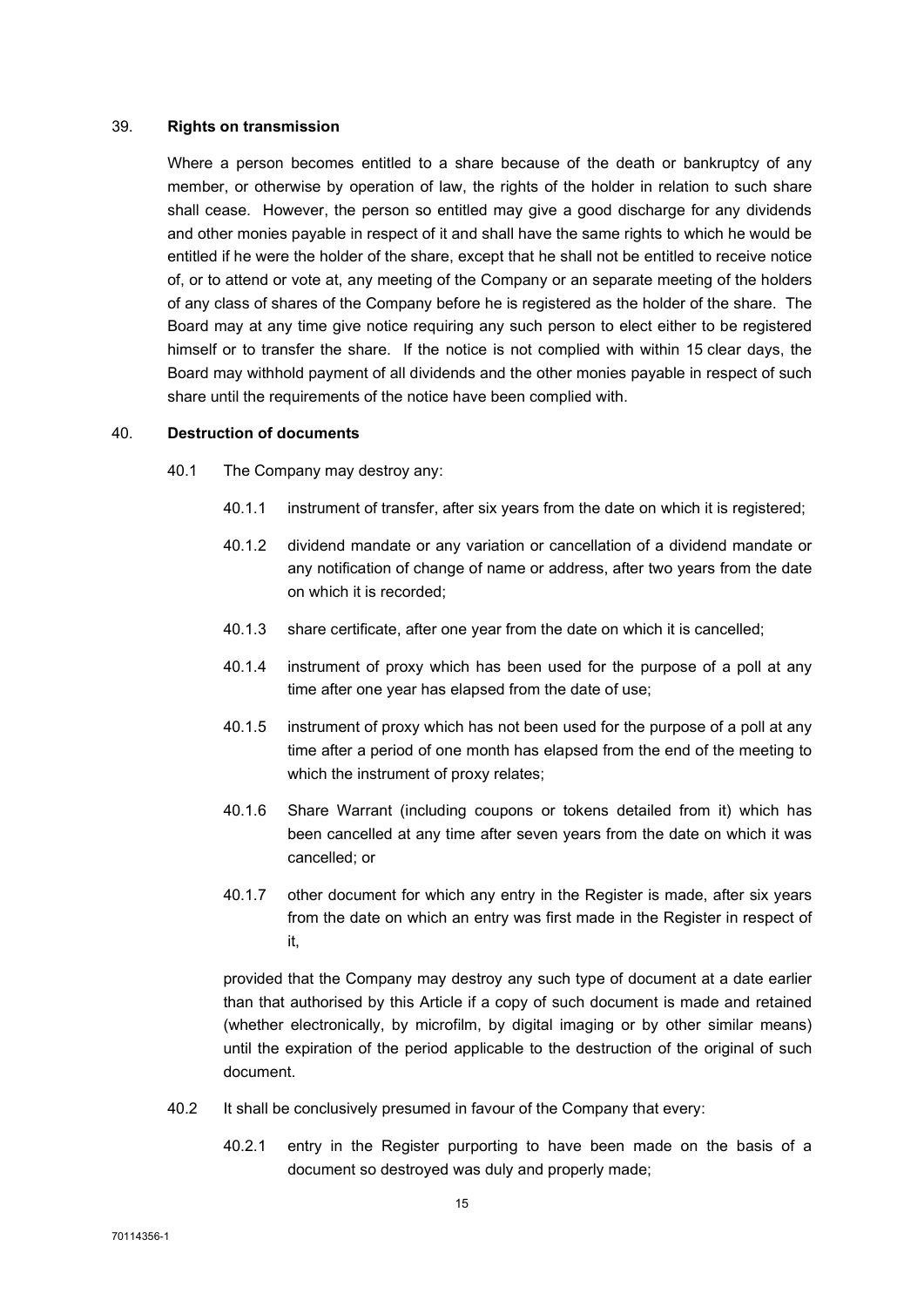### 39. **Rights on transmission**

Where a person becomes entitled to a share because of the death or bankruptcy of any member, or otherwise by operation of law, the rights of the holder in relation to such share shall cease. However, the person so entitled may give a good discharge for any dividends and other monies payable in respect of it and shall have the same rights to which he would be entitled if he were the holder of the share, except that he shall not be entitled to receive notice of, or to attend or vote at, any meeting of the Company or an separate meeting of the holders of any class of shares of the Company before he is registered as the holder of the share. The Board may at any time give notice requiring any such person to elect either to be registered himself or to transfer the share. If the notice is not complied with within 15 clear days, the Board may withhold payment of all dividends and the other monies payable in respect of such share until the requirements of the notice have been complied with.

### 40. **Destruction of documents**

40.1 The Company may destroy any:

40.1.1 instrument of transfer, after six years from the date on which it is registered;

40.1.2 dividend mandate or any variation or cancellation of a dividend mandate or any notification of change of name or address, after two years from the date on which it is recorded;

40.1.3 share certificate, after one year from the date on which it is cancelled;

40.1.4 instrument of proxy which has been used for the purpose of a poll at any time after one year has elapsed from the date of use;

40.1.5 instrument of proxy which has not been used for the purpose of a poll at any time after a period of one month has elapsed from the end of the meeting to which the instrument of proxy relates;

40.1.6 Share Warrant (including coupons or tokens detailed from it) which has been cancelled at any time after seven years from the date on which it was cancelled; or

40.1.7 other document for which any entry in the Register is made, after six years from the date on which an entry was first made in the Register in respect of it,

provided that the Company may destroy any such type of document at a date earlier than that authorised by this Article if a copy of such document is made and retained (whether electronically, by microfilm, by digital imaging or by other similar means) until the expiration of the period applicable to the destruction of the original of such document.

40.2 It shall be conclusively presumed in favour of the Company that every:

40.2.1 entry in the Register purporting to have been made on the basis of a document so destroyed was duly and properly made;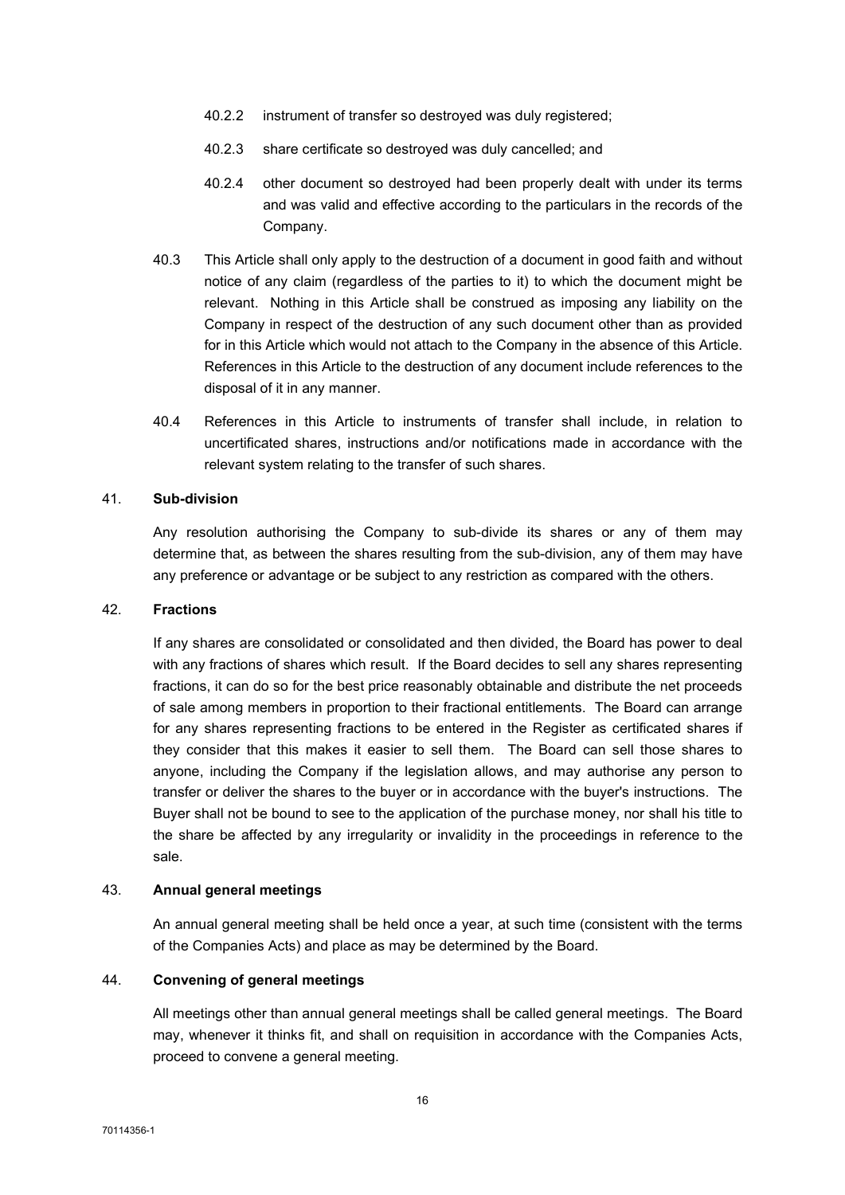40.2.2 instrument of transfer so destroyed was duly registered;

40.2.3 share certificate so destroyed was duly cancelled; and

40.2.4 other document so destroyed had been properly dealt with under its terms and was valid and effective according to the particulars in the records of the Company.

40.3 This Article shall only apply to the destruction of a document in good faith and without notice of any claim (regardless of the parties to it) to which the document might be relevant. Nothing in this Article shall be construed as imposing any liability on the Company in respect of the destruction of any such document other than as provided for in this Article which would not attach to the Company in the absence of this Article. References in this Article to the destruction of any document include references to the disposal of it in any manner.

40.4 References in this Article to instruments of transfer shall include, in relation to uncertificated shares, instructions and/or notifications made in accordance with the relevant system relating to the transfer of such shares.

41. **Sub-division**

Any resolution authorising the Company to sub-divide its shares or any of them may determine that, as between the shares resulting from the sub-division, any of them may have any preference or advantage or be subject to any restriction as compared with the others.

42. **Fractions**

If any shares are consolidated or consolidated and then divided, the Board has power to deal with any fractions of shares which result. If the Board decides to sell any shares representing fractions, it can do so for the best price reasonably obtainable and distribute the net proceeds of sale among members in proportion to their fractional entitlements. The Board can arrange for any shares representing fractions to be entered in the Register as certificated shares if they consider that this makes it easier to sell them. The Board can sell those shares to anyone, including the Company if the legislation allows, and may authorise any person to transfer or deliver the shares to the buyer or in accordance with the buyer's instructions. The Buyer shall not be bound to see to the application of the purchase money, nor shall his title to the share be affected by any irregularity or invalidity in the proceedings in reference to the sale.

43. **Annual general meetings**

An annual general meeting shall be held once a year, at such time (consistent with the terms of the Companies Acts) and place as may be determined by the Board.

44. **Convening of general meetings**

All meetings other than annual general meetings shall be called general meetings. The Board may, whenever it thinks fit, and shall on requisition in accordance with the Companies Acts, proceed to convene a general meeting.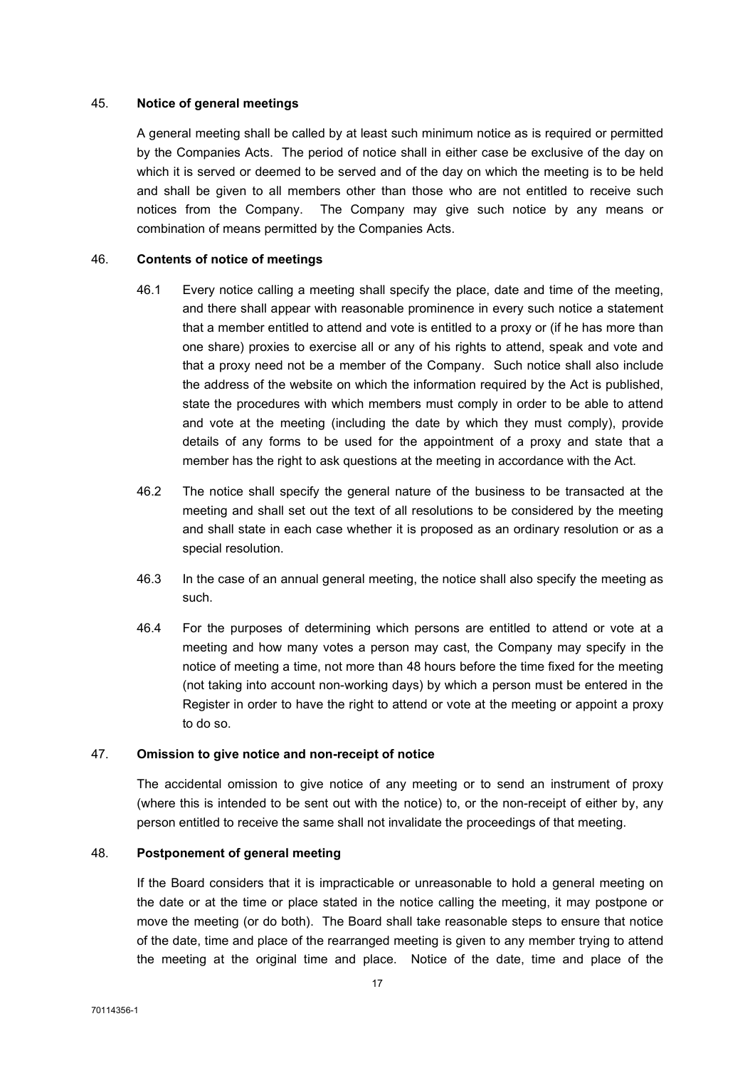## 45. Notice of general meetings

A general meeting shall be called by at least such minimum notice as is required or permitted by the Companies Acts. The period of notice shall in either case be exclusive of the day on which it is served or deemed to be served and of the day on which the meeting is to be held and shall be given to all members other than those who are not entitled to receive such notices from the Company. The Company may give such notice by any means or combination of means permitted by the Companies Acts.

## 46. Contents of notice of meetings

46.1 Every notice calling a meeting shall specify the place, date and time of the meeting, and there shall appear with reasonable prominence in every such notice a statement that a member entitled to attend and vote is entitled to a proxy or (if he has more than one share) proxies to exercise all or any of his rights to attend, speak and vote and that a proxy need not be a member of the Company. Such notice shall also include the address of the website on which the information required by the Act is published, state the procedures with which members must comply in order to be able to attend and vote at the meeting (including the date by which they must comply), provide details of any forms to be used for the appointment of a proxy and state that a member has the right to ask questions at the meeting in accordance with the Act.

46.2 The notice shall specify the general nature of the business to be transacted at the meeting and shall set out the text of all resolutions to be considered by the meeting and shall state in each case whether it is proposed as an ordinary resolution or as a special resolution.

46.3 In the case of an annual general meeting, the notice shall also specify the meeting as such.

46.4 For the purposes of determining which persons are entitled to attend or vote at a meeting and how many votes a person may cast, the Company may specify in the notice of meeting a time, not more than 48 hours before the time fixed for the meeting (not taking into account non-working days) by which a person must be entered in the Register in order to have the right to attend or vote at the meeting or appoint a proxy to do so.

## 47. Omission to give notice and non-receipt of notice

The accidental omission to give notice of any meeting or to send an instrument of proxy (where this is intended to be sent out with the notice) to, or the non-receipt of either by, any person entitled to receive the same shall not invalidate the proceedings of that meeting.

## 48. Postponement of general meeting

If the Board considers that it is impracticable or unreasonable to hold a general meeting on the date or at the time or place stated in the notice calling the meeting, it may postpone or move the meeting (or do both). The Board shall take reasonable steps to ensure that notice of the date, time and place of the rearranged meeting is given to any member trying to attend the meeting at the original time and place. Notice of the date, time and place of the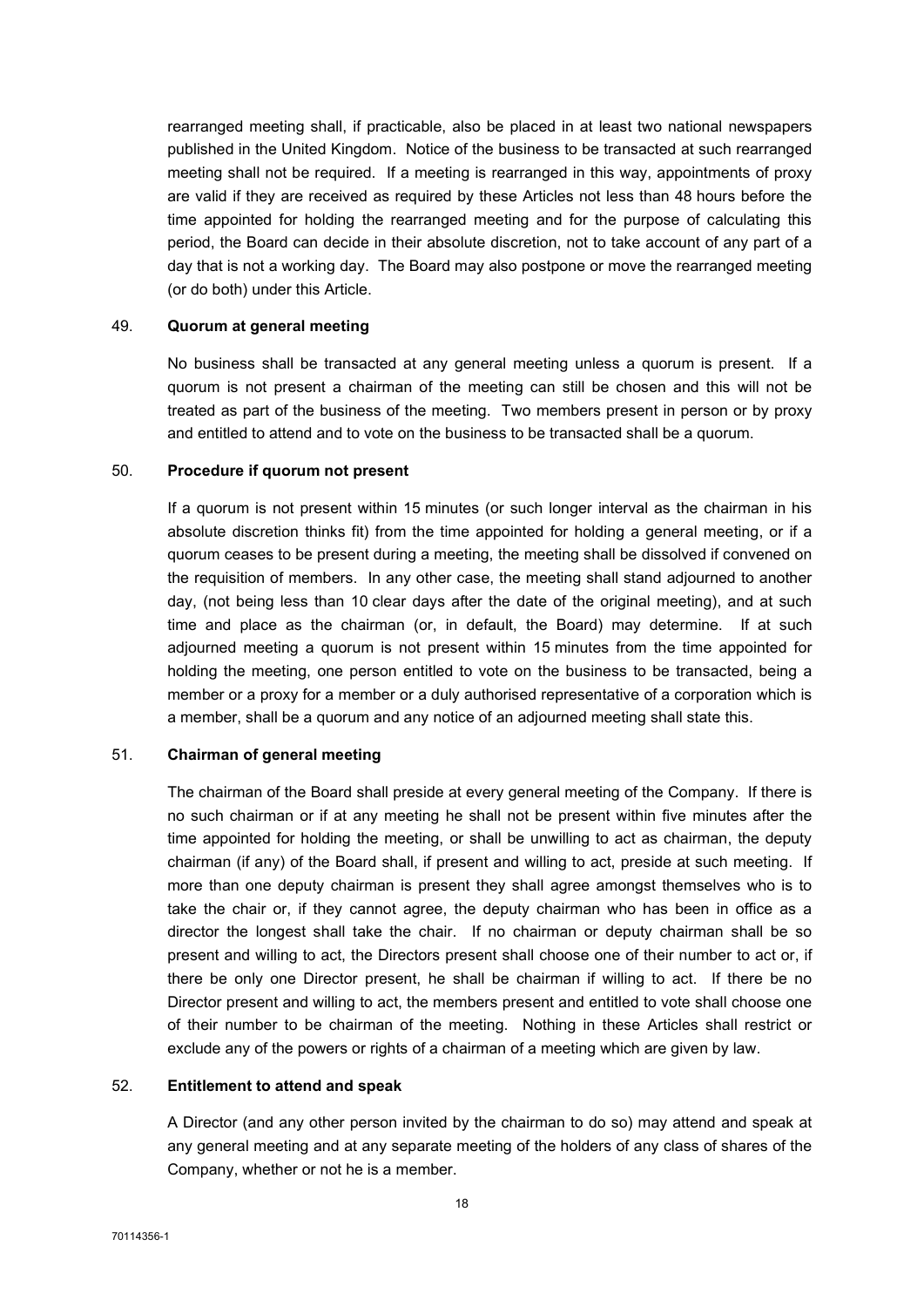rearranged meeting shall, if practicable, also be placed in at least two national newspapers published in the United Kingdom. Notice of the business to be transacted at such rearranged meeting shall not be required. If a meeting is rearranged in this way, appointments of proxy are valid if they are received as required by these Articles not less than 48 hours before the time appointed for holding the rearranged meeting and for the purpose of calculating this period, the Board can decide in their absolute discretion, not to take account of any part of a day that is not a working day. The Board may also postpone or move the rearranged meeting (or do both) under this Article.

49. **Quorum at general meeting**

No business shall be transacted at any general meeting unless a quorum is present. If a quorum is not present a chairman of the meeting can still be chosen and this will not be treated as part of the business of the meeting. Two members present in person or by proxy and entitled to attend and to vote on the business to be transacted shall be a quorum.

50. **Procedure if quorum not present**

If a quorum is not present within 15 minutes (or such longer interval as the chairman in his absolute discretion thinks fit) from the time appointed for holding a general meeting, or if a quorum ceases to be present during a meeting, the meeting shall be dissolved if convened on the requisition of members. In any other case, the meeting shall stand adjourned to another day, (not being less than 10 clear days after the date of the original meeting), and at such time and place as the chairman (or, in default, the Board) may determine. If at such adjourned meeting a quorum is not present within 15 minutes from the time appointed for holding the meeting, one person entitled to vote on the business to be transacted, being a member or a proxy for a member or a duly authorised representative of a corporation which is a member, shall be a quorum and any notice of an adjourned meeting shall state this.

51. **Chairman of general meeting**

The chairman of the Board shall preside at every general meeting of the Company. If there is no such chairman or if at any meeting he shall not be present within five minutes after the time appointed for holding the meeting, or shall be unwilling to act as chairman, the deputy chairman (if any) of the Board shall, if present and willing to act, preside at such meeting. If more than one deputy chairman is present they shall agree amongst themselves who is to take the chair or, if they cannot agree, the deputy chairman who has been in office as a director the longest shall take the chair. If no chairman or deputy chairman shall be so present and willing to act, the Directors present shall choose one of their number to act or, if there be only one Director present, he shall be chairman if willing to act. If there be no Director present and willing to act, the members present and entitled to vote shall choose one of their number to be chairman of the meeting. Nothing in these Articles shall restrict or exclude any of the powers or rights of a chairman of a meeting which are given by law.

52. **Entitlement to attend and speak**

A Director (and any other person invited by the chairman to do so) may attend and speak at any general meeting and at any separate meeting of the holders of any class of shares of the Company, whether or not he is a member.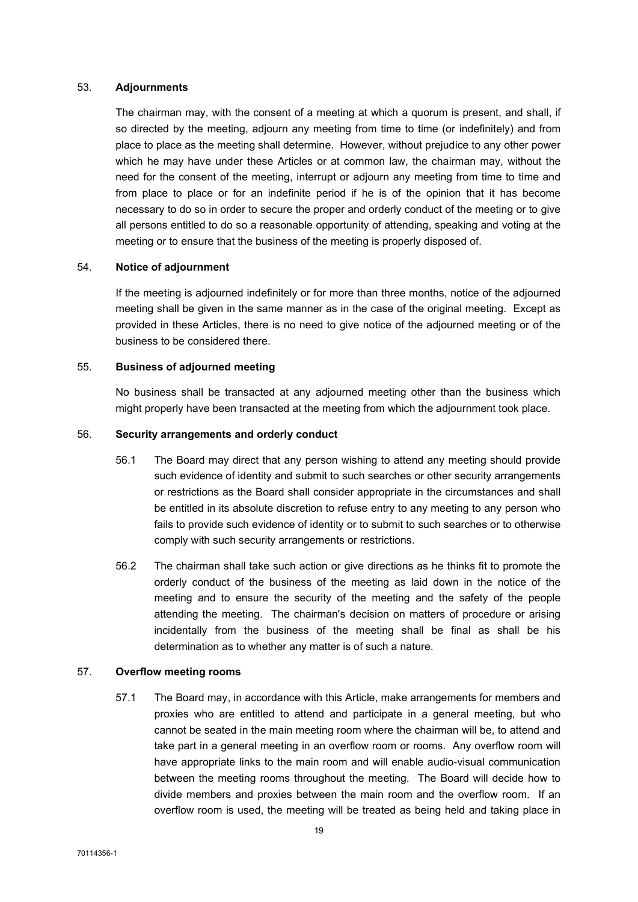53. **Adjournments**

The chairman may, with the consent of a meeting at which a quorum is present, and shall, if so directed by the meeting, adjourn any meeting from time to time (or indefinitely) and from place to place as the meeting shall determine. However, without prejudice to any other power which he may have under these Articles or at common law, the chairman may, without the need for the consent of the meeting, interrupt or adjourn any meeting from time to time and from place to place or for an indefinite period if he is of the opinion that it has become necessary to do so in order to secure the proper and orderly conduct of the meeting or to give all persons entitled to do so a reasonable opportunity of attending, speaking and voting at the meeting or to ensure that the business of the meeting is properly disposed of.

54. **Notice of adjournment**

If the meeting is adjourned indefinitely or for more than three months, notice of the adjourned meeting shall be given in the same manner as in the case of the original meeting. Except as provided in these Articles, there is no need to give notice of the adjourned meeting or of the business to be considered there.

55. **Business of adjourned meeting**

No business shall be transacted at any adjourned meeting other than the business which might properly have been transacted at the meeting from which the adjournment took place.

56. **Security arrangements and orderly conduct**

56.1 The Board may direct that any person wishing to attend any meeting should provide such evidence of identity and submit to such searches or other security arrangements or restrictions as the Board shall consider appropriate in the circumstances and shall be entitled in its absolute discretion to refuse entry to any meeting to any person who fails to provide such evidence of identity or to submit to such searches or to otherwise comply with such security arrangements or restrictions.

56.2 The chairman shall take such action or give directions as he thinks fit to promote the orderly conduct of the business of the meeting as laid down in the notice of the meeting and to ensure the security of the meeting and the safety of the people attending the meeting. The chairman's decision on matters of procedure or arising incidentally from the business of the meeting shall be final as shall be his determination as to whether any matter is of such a nature.

57. **Overflow meeting rooms**

57.1 The Board may, in accordance with this Article, make arrangements for members and proxies who are entitled to attend and participate in a general meeting, but who cannot be seated in the main meeting room where the chairman will be, to attend and take part in a general meeting in an overflow room or rooms. Any overflow room will have appropriate links to the main room and will enable audio-visual communication between the meeting rooms throughout the meeting. The Board will decide how to divide members and proxies between the main room and the overflow room. If an overflow room is used, the meeting will be treated as being held and taking place in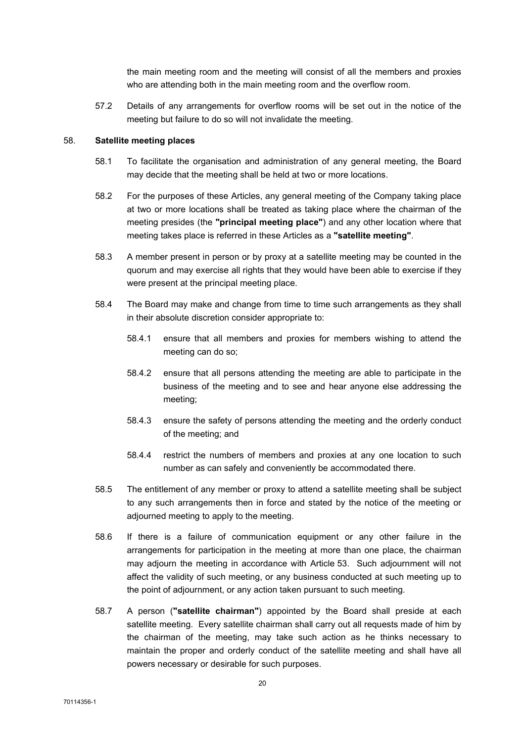the main meeting room and the meeting will consist of all the members and proxies who are attending both in the main meeting room and the overflow room.

57.2 Details of any arrangements for overflow rooms will be set out in the notice of the meeting but failure to do so will not invalidate the meeting.

58. **Satellite meeting places**

58.1 To facilitate the organisation and administration of any general meeting, the Board may decide that the meeting shall be held at two or more locations.

58.2 For the purposes of these Articles, any general meeting of the Company taking place at two or more locations shall be treated as taking place where the chairman of the meeting presides (the **"principal meeting place"**) and any other location where that meeting takes place is referred in these Articles as a **"satellite meeting"**.

58.3 A member present in person or by proxy at a satellite meeting may be counted in the quorum and may exercise all rights that they would have been able to exercise if they were present at the principal meeting place.

58.4 The Board may make and change from time to time such arrangements as they shall in their absolute discretion consider appropriate to:

58.4.1 ensure that all members and proxies for members wishing to attend the meeting can do so;

58.4.2 ensure that all persons attending the meeting are able to participate in the business of the meeting and to see and hear anyone else addressing the meeting;

58.4.3 ensure the safety of persons attending the meeting and the orderly conduct of the meeting; and

58.4.4 restrict the numbers of members and proxies at any one location to such number as can safely and conveniently be accommodated there.

58.5 The entitlement of any member or proxy to attend a satellite meeting shall be subject to any such arrangements then in force and stated by the notice of the meeting or adjourned meeting to apply to the meeting.

58.6 If there is a failure of communication equipment or any other failure in the arrangements for participation in the meeting at more than one place, the chairman may adjourn the meeting in accordance with Article 53. Such adjournment will not affect the validity of such meeting, or any business conducted at such meeting up to the point of adjournment, or any action taken pursuant to such meeting.

58.7 A person (**"satellite chairman"**) appointed by the Board shall preside at each satellite meeting. Every satellite chairman shall carry out all requests made of him by the chairman of the meeting, may take such action as he thinks necessary to maintain the proper and orderly conduct of the satellite meeting and shall have all powers necessary or desirable for such purposes.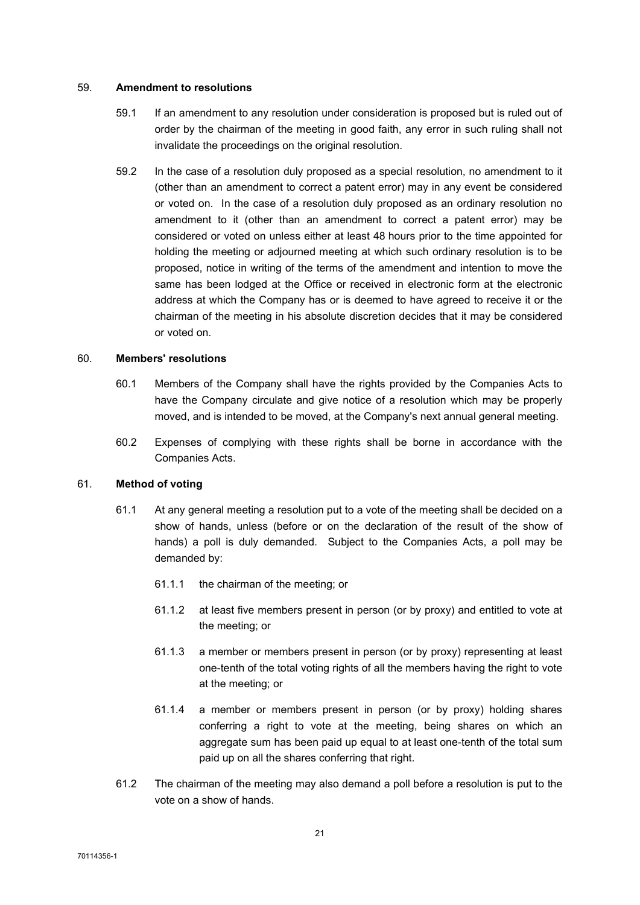59. **Amendment to resolutions**

59.1 If an amendment to any resolution under consideration is proposed but is ruled out of order by the chairman of the meeting in good faith, any error in such ruling shall not invalidate the proceedings on the original resolution.

59.2 In the case of a resolution duly proposed as a special resolution, no amendment to it (other than an amendment to correct a patent error) may in any event be considered or voted on. In the case of a resolution duly proposed as an ordinary resolution no amendment to it (other than an amendment to correct a patent error) may be considered or voted on unless either at least 48 hours prior to the time appointed for holding the meeting or adjourned meeting at which such ordinary resolution is to be proposed, notice in writing of the terms of the amendment and intention to move the same has been lodged at the Office or received in electronic form at the electronic address at which the Company has or is deemed to have agreed to receive it or the chairman of the meeting in his absolute discretion decides that it may be considered or voted on.

60. **Members' resolutions**

60.1 Members of the Company shall have the rights provided by the Companies Acts to have the Company circulate and give notice of a resolution which may be properly moved, and is intended to be moved, at the Company's next annual general meeting.

60.2 Expenses of complying with these rights shall be borne in accordance with the Companies Acts.

61. **Method of voting**

61.1 At any general meeting a resolution put to a vote of the meeting shall be decided on a show of hands, unless (before or on the declaration of the result of the show of hands) a poll is duly demanded. Subject to the Companies Acts, a poll may be demanded by:

61.1.1 the chairman of the meeting; or

61.1.2 at least five members present in person (or by proxy) and entitled to vote at the meeting; or

61.1.3 a member or members present in person (or by proxy) representing at least one-tenth of the total voting rights of all the members having the right to vote at the meeting; or

61.1.4 a member or members present in person (or by proxy) holding shares conferring a right to vote at the meeting, being shares on which an aggregate sum has been paid up equal to at least one-tenth of the total sum paid up on all the shares conferring that right.

61.2 The chairman of the meeting may also demand a poll before a resolution is put to the vote on a show of hands.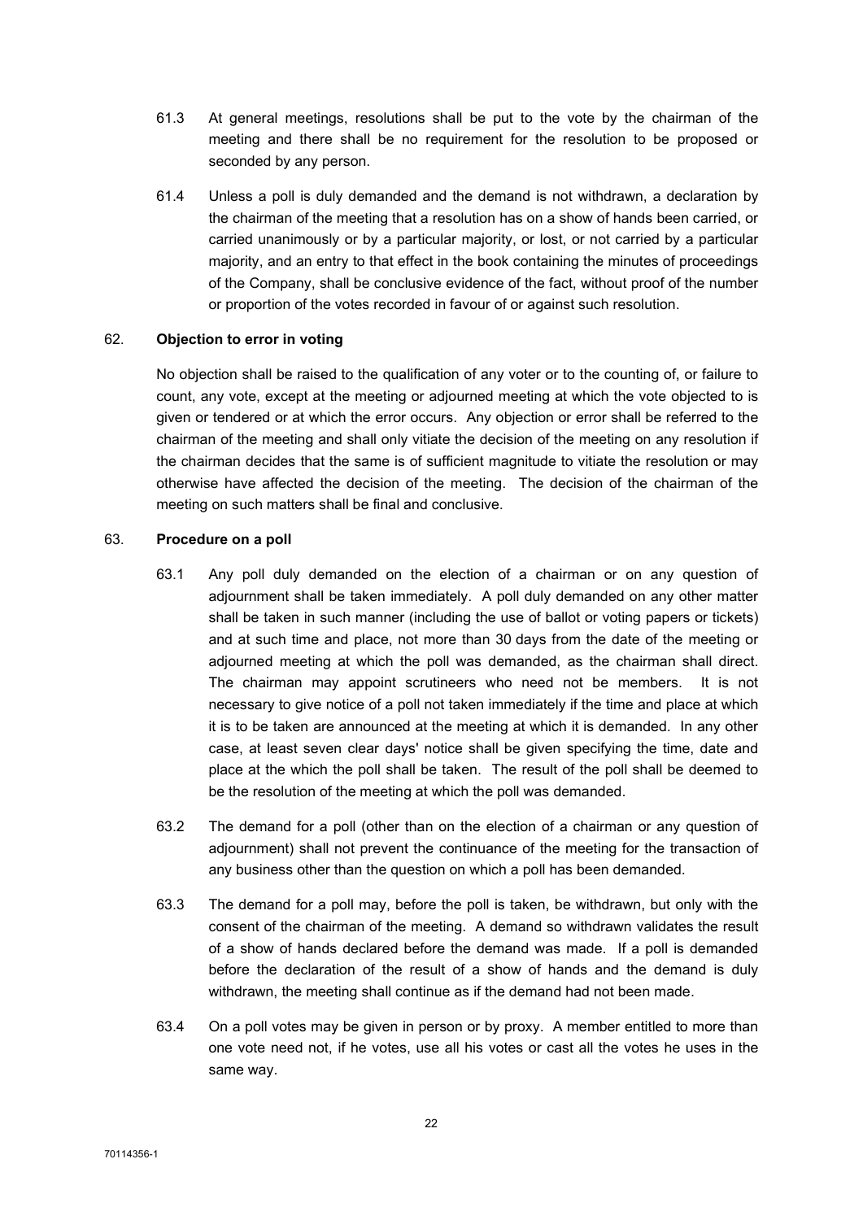61.3 At general meetings, resolutions shall be put to the vote by the chairman of the meeting and there shall be no requirement for the resolution to be proposed or seconded by any person.

61.4 Unless a poll is duly demanded and the demand is not withdrawn, a declaration by the chairman of the meeting that a resolution has on a show of hands been carried, or carried unanimously or by a particular majority, or lost, or not carried by a particular majority, and an entry to that effect in the book containing the minutes of proceedings of the Company, shall be conclusive evidence of the fact, without proof of the number or proportion of the votes recorded in favour of or against such resolution.

62. **Objection to error in voting**

No objection shall be raised to the qualification of any voter or to the counting of, or failure to count, any vote, except at the meeting or adjourned meeting at which the vote objected to is given or tendered or at which the error occurs. Any objection or error shall be referred to the chairman of the meeting and shall only vitiate the decision of the meeting on any resolution if the chairman decides that the same is of sufficient magnitude to vitiate the resolution or may otherwise have affected the decision of the meeting. The decision of the chairman of the meeting on such matters shall be final and conclusive.

63. **Procedure on a poll**

63.1 Any poll duly demanded on the election of a chairman or on any question of adjournment shall be taken immediately. A poll duly demanded on any other matter shall be taken in such manner (including the use of ballot or voting papers or tickets) and at such time and place, not more than 30 days from the date of the meeting or adjourned meeting at which the poll was demanded, as the chairman shall direct. The chairman may appoint scrutineers who need not be members. It is not necessary to give notice of a poll not taken immediately if the time and place at which it is to be taken are announced at the meeting at which it is demanded. In any other case, at least seven clear days' notice shall be given specifying the time, date and place at the which the poll shall be taken. The result of the poll shall be deemed to be the resolution of the meeting at which the poll was demanded.

63.2 The demand for a poll (other than on the election of a chairman or any question of adjournment) shall not prevent the continuance of the meeting for the transaction of any business other than the question on which a poll has been demanded.

63.3 The demand for a poll may, before the poll is taken, be withdrawn, but only with the consent of the chairman of the meeting. A demand so withdrawn validates the result of a show of hands declared before the demand was made. If a poll is demanded before the declaration of the result of a show of hands and the demand is duly withdrawn, the meeting shall continue as if the demand had not been made.

63.4 On a poll votes may be given in person or by proxy. A member entitled to more than one vote need not, if he votes, use all his votes or cast all the votes he uses in the same way.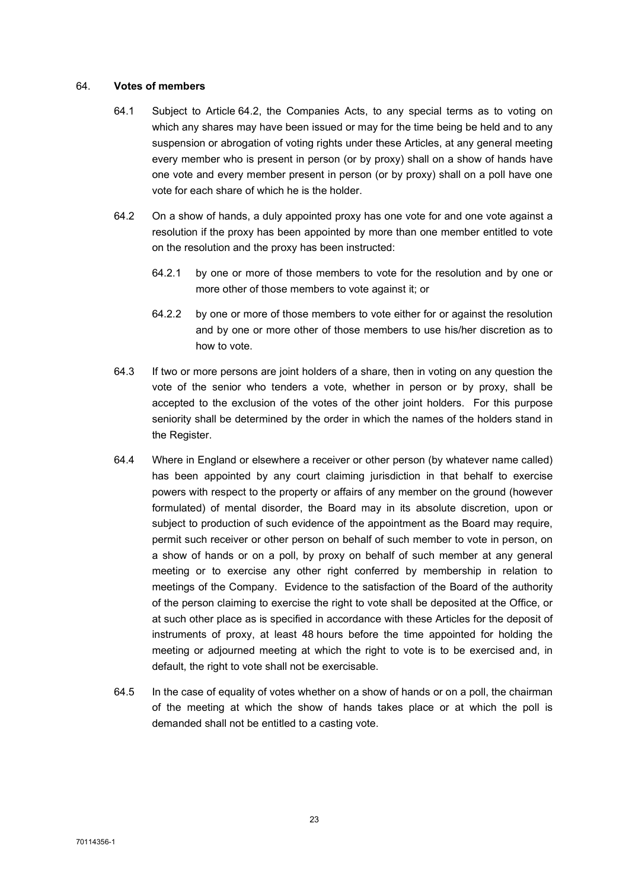64. **Votes of members**

64.1 Subject to Article 64.2, the Companies Acts, to any special terms as to voting on which any shares may have been issued or may for the time being be held and to any suspension or abrogation of voting rights under these Articles, at any general meeting every member who is present in person (or by proxy) shall on a show of hands have one vote and every member present in person (or by proxy) shall on a poll have one vote for each share of which he is the holder.

64.2 On a show of hands, a duly appointed proxy has one vote for and one vote against a resolution if the proxy has been appointed by more than one member entitled to vote on the resolution and the proxy has been instructed:

64.2.1 by one or more of those members to vote for the resolution and by one or more other of those members to vote against it; or

64.2.2 by one or more of those members to vote either for or against the resolution and by one or more other of those members to use his/her discretion as to how to vote.

64.3 If two or more persons are joint holders of a share, then in voting on any question the vote of the senior who tenders a vote, whether in person or by proxy, shall be accepted to the exclusion of the votes of the other joint holders. For this purpose seniority shall be determined by the order in which the names of the holders stand in the Register.

64.4 Where in England or elsewhere a receiver or other person (by whatever name called) has been appointed by any court claiming jurisdiction in that behalf to exercise powers with respect to the property or affairs of any member on the ground (however formulated) of mental disorder, the Board may in its absolute discretion, upon or subject to production of such evidence of the appointment as the Board may require, permit such receiver or other person on behalf of such member to vote in person, on a show of hands or on a poll, by proxy on behalf of such member at any general meeting or to exercise any other right conferred by membership in relation to meetings of the Company. Evidence to the satisfaction of the Board of the authority of the person claiming to exercise the right to vote shall be deposited at the Office, or at such other place as is specified in accordance with these Articles for the deposit of instruments of proxy, at least 48 hours before the time appointed for holding the meeting or adjourned meeting at which the right to vote is to be exercised and, in default, the right to vote shall not be exercisable.

64.5 In the case of equality of votes whether on a show of hands or on a poll, the chairman of the meeting at which the show of hands takes place or at which the poll is demanded shall not be entitled to a casting vote.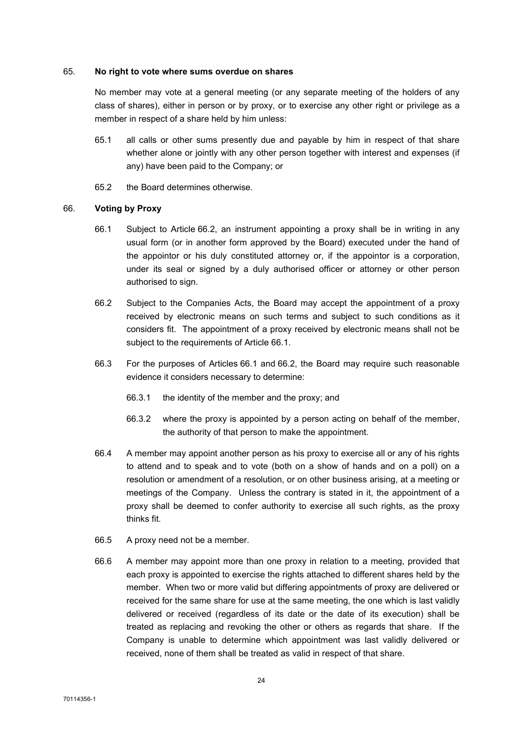## 65. **No right to vote where sums overdue on shares**

No member may vote at a general meeting (or any separate meeting of the holders of any class of shares), either in person or by proxy, or to exercise any other right or privilege as a member in respect of a share held by him unless:

65.1 all calls or other sums presently due and payable by him in respect of that share whether alone or jointly with any other person together with interest and expenses (if any) have been paid to the Company; or

65.2 the Board determines otherwise.

## 66. **Voting by Proxy**

66.1 Subject to Article 66.2, an instrument appointing a proxy shall be in writing in any usual form (or in another form approved by the Board) executed under the hand of the appointor or his duly constituted attorney or, if the appointor is a corporation, under its seal or signed by a duly authorised officer or attorney or other person authorised to sign.

66.2 Subject to the Companies Acts, the Board may accept the appointment of a proxy received by electronic means on such terms and subject to such conditions as it considers fit. The appointment of a proxy received by electronic means shall not be subject to the requirements of Article 66.1.

66.3 For the purposes of Articles 66.1 and 66.2, the Board may require such reasonable evidence it considers necessary to determine:

66.3.1 the identity of the member and the proxy; and

66.3.2 where the proxy is appointed by a person acting on behalf of the member, the authority of that person to make the appointment.

66.4 A member may appoint another person as his proxy to exercise all or any of his rights to attend and to speak and to vote (both on a show of hands and on a poll) on a resolution or amendment of a resolution, or on other business arising, at a meeting or meetings of the Company. Unless the contrary is stated in it, the appointment of a proxy shall be deemed to confer authority to exercise all such rights, as the proxy thinks fit.

66.5 A proxy need not be a member.

66.6 A member may appoint more than one proxy in relation to a meeting, provided that each proxy is appointed to exercise the rights attached to different shares held by the member. When two or more valid but differing appointments of proxy are delivered or received for the same share for use at the same meeting, the one which is last validly delivered or received (regardless of its date or the date of its execution) shall be treated as replacing and revoking the other or others as regards that share. If the Company is unable to determine which appointment was last validly delivered or received, none of them shall be treated as valid in respect of that share.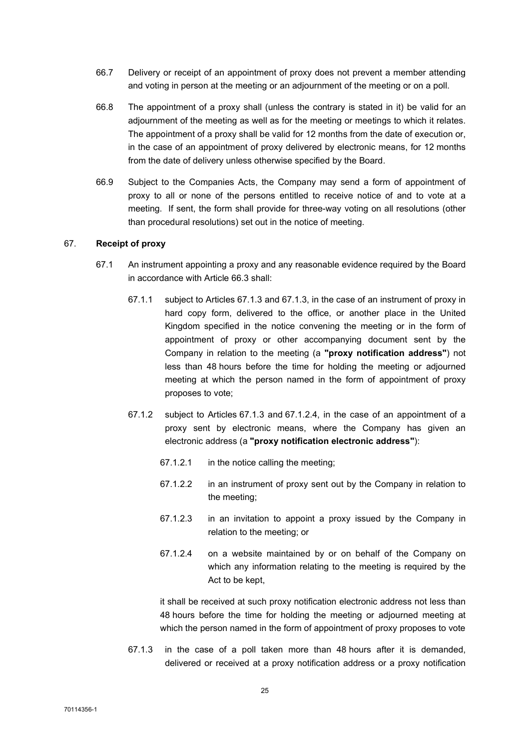66.7 Delivery or receipt of an appointment of proxy does not prevent a member attending and voting in person at the meeting or an adjournment of the meeting or on a poll.

66.8 The appointment of a proxy shall (unless the contrary is stated in it) be valid for an adjournment of the meeting as well as for the meeting or meetings to which it relates. The appointment of a proxy shall be valid for 12 months from the date of execution or, in the case of an appointment of proxy delivered by electronic means, for 12 months from the date of delivery unless otherwise specified by the Board.

66.9 Subject to the Companies Acts, the Company may send a form of appointment of proxy to all or none of the persons entitled to receive notice of and to vote at a meeting. If sent, the form shall provide for three-way voting on all resolutions (other than procedural resolutions) set out in the notice of meeting.

67. **Receipt of proxy**

67.1 An instrument appointing a proxy and any reasonable evidence required by the Board in accordance with Article 66.3 shall:

67.1.1 subject to Articles 67.1.3 and 67.1.3, in the case of an instrument of proxy in hard copy form, delivered to the office, or another place in the United Kingdom specified in the notice convening the meeting or in the form of appointment of proxy or other accompanying document sent by the Company in relation to the meeting (a **"proxy notification address"**) not less than 48 hours before the time for holding the meeting or adjourned meeting at which the person named in the form of appointment of proxy proposes to vote;

67.1.2 subject to Articles 67.1.3 and 67.1.2.4, in the case of an appointment of a proxy sent by electronic means, where the Company has given an electronic address (a **"proxy notification electronic address"**):

67.1.2.1 in the notice calling the meeting;

67.1.2.2 in an instrument of proxy sent out by the Company in relation to the meeting;

67.1.2.3 in an invitation to appoint a proxy issued by the Company in relation to the meeting; or

67.1.2.4 on a website maintained by or on behalf of the Company on which any information relating to the meeting is required by the Act to be kept,

it shall be received at such proxy notification electronic address not less than 48 hours before the time for holding the meeting or adjourned meeting at which the person named in the form of appointment of proxy proposes to vote

67.1.3 in the case of a poll taken more than 48 hours after it is demanded, delivered or received at a proxy notification address or a proxy notification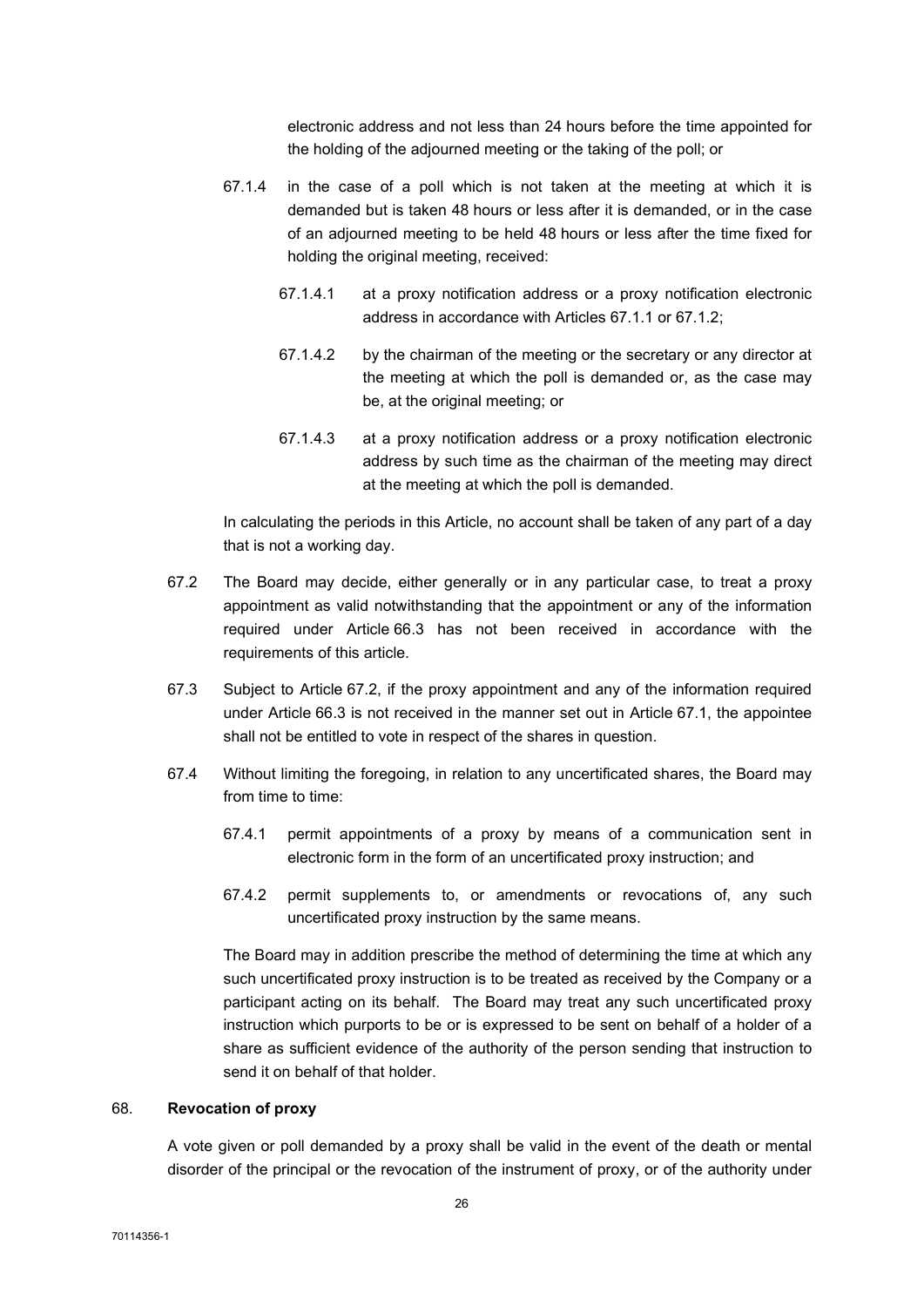electronic address and not less than 24 hours before the time appointed for the holding of the adjourned meeting or the taking of the poll; or

67.1.4 in the case of a poll which is not taken at the meeting at which it is demanded but is taken 48 hours or less after it is demanded, or in the case of an adjourned meeting to be held 48 hours or less after the time fixed for holding the original meeting, received:

67.1.4.1 at a proxy notification address or a proxy notification electronic address in accordance with Articles 67.1.1 or 67.1.2;

67.1.4.2 by the chairman of the meeting or the secretary or any director at the meeting at which the poll is demanded or, as the case may be, at the original meeting; or

67.1.4.3 at a proxy notification address or a proxy notification electronic address by such time as the chairman of the meeting may direct at the meeting at which the poll is demanded.

In calculating the periods in this Article, no account shall be taken of any part of a day that is not a working day.

67.2 The Board may decide, either generally or in any particular case, to treat a proxy appointment as valid notwithstanding that the appointment or any of the information required under Article 66.3 has not been received in accordance with the requirements of this article.

67.3 Subject to Article 67.2, if the proxy appointment and any of the information required under Article 66.3 is not received in the manner set out in Article 67.1, the appointee shall not be entitled to vote in respect of the shares in question.

67.4 Without limiting the foregoing, in relation to any uncertificated shares, the Board may from time to time:

67.4.1 permit appointments of a proxy by means of a communication sent in electronic form in the form of an uncertificated proxy instruction; and

67.4.2 permit supplements to, or amendments or revocations of, any such uncertificated proxy instruction by the same means.

The Board may in addition prescribe the method of determining the time at which any such uncertificated proxy instruction is to be treated as received by the Company or a participant acting on its behalf. The Board may treat any such uncertificated proxy instruction which purports to be or is expressed to be sent on behalf of a holder of a share as sufficient evidence of the authority of the person sending that instruction to send it on behalf of that holder.

68. **Revocation of proxy**

A vote given or poll demanded by a proxy shall be valid in the event of the death or mental disorder of the principal or the revocation of the instrument of proxy, or of the authority under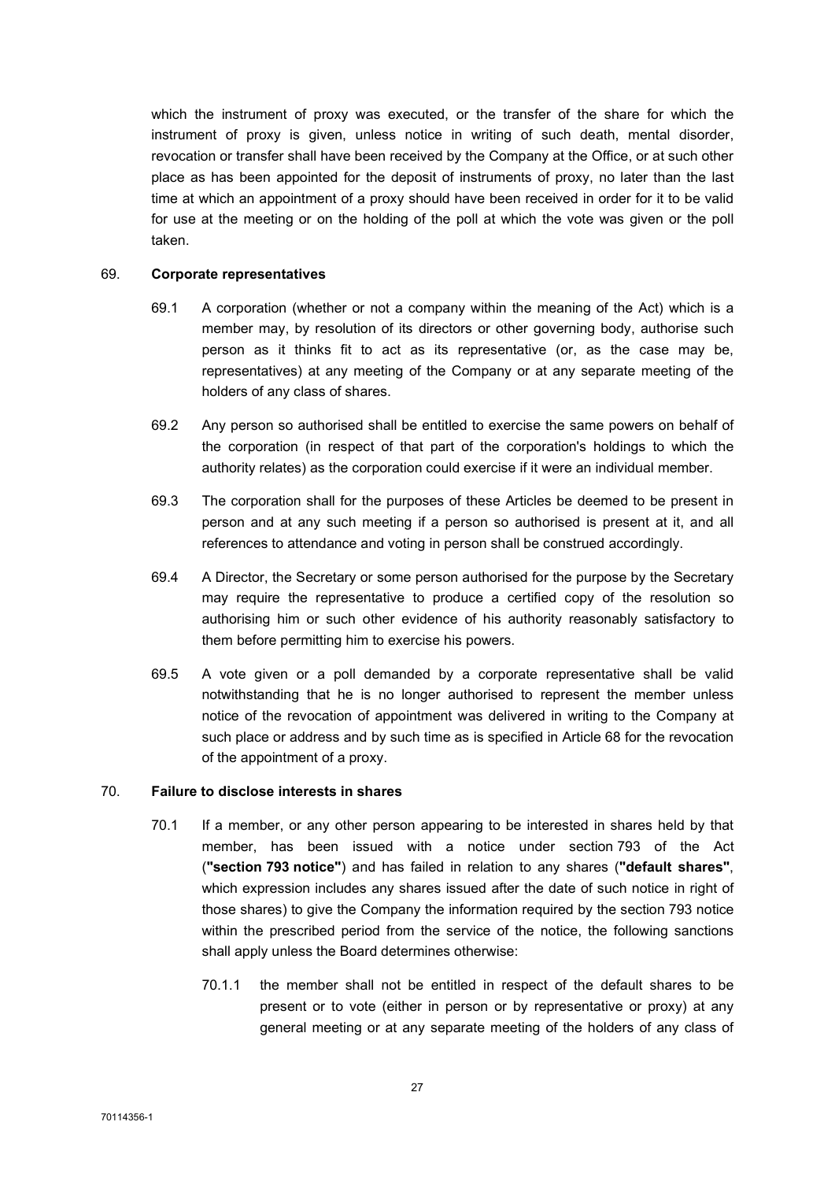which the instrument of proxy was executed, or the transfer of the share for which the instrument of proxy is given, unless notice in writing of such death, mental disorder, revocation or transfer shall have been received by the Company at the Office, or at such other place as has been appointed for the deposit of instruments of proxy, no later than the last time at which an appointment of a proxy should have been received in order for it to be valid for use at the meeting or on the holding of the poll at which the vote was given or the poll taken.

69. **Corporate representatives**

69.1 A corporation (whether or not a company within the meaning of the Act) which is a member may, by resolution of its directors or other governing body, authorise such person as it thinks fit to act as its representative (or, as the case may be, representatives) at any meeting of the Company or at any separate meeting of the holders of any class of shares.

69.2 Any person so authorised shall be entitled to exercise the same powers on behalf of the corporation (in respect of that part of the corporation's holdings to which the authority relates) as the corporation could exercise if it were an individual member.

69.3 The corporation shall for the purposes of these Articles be deemed to be present in person and at any such meeting if a person so authorised is present at it, and all references to attendance and voting in person shall be construed accordingly.

69.4 A Director, the Secretary or some person authorised for the purpose by the Secretary may require the representative to produce a certified copy of the resolution so authorising him or such other evidence of his authority reasonably satisfactory to them before permitting him to exercise his powers.

69.5 A vote given or a poll demanded by a corporate representative shall be valid notwithstanding that he is no longer authorised to represent the member unless notice of the revocation of appointment was delivered in writing to the Company at such place or address and by such time as is specified in Article 68 for the revocation of the appointment of a proxy.

70. **Failure to disclose interests in shares**

70.1 If a member, or any other person appearing to be interested in shares held by that member, has been issued with a notice under section 793 of the Act (**"section 793 notice"**) and has failed in relation to any shares (**"default shares"**, which expression includes any shares issued after the date of such notice in right of those shares) to give the Company the information required by the section 793 notice within the prescribed period from the service of the notice, the following sanctions shall apply unless the Board determines otherwise:

70.1.1 the member shall not be entitled in respect of the default shares to be present or to vote (either in person or by representative or proxy) at any general meeting or at any separate meeting of the holders of any class of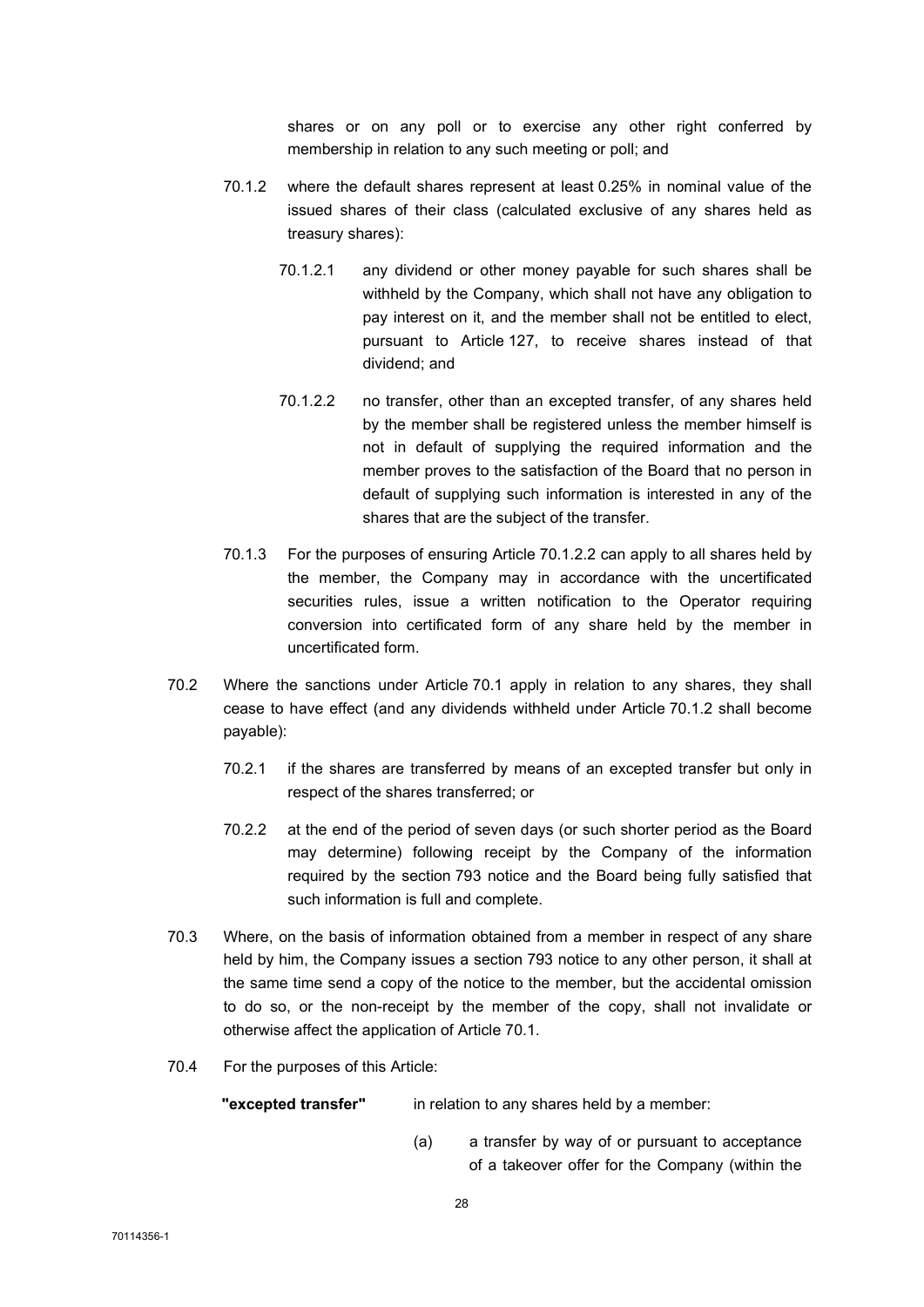shares or on any poll or to exercise any other right conferred by membership in relation to any such meeting or poll; and

70.1.2 where the default shares represent at least 0.25% in nominal value of the issued shares of their class (calculated exclusive of any shares held as treasury shares):

70.1.2.1 any dividend or other money payable for such shares shall be withheld by the Company, which shall not have any obligation to pay interest on it, and the member shall not be entitled to elect, pursuant to Article 127, to receive shares instead of that dividend; and

70.1.2.2 no transfer, other than an excepted transfer, of any shares held by the member shall be registered unless the member himself is not in default of supplying the required information and the member proves to the satisfaction of the Board that no person in default of supplying such information is interested in any of the shares that are the subject of the transfer.

70.1.3 For the purposes of ensuring Article 70.1.2.2 can apply to all shares held by the member, the Company may in accordance with the uncertificated securities rules, issue a written notification to the Operator requiring conversion into certificated form of any share held by the member in uncertificated form.

70.2 Where the sanctions under Article 70.1 apply in relation to any shares, they shall cease to have effect (and any dividends withheld under Article 70.1.2 shall become payable):

70.2.1 if the shares are transferred by means of an excepted transfer but only in respect of the shares transferred; or

70.2.2 at the end of the period of seven days (or such shorter period as the Board may determine) following receipt by the Company of the information required by the section 793 notice and the Board being fully satisfied that such information is full and complete.

70.3 Where, on the basis of information obtained from a member in respect of any share held by him, the Company issues a section 793 notice to any other person, it shall at the same time send a copy of the notice to the member, but the accidental omission to do so, or the non-receipt by the member of the copy, shall not invalidate or otherwise affect the application of Article 70.1.

70.4 For the purposes of this Article:

**"excepted transfer"** in relation to any shares held by a member:

(a) a transfer by way of or pursuant to acceptance of a takeover offer for the Company (within the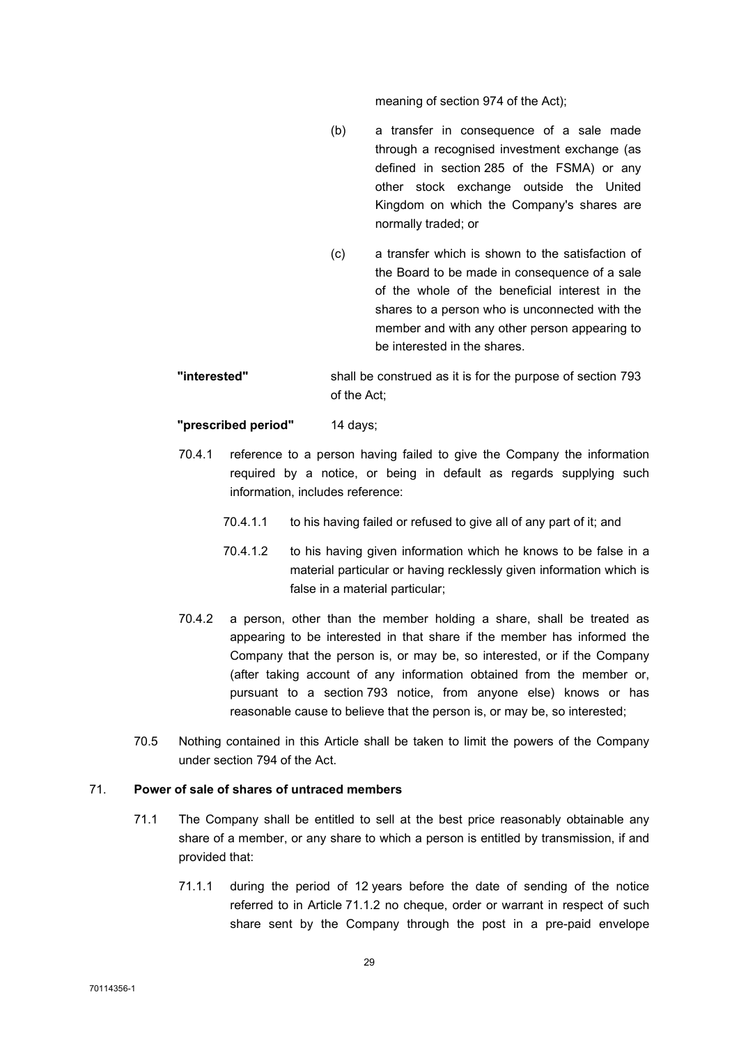meaning of section 974 of the Act);

(b) a transfer in consequence of a sale made through a recognised investment exchange (as defined in section 285 of the FSMA) or any other stock exchange outside the United Kingdom on which the Company's shares are normally traded; or

(c) a transfer which is shown to the satisfaction of the Board to be made in consequence of a sale of the whole of the beneficial interest in the shares to a person who is unconnected with the member and with any other person appearing to be interested in the shares.

**"interested"** shall be construed as it is for the purpose of section 793 of the Act;

**"prescribed period"** 14 days;

70.4.1 reference to a person having failed to give the Company the information required by a notice, or being in default as regards supplying such information, includes reference:

70.4.1.1 to his having failed or refused to give all of any part of it; and

70.4.1.2 to his having given information which he knows to be false in a material particular or having recklessly given information which is false in a material particular;

70.4.2 a person, other than the member holding a share, shall be treated as appearing to be interested in that share if the member has informed the Company that the person is, or may be, so interested, or if the Company (after taking account of any information obtained from the member or, pursuant to a section 793 notice, from anyone else) knows or has reasonable cause to believe that the person is, or may be, so interested;

70.5 Nothing contained in this Article shall be taken to limit the powers of the Company under section 794 of the Act.

## 71. Power of sale of shares of untraced members

71.1 The Company shall be entitled to sell at the best price reasonably obtainable any share of a member, or any share to which a person is entitled by transmission, if and provided that:

71.1.1 during the period of 12 years before the date of sending of the notice referred to in Article 71.1.2 no cheque, order or warrant in respect of such share sent by the Company through the post in a pre-paid envelope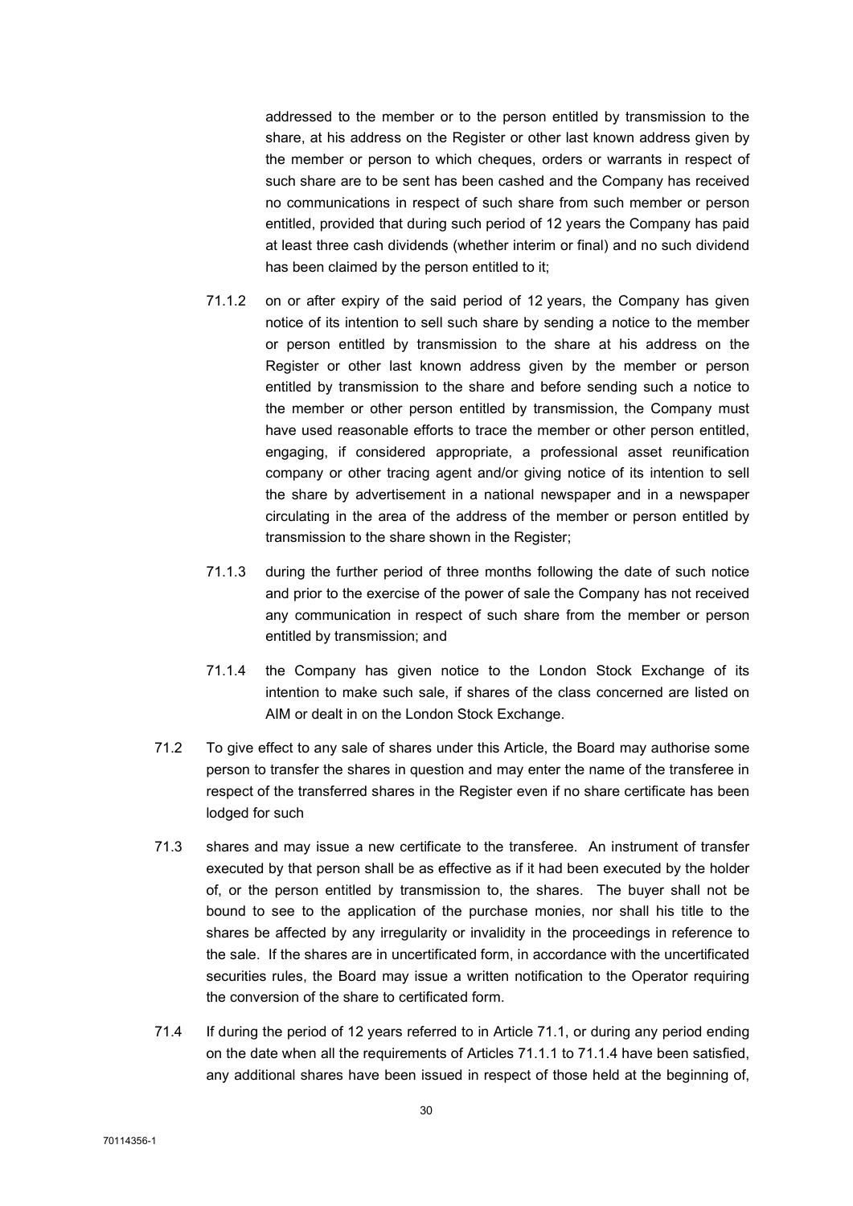addressed to the member or to the person entitled by transmission to the share, at his address on the Register or other last known address given by the member or person to which cheques, orders or warrants in respect of such share are to be sent has been cashed and the Company has received no communications in respect of such share from such member or person entitled, provided that during such period of 12 years the Company has paid at least three cash dividends (whether interim or final) and no such dividend has been claimed by the person entitled to it;

71.1.2 on or after expiry of the said period of 12 years, the Company has given notice of its intention to sell such share by sending a notice to the member or person entitled by transmission to the share at his address on the Register or other last known address given by the member or person entitled by transmission to the share and before sending such a notice to the member or other person entitled by transmission, the Company must have used reasonable efforts to trace the member or other person entitled, engaging, if considered appropriate, a professional asset reunification company or other tracing agent and/or giving notice of its intention to sell the share by advertisement in a national newspaper and in a newspaper circulating in the area of the address of the member or person entitled by transmission to the share shown in the Register;

71.1.3 during the further period of three months following the date of such notice and prior to the exercise of the power of sale the Company has not received any communication in respect of such share from the member or person entitled by transmission; and

71.1.4 the Company has given notice to the London Stock Exchange of its intention to make such sale, if shares of the class concerned are listed on AIM or dealt in on the London Stock Exchange.

71.2 To give effect to any sale of shares under this Article, the Board may authorise some person to transfer the shares in question and may enter the name of the transferee in respect of the transferred shares in the Register even if no share certificate has been lodged for such

71.3 shares and may issue a new certificate to the transferee. An instrument of transfer executed by that person shall be as effective as if it had been executed by the holder of, or the person entitled by transmission to, the shares. The buyer shall not be bound to see to the application of the purchase monies, nor shall his title to the shares be affected by any irregularity or invalidity in the proceedings in reference to the sale. If the shares are in uncertificated form, in accordance with the uncertificated securities rules, the Board may issue a written notification to the Operator requiring the conversion of the share to certificated form.

71.4 If during the period of 12 years referred to in Article 71.1, or during any period ending on the date when all the requirements of Articles 71.1.1 to 71.1.4 have been satisfied, any additional shares have been issued in respect of those held at the beginning of,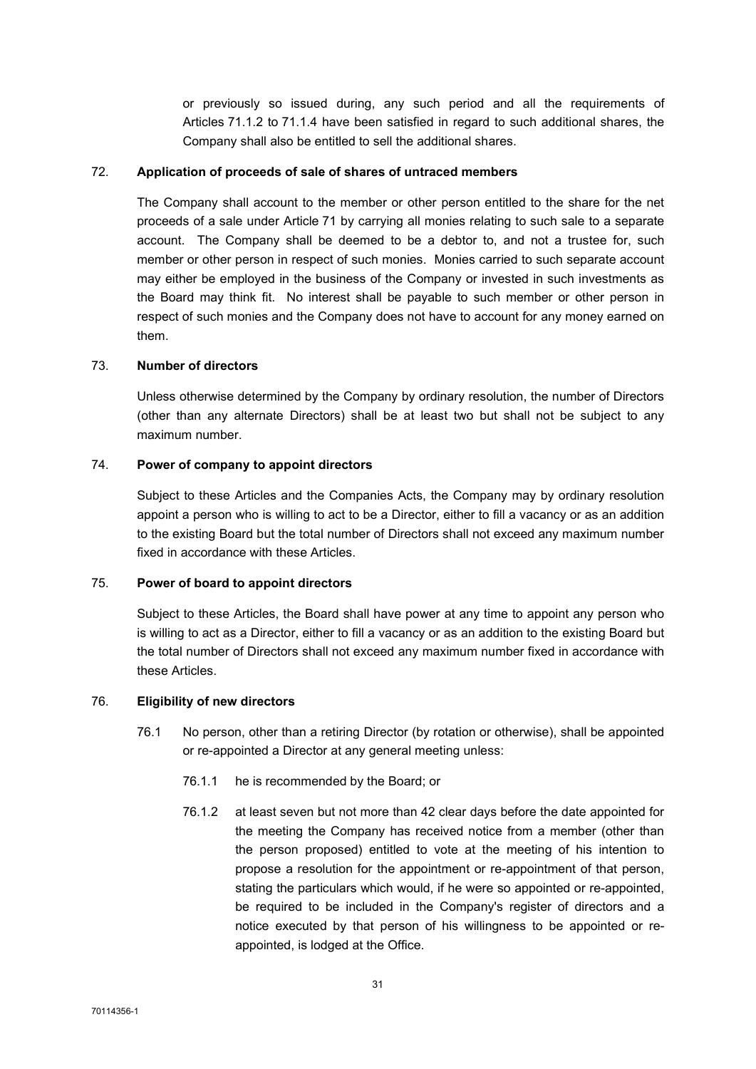or previously so issued during, any such period and all the requirements of Articles 71.1.2 to 71.1.4 have been satisfied in regard to such additional shares, the Company shall also be entitled to sell the additional shares.

## 72. Application of proceeds of sale of shares of untraced members

The Company shall account to the member or other person entitled to the share for the net proceeds of a sale under Article 71 by carrying all monies relating to such sale to a separate account. The Company shall be deemed to be a debtor to, and not a trustee for, such member or other person in respect of such monies. Monies carried to such separate account may either be employed in the business of the Company or invested in such investments as the Board may think fit. No interest shall be payable to such member or other person in respect of such monies and the Company does not have to account for any money earned on them.

## 73. Number of directors

Unless otherwise determined by the Company by ordinary resolution, the number of Directors (other than any alternate Directors) shall be at least two but shall not be subject to any maximum number.

## 74. Power of company to appoint directors

Subject to these Articles and the Companies Acts, the Company may by ordinary resolution appoint a person who is willing to act to be a Director, either to fill a vacancy or as an addition to the existing Board but the total number of Directors shall not exceed any maximum number fixed in accordance with these Articles.

## 75. Power of board to appoint directors

Subject to these Articles, the Board shall have power at any time to appoint any person who is willing to act as a Director, either to fill a vacancy or as an addition to the existing Board but the total number of Directors shall not exceed any maximum number fixed in accordance with these Articles.

## 76. Eligibility of new directors

76.1 No person, other than a retiring Director (by rotation or otherwise), shall be appointed or re-appointed a Director at any general meeting unless:

76.1.1 he is recommended by the Board; or

76.1.2 at least seven but not more than 42 clear days before the date appointed for the meeting the Company has received notice from a member (other than the person proposed) entitled to vote at the meeting of his intention to propose a resolution for the appointment or re-appointment of that person, stating the particulars which would, if he were so appointed or re-appointed, be required to be included in the Company's register of directors and a notice executed by that person of his willingness to be appointed or re-appointed, is lodged at the Office.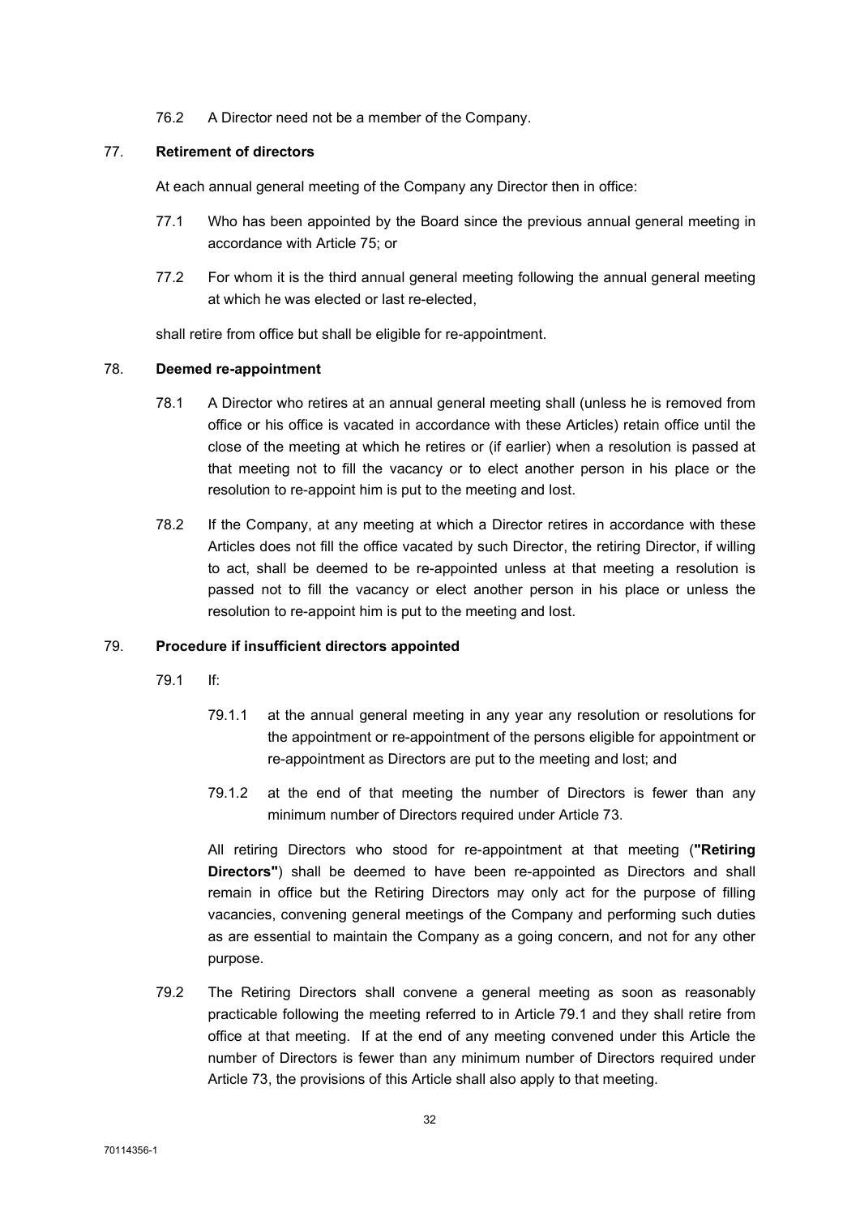76.2 A Director need not be a member of the Company.

### 77. **Retirement of directors**

At each annual general meeting of the Company any Director then in office:

77.1 Who has been appointed by the Board since the previous annual general meeting in accordance with Article 75; or

77.2 For whom it is the third annual general meeting following the annual general meeting at which he was elected or last re-elected,

shall retire from office but shall be eligible for re-appointment.

### 78. **Deemed re-appointment**

78.1 A Director who retires at an annual general meeting shall (unless he is removed from office or his office is vacated in accordance with these Articles) retain office until the close of the meeting at which he retires or (if earlier) when a resolution is passed at that meeting not to fill the vacancy or to elect another person in his place or the resolution to re-appoint him is put to the meeting and lost.

78.2 If the Company, at any meeting at which a Director retires in accordance with these Articles does not fill the office vacated by such Director, the retiring Director, if willing to act, shall be deemed to be re-appointed unless at that meeting a resolution is passed not to fill the vacancy or elect another person in his place or unless the resolution to re-appoint him is put to the meeting and lost.

### 79. **Procedure if insufficient directors appointed**

79.1 If:

79.1.1 at the annual general meeting in any year any resolution or resolutions for the appointment or re-appointment of the persons eligible for appointment or re-appointment as Directors are put to the meeting and lost; and

79.1.2 at the end of that meeting the number of Directors is fewer than any minimum number of Directors required under Article 73.

All retiring Directors who stood for re-appointment at that meeting (**"Retiring Directors"**) shall be deemed to have been re-appointed as Directors and shall remain in office but the Retiring Directors may only act for the purpose of filling vacancies, convening general meetings of the Company and performing such duties as are essential to maintain the Company as a going concern, and not for any other purpose.

79.2 The Retiring Directors shall convene a general meeting as soon as reasonably practicable following the meeting referred to in Article 79.1 and they shall retire from office at that meeting. If at the end of any meeting convened under this Article the number of Directors is fewer than any minimum number of Directors required under Article 73, the provisions of this Article shall also apply to that meeting.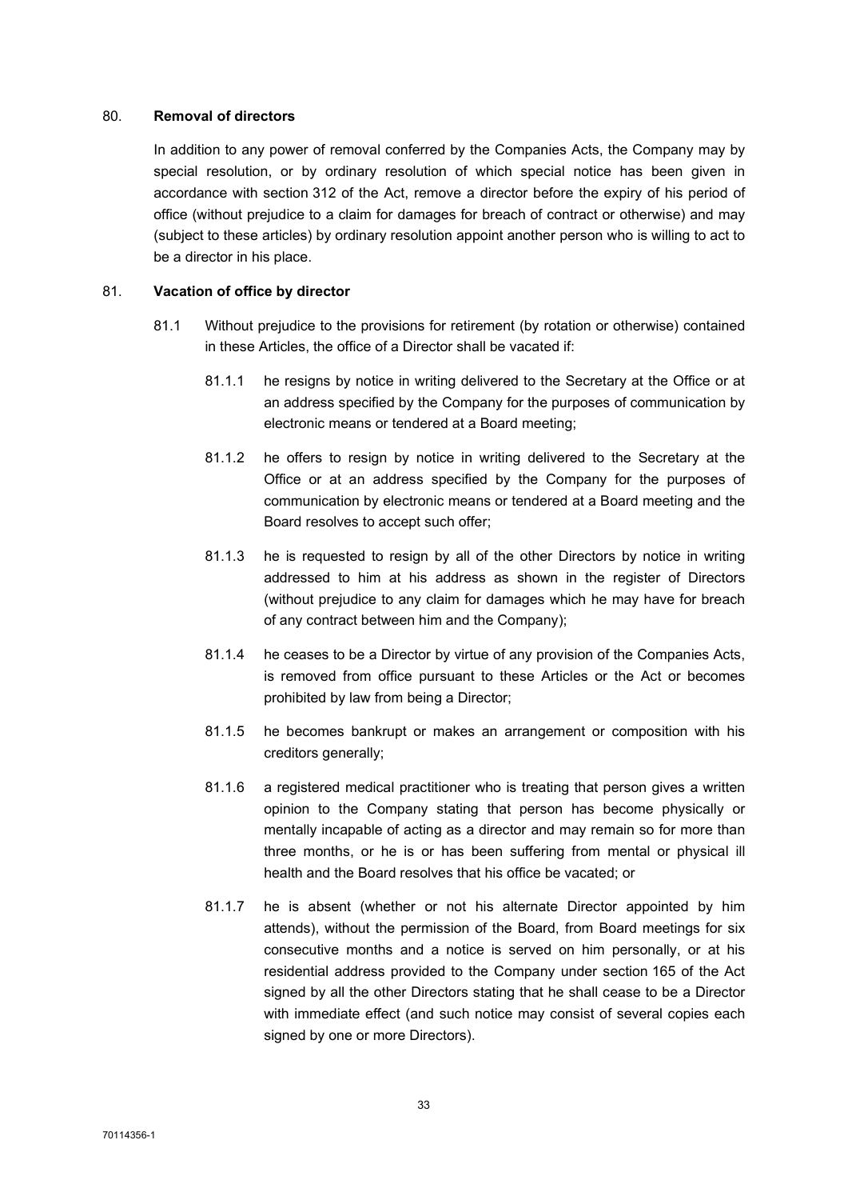## 80. **Removal of directors**

In addition to any power of removal conferred by the Companies Acts, the Company may by special resolution, or by ordinary resolution of which special notice has been given in accordance with section 312 of the Act, remove a director before the expiry of his period of office (without prejudice to a claim for damages for breach of contract or otherwise) and may (subject to these articles) by ordinary resolution appoint another person who is willing to act to be a director in his place.

## 81. **Vacation of office by director**

81.1 Without prejudice to the provisions for retirement (by rotation or otherwise) contained in these Articles, the office of a Director shall be vacated if:

81.1.1 he resigns by notice in writing delivered to the Secretary at the Office or at an address specified by the Company for the purposes of communication by electronic means or tendered at a Board meeting;

81.1.2 he offers to resign by notice in writing delivered to the Secretary at the Office or at an address specified by the Company for the purposes of communication by electronic means or tendered at a Board meeting and the Board resolves to accept such offer;

81.1.3 he is requested to resign by all of the other Directors by notice in writing addressed to him at his address as shown in the register of Directors (without prejudice to any claim for damages which he may have for breach of any contract between him and the Company);

81.1.4 he ceases to be a Director by virtue of any provision of the Companies Acts, is removed from office pursuant to these Articles or the Act or becomes prohibited by law from being a Director;

81.1.5 he becomes bankrupt or makes an arrangement or composition with his creditors generally;

81.1.6 a registered medical practitioner who is treating that person gives a written opinion to the Company stating that person has become physically or mentally incapable of acting as a director and may remain so for more than three months, or he is or has been suffering from mental or physical ill health and the Board resolves that his office be vacated; or

81.1.7 he is absent (whether or not his alternate Director appointed by him attends), without the permission of the Board, from Board meetings for six consecutive months and a notice is served on him personally, or at his residential address provided to the Company under section 165 of the Act signed by all the other Directors stating that he shall cease to be a Director with immediate effect (and such notice may consist of several copies each signed by one or more Directors).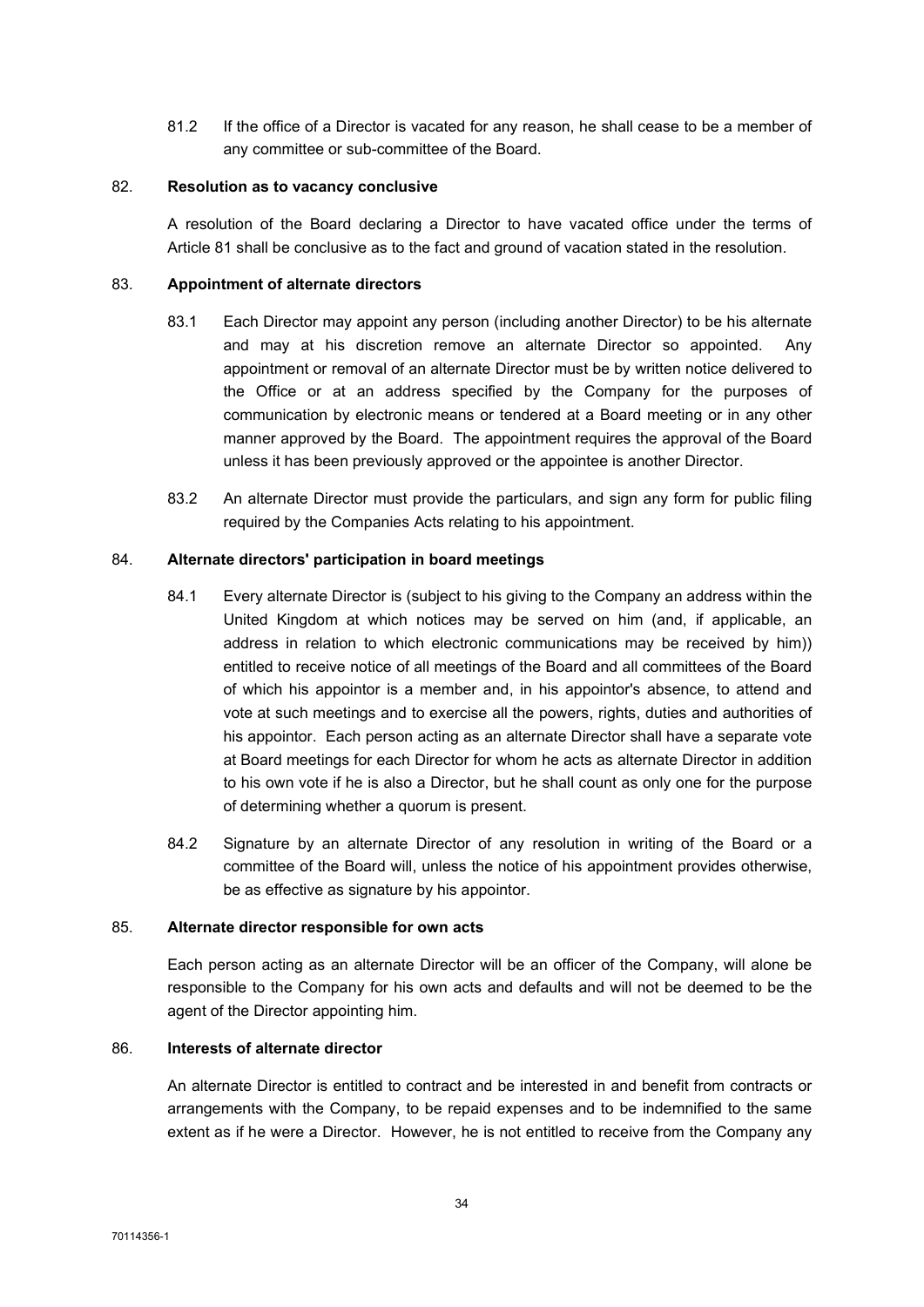81.2 If the office of a Director is vacated for any reason, he shall cease to be a member of any committee or sub-committee of the Board.

## 82. Resolution as to vacancy conclusive

A resolution of the Board declaring a Director to have vacated office under the terms of Article 81 shall be conclusive as to the fact and ground of vacation stated in the resolution.

## 83. Appointment of alternate directors

83.1 Each Director may appoint any person (including another Director) to be his alternate and may at his discretion remove an alternate Director so appointed. Any appointment or removal of an alternate Director must be by written notice delivered to the Office or at an address specified by the Company for the purposes of communication by electronic means or tendered at a Board meeting or in any other manner approved by the Board. The appointment requires the approval of the Board unless it has been previously approved or the appointee is another Director.

83.2 An alternate Director must provide the particulars, and sign any form for public filing required by the Companies Acts relating to his appointment.

## 84. Alternate directors' participation in board meetings

84.1 Every alternate Director is (subject to his giving to the Company an address within the United Kingdom at which notices may be served on him (and, if applicable, an address in relation to which electronic communications may be received by him)) entitled to receive notice of all meetings of the Board and all committees of the Board of which his appointor is a member and, in his appointor's absence, to attend and vote at such meetings and to exercise all the powers, rights, duties and authorities of his appointor. Each person acting as an alternate Director shall have a separate vote at Board meetings for each Director for whom he acts as alternate Director in addition to his own vote if he is also a Director, but he shall count as only one for the purpose of determining whether a quorum is present.

84.2 Signature by an alternate Director of any resolution in writing of the Board or a committee of the Board will, unless the notice of his appointment provides otherwise, be as effective as signature by his appointor.

## 85. Alternate director responsible for own acts

Each person acting as an alternate Director will be an officer of the Company, will alone be responsible to the Company for his own acts and defaults and will not be deemed to be the agent of the Director appointing him.

## 86. Interests of alternate director

An alternate Director is entitled to contract and be interested in and benefit from contracts or arrangements with the Company, to be repaid expenses and to be indemnified to the same extent as if he were a Director. However, he is not entitled to receive from the Company any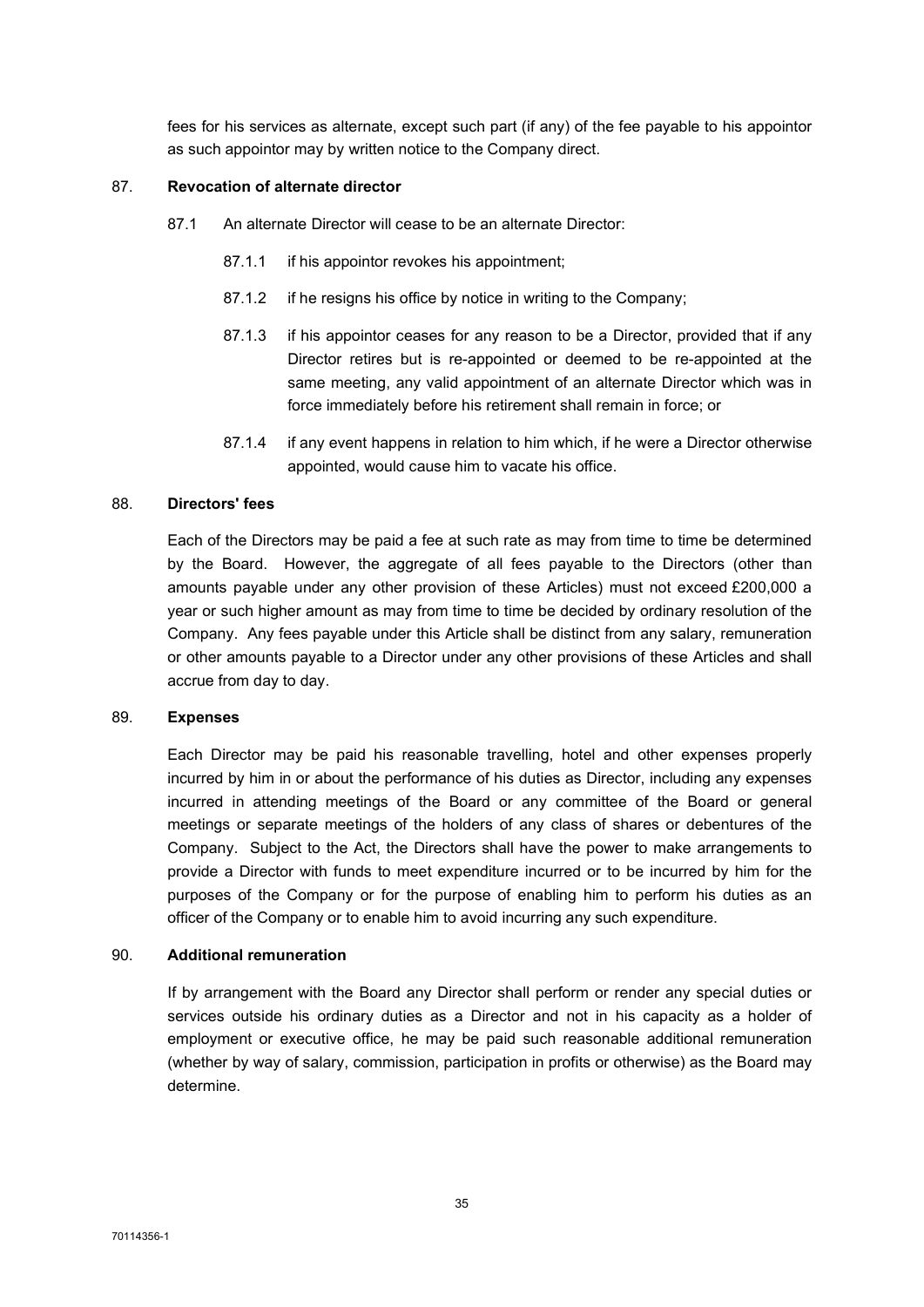fees for his services as alternate, except such part (if any) of the fee payable to his appointor as such appointor may by written notice to the Company direct.

### 87. Revocation of alternate director

87.1 An alternate Director will cease to be an alternate Director:

87.1.1 if his appointor revokes his appointment;

87.1.2 if he resigns his office by notice in writing to the Company;

87.1.3 if his appointor ceases for any reason to be a Director, provided that if any Director retires but is re-appointed or deemed to be re-appointed at the same meeting, any valid appointment of an alternate Director which was in force immediately before his retirement shall remain in force; or

87.1.4 if any event happens in relation to him which, if he were a Director otherwise appointed, would cause him to vacate his office.

### 88. Directors' fees

Each of the Directors may be paid a fee at such rate as may from time to time be determined by the Board. However, the aggregate of all fees payable to the Directors (other than amounts payable under any other provision of these Articles) must not exceed £200,000 a year or such higher amount as may from time to time be decided by ordinary resolution of the Company. Any fees payable under this Article shall be distinct from any salary, remuneration or other amounts payable to a Director under any other provisions of these Articles and shall accrue from day to day.

### 89. Expenses

Each Director may be paid his reasonable travelling, hotel and other expenses properly incurred by him in or about the performance of his duties as Director, including any expenses incurred in attending meetings of the Board or any committee of the Board or general meetings or separate meetings of the holders of any class of shares or debentures of the Company. Subject to the Act, the Directors shall have the power to make arrangements to provide a Director with funds to meet expenditure incurred or to be incurred by him for the purposes of the Company or for the purpose of enabling him to perform his duties as an officer of the Company or to enable him to avoid incurring any such expenditure.

### 90. Additional remuneration

If by arrangement with the Board any Director shall perform or render any special duties or services outside his ordinary duties as a Director and not in his capacity as a holder of employment or executive office, he may be paid such reasonable additional remuneration (whether by way of salary, commission, participation in profits or otherwise) as the Board may determine.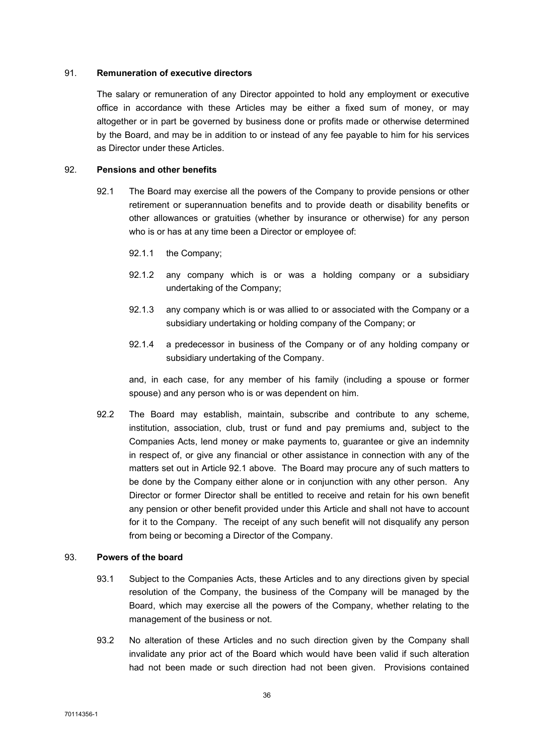## 91. **Remuneration of executive directors**

The salary or remuneration of any Director appointed to hold any employment or executive office in accordance with these Articles may be either a fixed sum of money, or may altogether or in part be governed by business done or profits made or otherwise determined by the Board, and may be in addition to or instead of any fee payable to him for his services as Director under these Articles.

## 92. **Pensions and other benefits**

92.1 The Board may exercise all the powers of the Company to provide pensions or other retirement or superannuation benefits and to provide death or disability benefits or other allowances or gratuities (whether by insurance or otherwise) for any person who is or has at any time been a Director or employee of:

92.1.1 the Company;

92.1.2 any company which is or was a holding company or a subsidiary undertaking of the Company;

92.1.3 any company which is or was allied to or associated with the Company or a subsidiary undertaking or holding company of the Company; or

92.1.4 a predecessor in business of the Company or of any holding company or subsidiary undertaking of the Company.

and, in each case, for any member of his family (including a spouse or former spouse) and any person who is or was dependent on him.

92.2 The Board may establish, maintain, subscribe and contribute to any scheme, institution, association, club, trust or fund and pay premiums and, subject to the Companies Acts, lend money or make payments to, guarantee or give an indemnity in respect of, or give any financial or other assistance in connection with any of the matters set out in Article 92.1 above. The Board may procure any of such matters to be done by the Company either alone or in conjunction with any other person. Any Director or former Director shall be entitled to receive and retain for his own benefit any pension or other benefit provided under this Article and shall not have to account for it to the Company. The receipt of any such benefit will not disqualify any person from being or becoming a Director of the Company.

## 93. **Powers of the board**

93.1 Subject to the Companies Acts, these Articles and to any directions given by special resolution of the Company, the business of the Company will be managed by the Board, which may exercise all the powers of the Company, whether relating to the management of the business or not.

93.2 No alteration of these Articles and no such direction given by the Company shall invalidate any prior act of the Board which would have been valid if such alteration had not been made or such direction had not been given. Provisions contained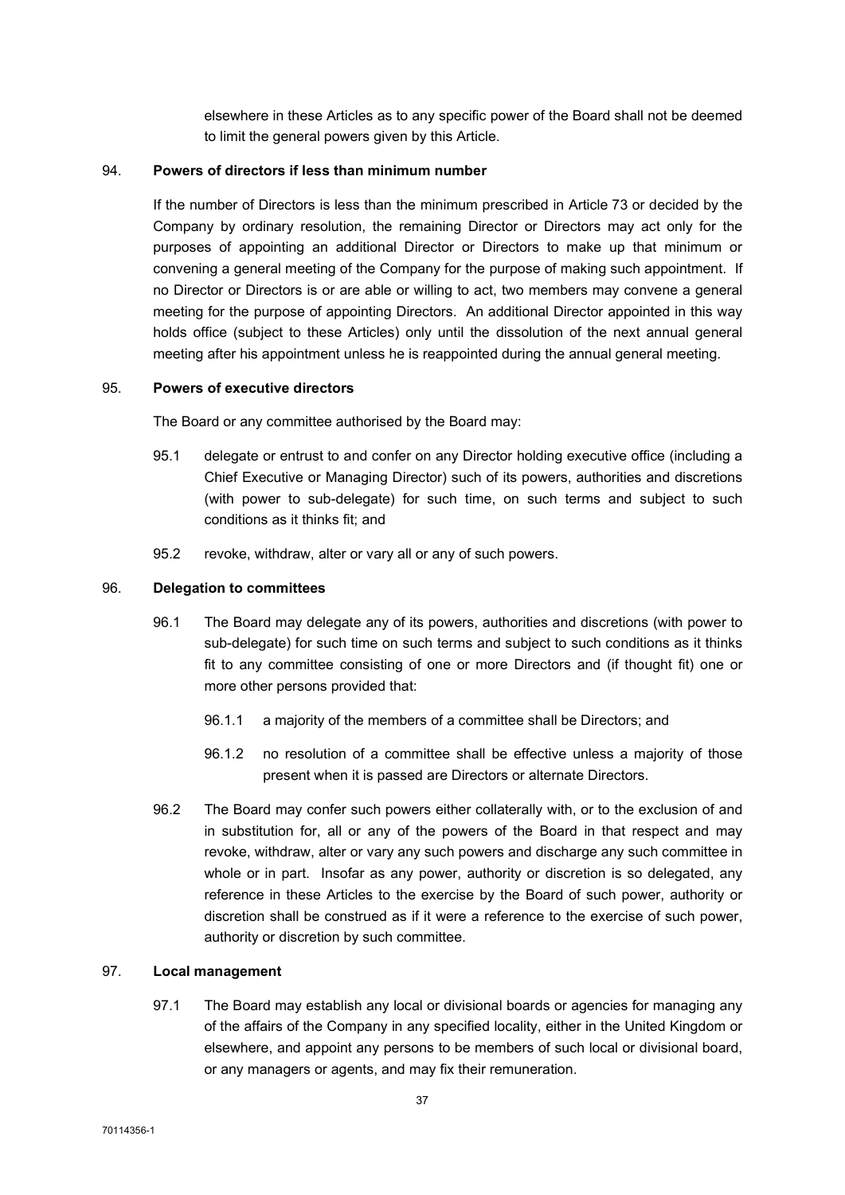elsewhere in these Articles as to any specific power of the Board shall not be deemed to limit the general powers given by this Article.

### 94. **Powers of directors if less than minimum number**

If the number of Directors is less than the minimum prescribed in Article 73 or decided by the Company by ordinary resolution, the remaining Director or Directors may act only for the purposes of appointing an additional Director or Directors to make up that minimum or convening a general meeting of the Company for the purpose of making such appointment. If no Director or Directors is or are able or willing to act, two members may convene a general meeting for the purpose of appointing Directors. An additional Director appointed in this way holds office (subject to these Articles) only until the dissolution of the next annual general meeting after his appointment unless he is reappointed during the annual general meeting.

### 95. **Powers of executive directors**

The Board or any committee authorised by the Board may:

95.1 delegate or entrust to and confer on any Director holding executive office (including a Chief Executive or Managing Director) such of its powers, authorities and discretions (with power to sub-delegate) for such time, on such terms and subject to such conditions as it thinks fit; and

95.2 revoke, withdraw, alter or vary all or any of such powers.

### 96. **Delegation to committees**

96.1 The Board may delegate any of its powers, authorities and discretions (with power to sub-delegate) for such time on such terms and subject to such conditions as it thinks fit to any committee consisting of one or more Directors and (if thought fit) one or more other persons provided that:

96.1.1 a majority of the members of a committee shall be Directors; and

96.1.2 no resolution of a committee shall be effective unless a majority of those present when it is passed are Directors or alternate Directors.

96.2 The Board may confer such powers either collaterally with, or to the exclusion of and in substitution for, all or any of the powers of the Board in that respect and may revoke, withdraw, alter or vary any such powers and discharge any such committee in whole or in part. Insofar as any power, authority or discretion is so delegated, any reference in these Articles to the exercise by the Board of such power, authority or discretion shall be construed as if it were a reference to the exercise of such power, authority or discretion by such committee.

### 97. **Local management**

97.1 The Board may establish any local or divisional boards or agencies for managing any of the affairs of the Company in any specified locality, either in the United Kingdom or elsewhere, and appoint any persons to be members of such local or divisional board, or any managers or agents, and may fix their remuneration.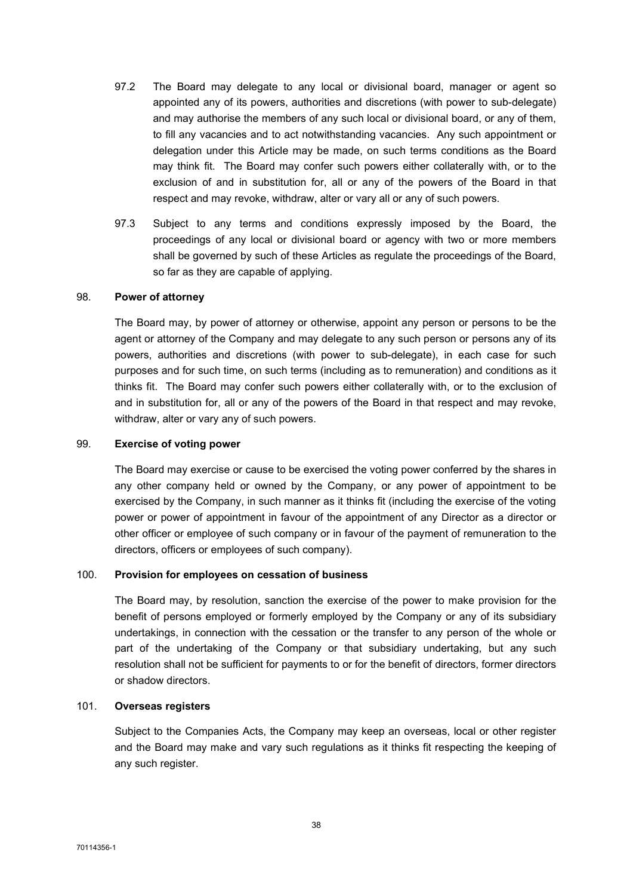97.2 The Board may delegate to any local or divisional board, manager or agent so appointed any of its powers, authorities and discretions (with power to sub-delegate) and may authorise the members of any such local or divisional board, or any of them, to fill any vacancies and to act notwithstanding vacancies. Any such appointment or delegation under this Article may be made, on such terms conditions as the Board may think fit. The Board may confer such powers either collaterally with, or to the exclusion of and in substitution for, all or any of the powers of the Board in that respect and may revoke, withdraw, alter or vary all or any of such powers.

97.3 Subject to any terms and conditions expressly imposed by the Board, the proceedings of any local or divisional board or agency with two or more members shall be governed by such of these Articles as regulate the proceedings of the Board, so far as they are capable of applying.

## 98. Power of attorney

The Board may, by power of attorney or otherwise, appoint any person or persons to be the agent or attorney of the Company and may delegate to any such person or persons any of its powers, authorities and discretions (with power to sub-delegate), in each case for such purposes and for such time, on such terms (including as to remuneration) and conditions as it thinks fit. The Board may confer such powers either collaterally with, or to the exclusion of and in substitution for, all or any of the powers of the Board in that respect and may revoke, withdraw, alter or vary any of such powers.

## 99. Exercise of voting power

The Board may exercise or cause to be exercised the voting power conferred by the shares in any other company held or owned by the Company, or any power of appointment to be exercised by the Company, in such manner as it thinks fit (including the exercise of the voting power or power of appointment in favour of the appointment of any Director as a director or other officer or employee of such company or in favour of the payment of remuneration to the directors, officers or employees of such company).

## 100. Provision for employees on cessation of business

The Board may, by resolution, sanction the exercise of the power to make provision for the benefit of persons employed or formerly employed by the Company or any of its subsidiary undertakings, in connection with the cessation or the transfer to any person of the whole or part of the undertaking of the Company or that subsidiary undertaking, but any such resolution shall not be sufficient for payments to or for the benefit of directors, former directors or shadow directors.

## 101. Overseas registers

Subject to the Companies Acts, the Company may keep an overseas, local or other register and the Board may make and vary such regulations as it thinks fit respecting the keeping of any such register.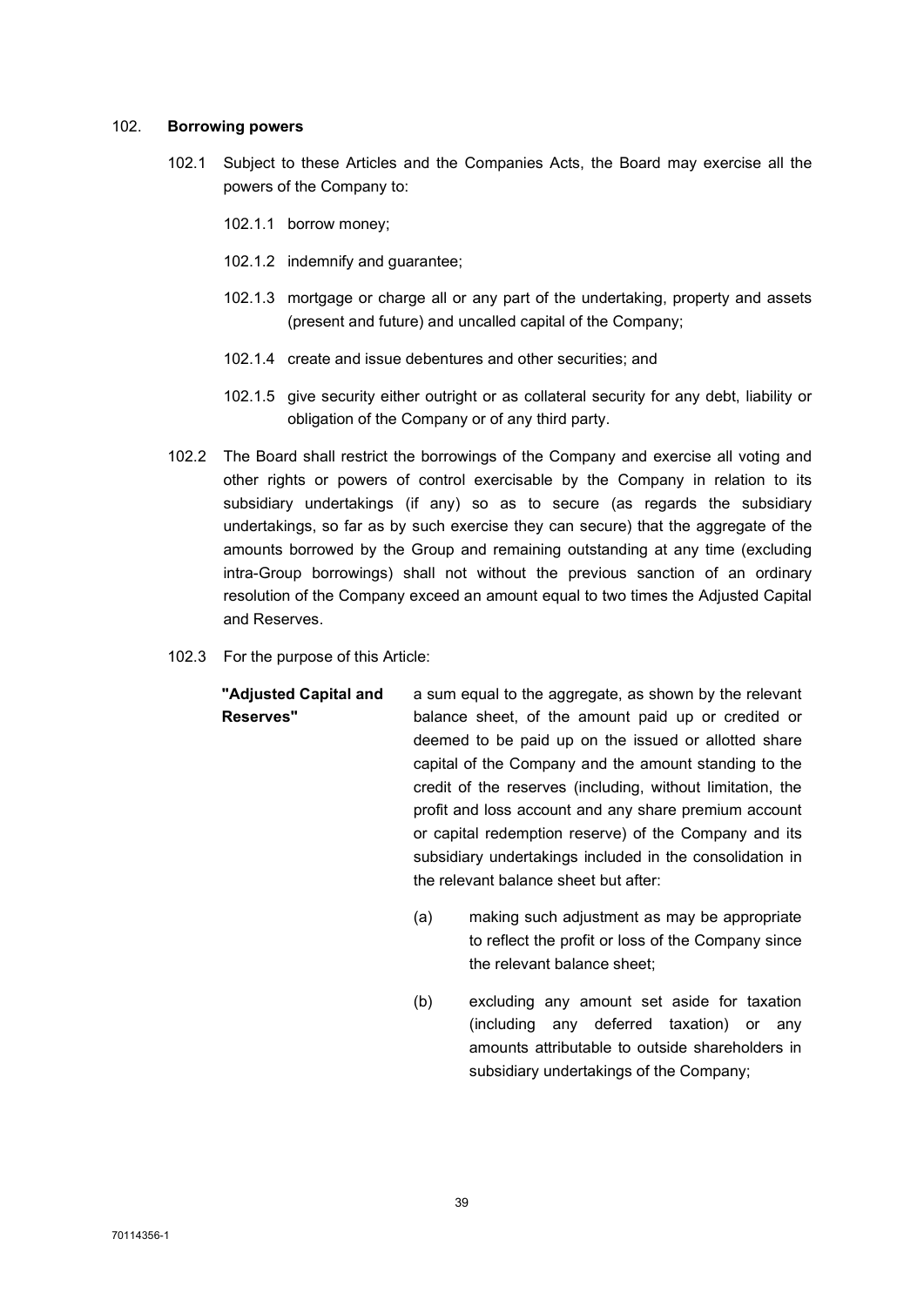## 102. **Borrowing powers**

102.1 Subject to these Articles and the Companies Acts, the Board may exercise all the powers of the Company to:

102.1.1 borrow money;

102.1.2 indemnify and guarantee;

102.1.3 mortgage or charge all or any part of the undertaking, property and assets (present and future) and uncalled capital of the Company;

102.1.4 create and issue debentures and other securities; and

102.1.5 give security either outright or as collateral security for any debt, liability or obligation of the Company or of any third party.

102.2 The Board shall restrict the borrowings of the Company and exercise all voting and other rights or powers of control exercisable by the Company in relation to its subsidiary undertakings (if any) so as to secure (as regards the subsidiary undertakings, so far as by such exercise they can secure) that the aggregate of the amounts borrowed by the Group and remaining outstanding at any time (excluding intra-Group borrowings) shall not without the previous sanction of an ordinary resolution of the Company exceed an amount equal to two times the Adjusted Capital and Reserves.

102.3 For the purpose of this Article:

**"Adjusted Capital and Reserves"** a sum equal to the aggregate, as shown by the relevant balance sheet, of the amount paid up or credited or deemed to be paid up on the issued or allotted share capital of the Company and the amount standing to the credit of the reserves (including, without limitation, the profit and loss account and any share premium account or capital redemption reserve) of the Company and its subsidiary undertakings included in the consolidation in the relevant balance sheet but after:

(a) making such adjustment as may be appropriate to reflect the profit or loss of the Company since the relevant balance sheet;

(b) excluding any amount set aside for taxation (including any deferred taxation) or any amounts attributable to outside shareholders in subsidiary undertakings of the Company;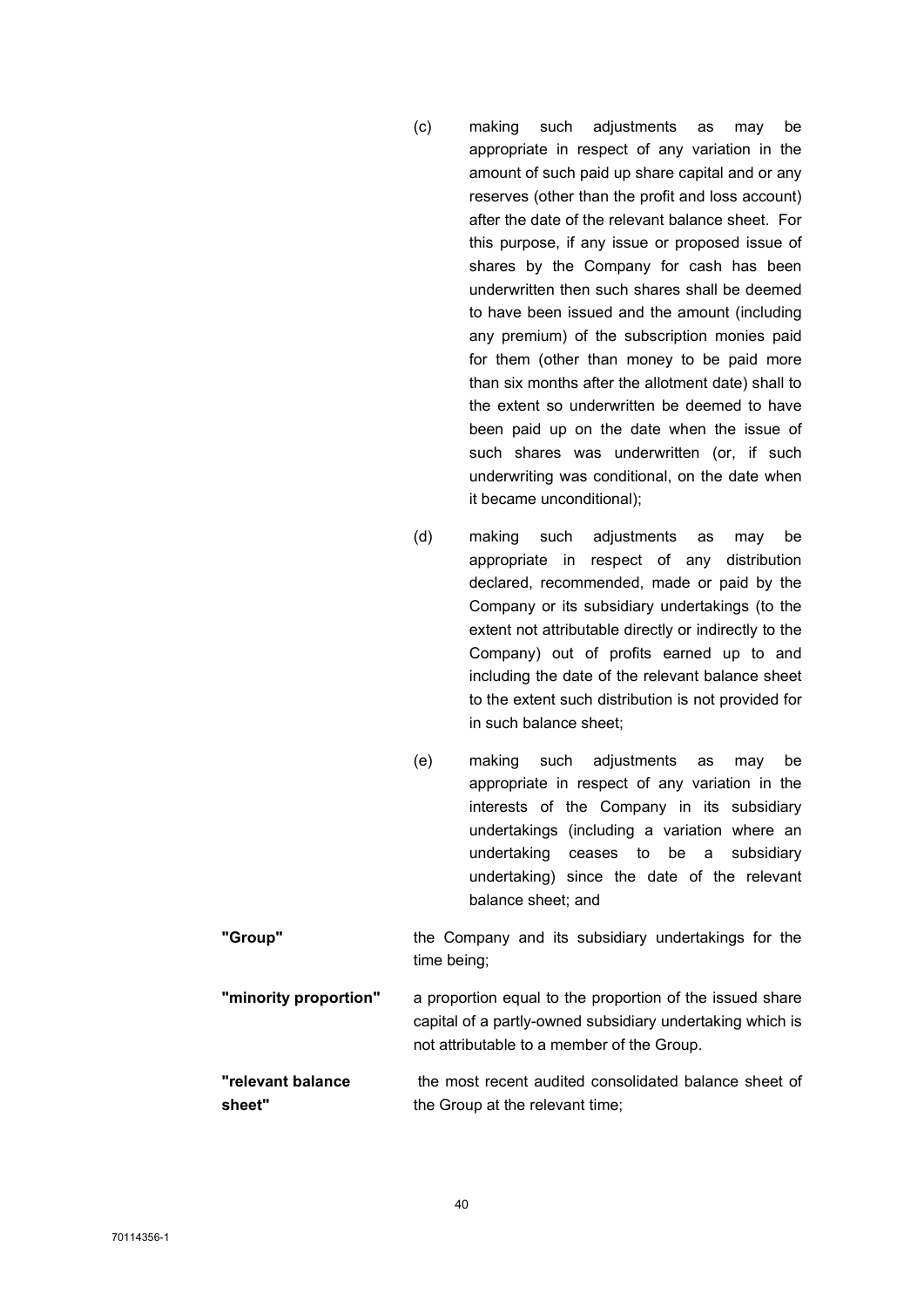(c) making such adjustments as may be appropriate in respect of any variation in the amount of such paid up share capital and or any reserves (other than the profit and loss account) after the date of the relevant balance sheet. For this purpose, if any issue or proposed issue of shares by the Company for cash has been underwritten then such shares shall be deemed to have been issued and the amount (including any premium) of the subscription monies paid for them (other than money to be paid more than six months after the allotment date) shall to the extent so underwritten be deemed to have been paid up on the date when the issue of such shares was underwritten (or, if such underwriting was conditional, on the date when it became unconditional);

(d) making such adjustments as may be appropriate in respect of any distribution declared, recommended, made or paid by the Company or its subsidiary undertakings (to the extent not attributable directly or indirectly to the Company) out of profits earned up to and including the date of the relevant balance sheet to the extent such distribution is not provided for in such balance sheet;

(e) making such adjustments as may be appropriate in respect of any variation in the interests of the Company in its subsidiary undertakings (including a variation where an undertaking ceases to be a subsidiary undertaking) since the date of the relevant balance sheet; and

**"Group"** the Company and its subsidiary undertakings for the time being;

**"minority proportion"** a proportion equal to the proportion of the issued share capital of a partly-owned subsidiary undertaking which is not attributable to a member of the Group.

**"relevant balance sheet"** the most recent audited consolidated balance sheet of the Group at the relevant time;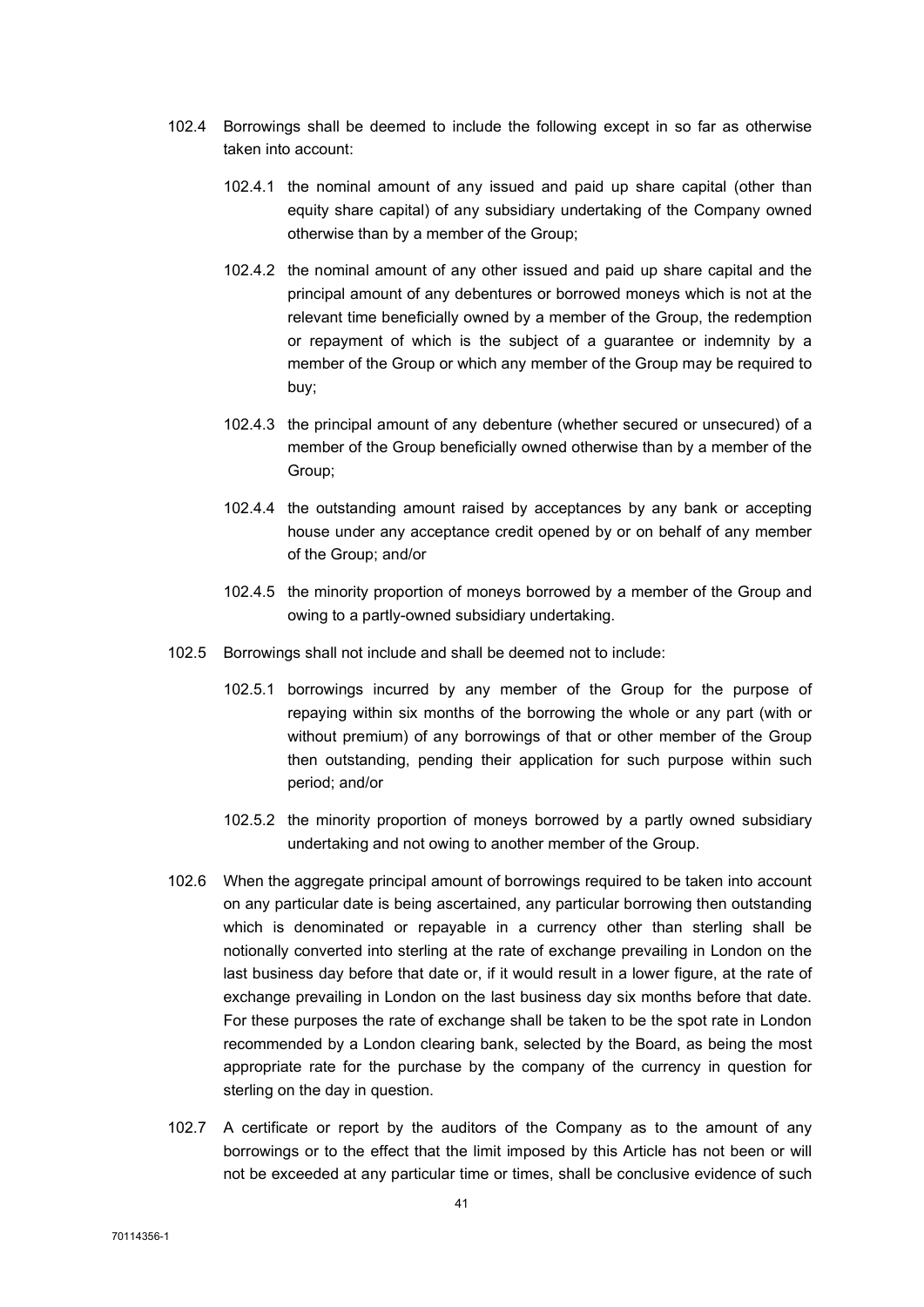102.4 Borrowings shall be deemed to include the following except in so far as otherwise taken into account:

102.4.1 the nominal amount of any issued and paid up share capital (other than equity share capital) of any subsidiary undertaking of the Company owned otherwise than by a member of the Group;

102.4.2 the nominal amount of any other issued and paid up share capital and the principal amount of any debentures or borrowed moneys which is not at the relevant time beneficially owned by a member of the Group, the redemption or repayment of which is the subject of a guarantee or indemnity by a member of the Group or which any member of the Group may be required to buy;

102.4.3 the principal amount of any debenture (whether secured or unsecured) of a member of the Group beneficially owned otherwise than by a member of the Group;

102.4.4 the outstanding amount raised by acceptances by any bank or accepting house under any acceptance credit opened by or on behalf of any member of the Group; and/or

102.4.5 the minority proportion of moneys borrowed by a member of the Group and owing to a partly-owned subsidiary undertaking.

102.5 Borrowings shall not include and shall be deemed not to include:

102.5.1 borrowings incurred by any member of the Group for the purpose of repaying within six months of the borrowing the whole or any part (with or without premium) of any borrowings of that or other member of the Group then outstanding, pending their application for such purpose within such period; and/or

102.5.2 the minority proportion of moneys borrowed by a partly owned subsidiary undertaking and not owing to another member of the Group.

102.6 When the aggregate principal amount of borrowings required to be taken into account on any particular date is being ascertained, any particular borrowing then outstanding which is denominated or repayable in a currency other than sterling shall be notionally converted into sterling at the rate of exchange prevailing in London on the last business day before that date or, if it would result in a lower figure, at the rate of exchange prevailing in London on the last business day six months before that date. For these purposes the rate of exchange shall be taken to be the spot rate in London recommended by a London clearing bank, selected by the Board, as being the most appropriate rate for the purchase by the company of the currency in question for sterling on the day in question.

102.7 A certificate or report by the auditors of the Company as to the amount of any borrowings or to the effect that the limit imposed by this Article has not been or will not be exceeded at any particular time or times, shall be conclusive evidence of such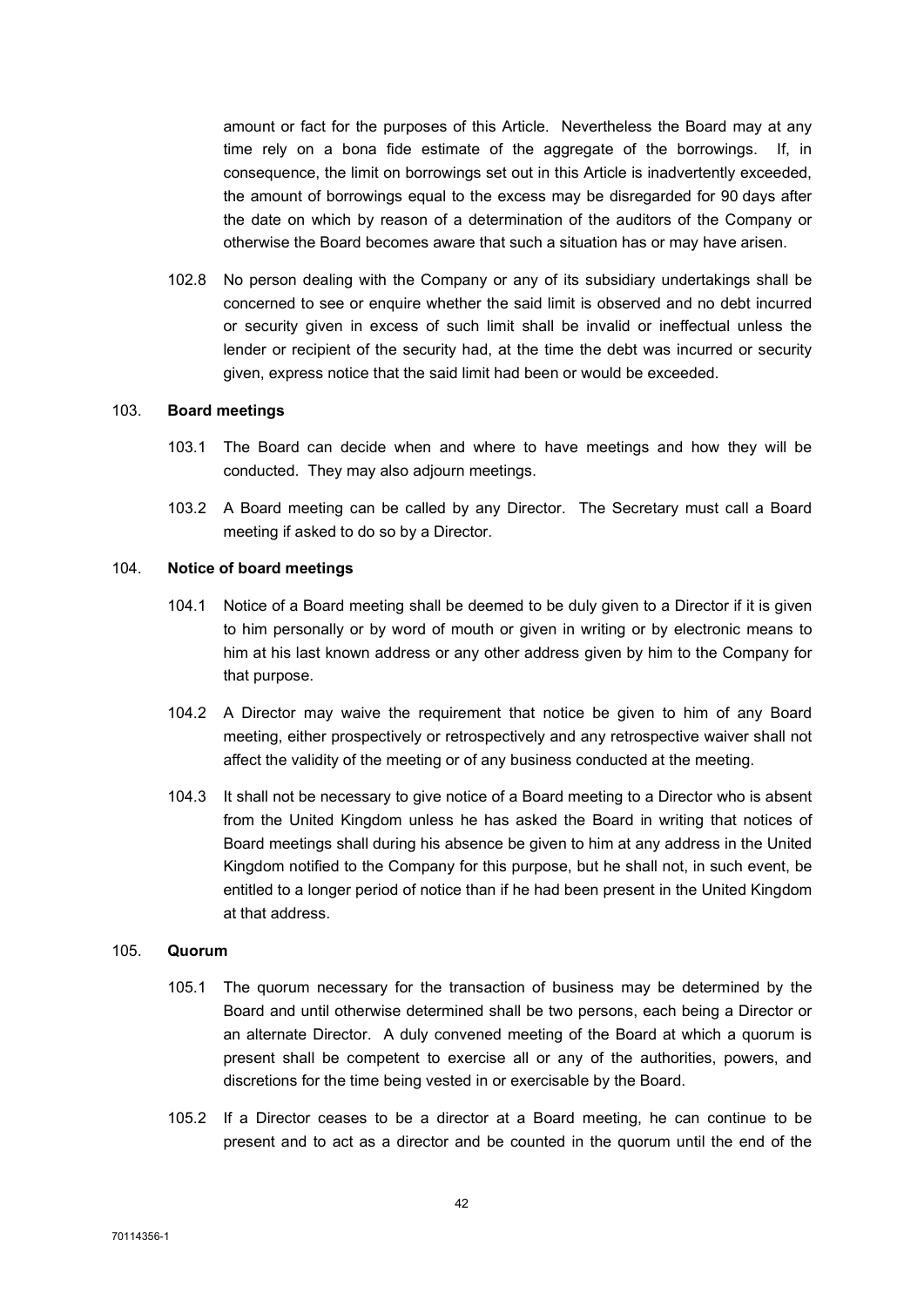amount or fact for the purposes of this Article. Nevertheless the Board may at any time rely on a bona fide estimate of the aggregate of the borrowings. If, in consequence, the limit on borrowings set out in this Article is inadvertently exceeded, the amount of borrowings equal to the excess may be disregarded for 90 days after the date on which by reason of a determination of the auditors of the Company or otherwise the Board becomes aware that such a situation has or may have arisen.

102.8 No person dealing with the Company or any of its subsidiary undertakings shall be concerned to see or enquire whether the said limit is observed and no debt incurred or security given in excess of such limit shall be invalid or ineffectual unless the lender or recipient of the security had, at the time the debt was incurred or security given, express notice that the said limit had been or would be exceeded.

## 103. Board meetings

103.1 The Board can decide when and where to have meetings and how they will be conducted. They may also adjourn meetings.

103.2 A Board meeting can be called by any Director. The Secretary must call a Board meeting if asked to do so by a Director.

## 104. Notice of board meetings

104.1 Notice of a Board meeting shall be deemed to be duly given to a Director if it is given to him personally or by word of mouth or given in writing or by electronic means to him at his last known address or any other address given by him to the Company for that purpose.

104.2 A Director may waive the requirement that notice be given to him of any Board meeting, either prospectively or retrospectively and any retrospective waiver shall not affect the validity of the meeting or of any business conducted at the meeting.

104.3 It shall not be necessary to give notice of a Board meeting to a Director who is absent from the United Kingdom unless he has asked the Board in writing that notices of Board meetings shall during his absence be given to him at any address in the United Kingdom notified to the Company for this purpose, but he shall not, in such event, be entitled to a longer period of notice than if he had been present in the United Kingdom at that address.

## 105. Quorum

105.1 The quorum necessary for the transaction of business may be determined by the Board and until otherwise determined shall be two persons, each being a Director or an alternate Director. A duly convened meeting of the Board at which a quorum is present shall be competent to exercise all or any of the authorities, powers, and discretions for the time being vested in or exercisable by the Board.

105.2 If a Director ceases to be a director at a Board meeting, he can continue to be present and to act as a director and be counted in the quorum until the end of the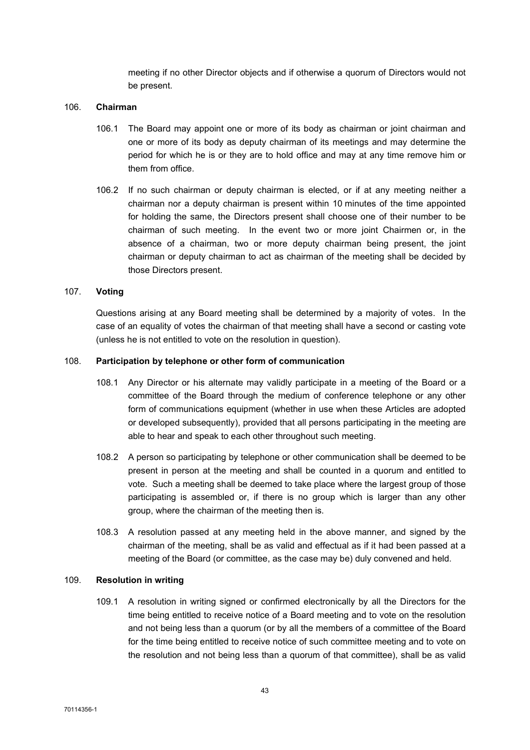meeting if no other Director objects and if otherwise a quorum of Directors would not be present.

106. **Chairman**

106.1 The Board may appoint one or more of its body as chairman or joint chairman and one or more of its body as deputy chairman of its meetings and may determine the period for which he is or they are to hold office and may at any time remove him or them from office.

106.2 If no such chairman or deputy chairman is elected, or if at any meeting neither a chairman nor a deputy chairman is present within 10 minutes of the time appointed for holding the same, the Directors present shall choose one of their number to be chairman of such meeting. In the event two or more joint Chairmen or, in the absence of a chairman, two or more deputy chairman being present, the joint chairman or deputy chairman to act as chairman of the meeting shall be decided by those Directors present.

107. **Voting**

Questions arising at any Board meeting shall be determined by a majority of votes. In the case of an equality of votes the chairman of that meeting shall have a second or casting vote (unless he is not entitled to vote on the resolution in question).

108. **Participation by telephone or other form of communication**

108.1 Any Director or his alternate may validly participate in a meeting of the Board or a committee of the Board through the medium of conference telephone or any other form of communications equipment (whether in use when these Articles are adopted or developed subsequently), provided that all persons participating in the meeting are able to hear and speak to each other throughout such meeting.

108.2 A person so participating by telephone or other communication shall be deemed to be present in person at the meeting and shall be counted in a quorum and entitled to vote. Such a meeting shall be deemed to take place where the largest group of those participating is assembled or, if there is no group which is larger than any other group, where the chairman of the meeting then is.

108.3 A resolution passed at any meeting held in the above manner, and signed by the chairman of the meeting, shall be as valid and effectual as if it had been passed at a meeting of the Board (or committee, as the case may be) duly convened and held.

109. **Resolution in writing**

109.1 A resolution in writing signed or confirmed electronically by all the Directors for the time being entitled to receive notice of a Board meeting and to vote on the resolution and not being less than a quorum (or by all the members of a committee of the Board for the time being entitled to receive notice of such committee meeting and to vote on the resolution and not being less than a quorum of that committee), shall be as valid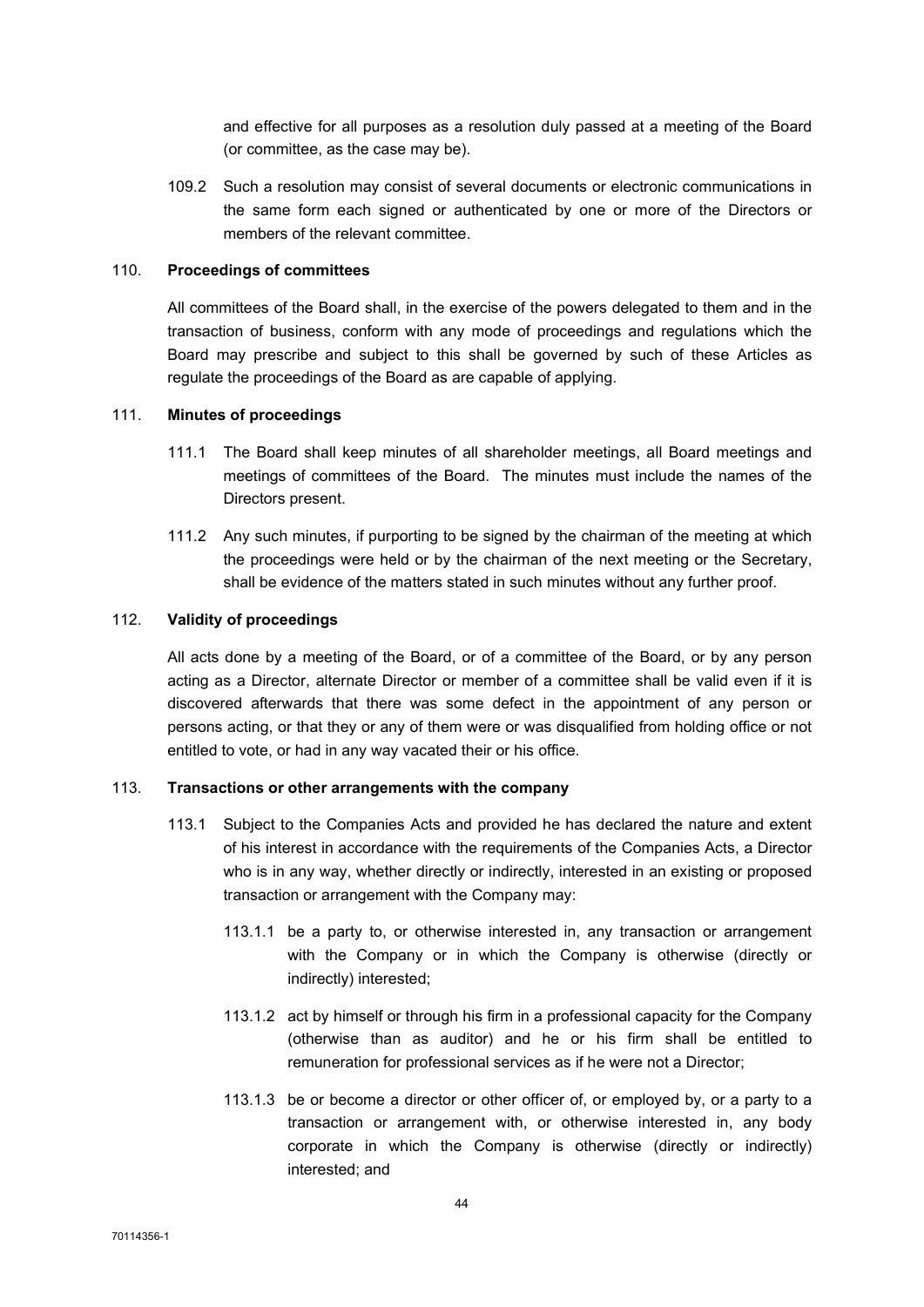and effective for all purposes as a resolution duly passed at a meeting of the Board (or committee, as the case may be).

109.2 Such a resolution may consist of several documents or electronic communications in the same form each signed or authenticated by one or more of the Directors or members of the relevant committee.

110. **Proceedings of committees**

All committees of the Board shall, in the exercise of the powers delegated to them and in the transaction of business, conform with any mode of proceedings and regulations which the Board may prescribe and subject to this shall be governed by such of these Articles as regulate the proceedings of the Board as are capable of applying.

111. **Minutes of proceedings**

111.1 The Board shall keep minutes of all shareholder meetings, all Board meetings and meetings of committees of the Board. The minutes must include the names of the Directors present.

111.2 Any such minutes, if purporting to be signed by the chairman of the meeting at which the proceedings were held or by the chairman of the next meeting or the Secretary, shall be evidence of the matters stated in such minutes without any further proof.

112. **Validity of proceedings**

All acts done by a meeting of the Board, or of a committee of the Board, or by any person acting as a Director, alternate Director or member of a committee shall be valid even if it is discovered afterwards that there was some defect in the appointment of any person or persons acting, or that they or any of them were or was disqualified from holding office or not entitled to vote, or had in any way vacated their or his office.

113. **Transactions or other arrangements with the company**

113.1 Subject to the Companies Acts and provided he has declared the nature and extent of his interest in accordance with the requirements of the Companies Acts, a Director who is in any way, whether directly or indirectly, interested in an existing or proposed transaction or arrangement with the Company may:

113.1.1 be a party to, or otherwise interested in, any transaction or arrangement with the Company or in which the Company is otherwise (directly or indirectly) interested;

113.1.2 act by himself or through his firm in a professional capacity for the Company (otherwise than as auditor) and he or his firm shall be entitled to remuneration for professional services as if he were not a Director;

113.1.3 be or become a director or other officer of, or employed by, or a party to a transaction or arrangement with, or otherwise interested in, any body corporate in which the Company is otherwise (directly or indirectly) interested; and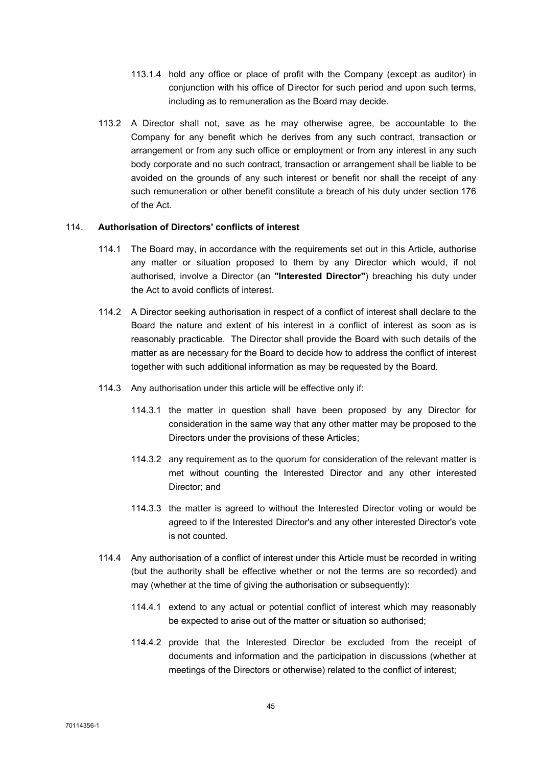113.1.4 hold any office or place of profit with the Company (except as auditor) in conjunction with his office of Director for such period and upon such terms, including as to remuneration as the Board may decide.

113.2 A Director shall not, save as he may otherwise agree, be accountable to the Company for any benefit which he derives from any such contract, transaction or arrangement or from any such office or employment or from any interest in any such body corporate and no such contract, transaction or arrangement shall be liable to be avoided on the grounds of any such interest or benefit nor shall the receipt of any such remuneration or other benefit constitute a breach of his duty under section 176 of the Act.

114. **Authorisation of Directors' conflicts of interest**

114.1 The Board may, in accordance with the requirements set out in this Article, authorise any matter or situation proposed to them by any Director which would, if not authorised, involve a Director (an **"Interested Director"**) breaching his duty under the Act to avoid conflicts of interest.

114.2 A Director seeking authorisation in respect of a conflict of interest shall declare to the Board the nature and extent of his interest in a conflict of interest as soon as is reasonably practicable. The Director shall provide the Board with such details of the matter as are necessary for the Board to decide how to address the conflict of interest together with such additional information as may be requested by the Board.

114.3 Any authorisation under this article will be effective only if:

114.3.1 the matter in question shall have been proposed by any Director for consideration in the same way that any other matter may be proposed to the Directors under the provisions of these Articles;

114.3.2 any requirement as to the quorum for consideration of the relevant matter is met without counting the Interested Director and any other interested Director; and

114.3.3 the matter is agreed to without the Interested Director voting or would be agreed to if the Interested Director's and any other interested Director's vote is not counted.

114.4 Any authorisation of a conflict of interest under this Article must be recorded in writing (but the authority shall be effective whether or not the terms are so recorded) and may (whether at the time of giving the authorisation or subsequently):

114.4.1 extend to any actual or potential conflict of interest which may reasonably be expected to arise out of the matter or situation so authorised;

114.4.2 provide that the Interested Director be excluded from the receipt of documents and information and the participation in discussions (whether at meetings of the Directors or otherwise) related to the conflict of interest;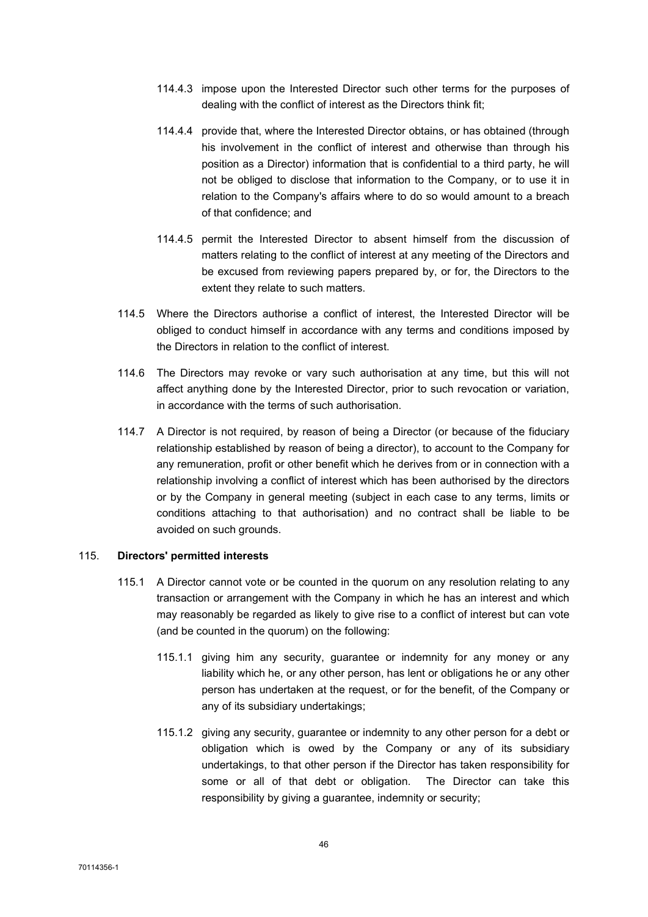114.4.3 impose upon the Interested Director such other terms for the purposes of dealing with the conflict of interest as the Directors think fit;

114.4.4 provide that, where the Interested Director obtains, or has obtained (through his involvement in the conflict of interest and otherwise than through his position as a Director) information that is confidential to a third party, he will not be obliged to disclose that information to the Company, or to use it in relation to the Company's affairs where to do so would amount to a breach of that confidence; and

114.4.5 permit the Interested Director to absent himself from the discussion of matters relating to the conflict of interest at any meeting of the Directors and be excused from reviewing papers prepared by, or for, the Directors to the extent they relate to such matters.

114.5 Where the Directors authorise a conflict of interest, the Interested Director will be obliged to conduct himself in accordance with any terms and conditions imposed by the Directors in relation to the conflict of interest.

114.6 The Directors may revoke or vary such authorisation at any time, but this will not affect anything done by the Interested Director, prior to such revocation or variation, in accordance with the terms of such authorisation.

114.7 A Director is not required, by reason of being a Director (or because of the fiduciary relationship established by reason of being a director), to account to the Company for any remuneration, profit or other benefit which he derives from or in connection with a relationship involving a conflict of interest which has been authorised by the directors or by the Company in general meeting (subject in each case to any terms, limits or conditions attaching to that authorisation) and no contract shall be liable to be avoided on such grounds.

## 115. Directors' permitted interests

115.1 A Director cannot vote or be counted in the quorum on any resolution relating to any transaction or arrangement with the Company in which he has an interest and which may reasonably be regarded as likely to give rise to a conflict of interest but can vote (and be counted in the quorum) on the following:

115.1.1 giving him any security, guarantee or indemnity for any money or any liability which he, or any other person, has lent or obligations he or any other person has undertaken at the request, or for the benefit, of the Company or any of its subsidiary undertakings;

115.1.2 giving any security, guarantee or indemnity to any other person for a debt or obligation which is owed by the Company or any of its subsidiary undertakings, to that other person if the Director has taken responsibility for some or all of that debt or obligation. The Director can take this responsibility by giving a guarantee, indemnity or security;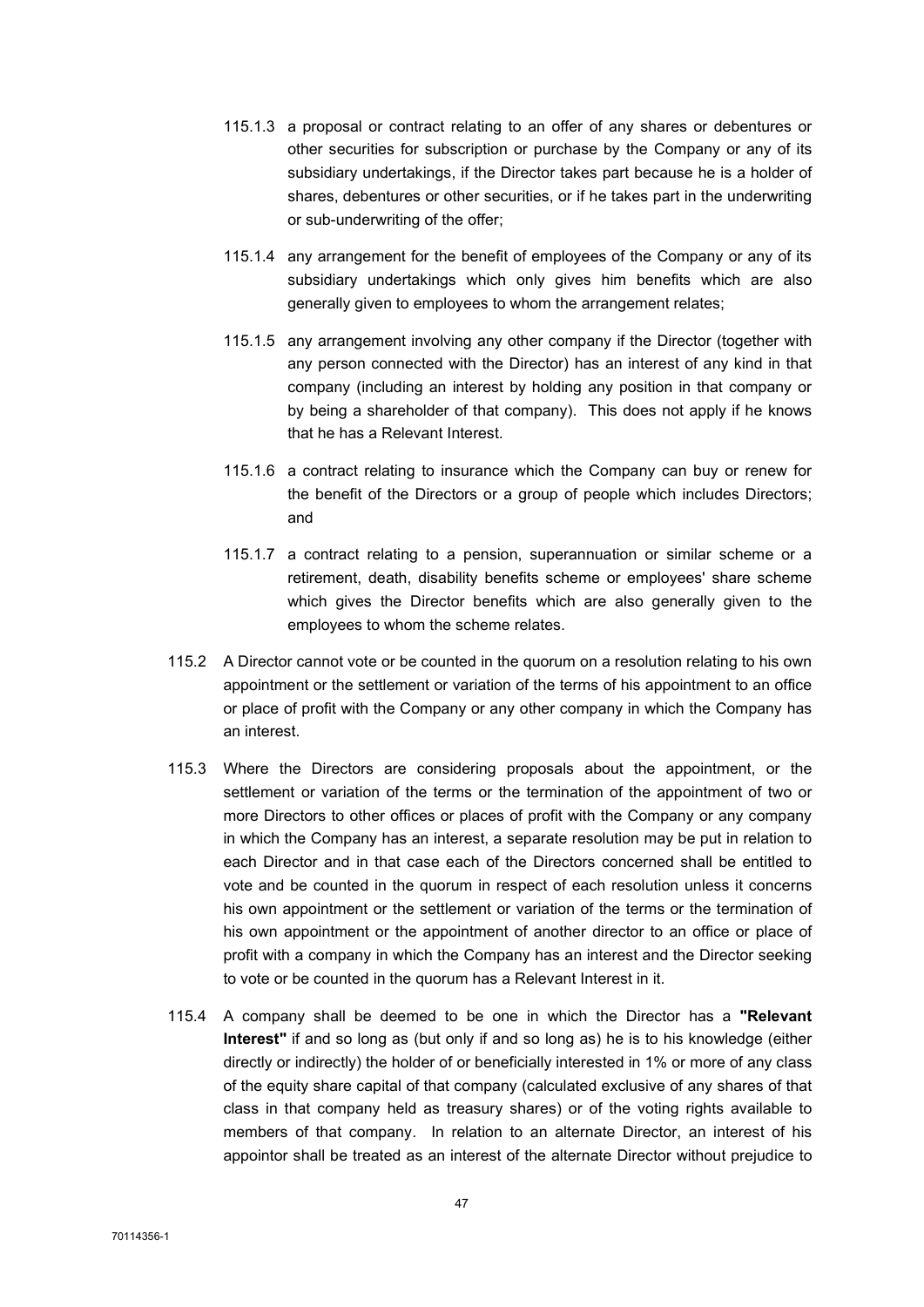115.1.3 a proposal or contract relating to an offer of any shares or debentures or other securities for subscription or purchase by the Company or any of its subsidiary undertakings, if the Director takes part because he is a holder of shares, debentures or other securities, or if he takes part in the underwriting or sub-underwriting of the offer;

115.1.4 any arrangement for the benefit of employees of the Company or any of its subsidiary undertakings which only gives him benefits which are also generally given to employees to whom the arrangement relates;

115.1.5 any arrangement involving any other company if the Director (together with any person connected with the Director) has an interest of any kind in that company (including an interest by holding any position in that company or by being a shareholder of that company). This does not apply if he knows that he has a Relevant Interest.

115.1.6 a contract relating to insurance which the Company can buy or renew for the benefit of the Directors or a group of people which includes Directors; and

115.1.7 a contract relating to a pension, superannuation or similar scheme or a retirement, death, disability benefits scheme or employees' share scheme which gives the Director benefits which are also generally given to the employees to whom the scheme relates.

115.2 A Director cannot vote or be counted in the quorum on a resolution relating to his own appointment or the settlement or variation of the terms of his appointment to an office or place of profit with the Company or any other company in which the Company has an interest.

115.3 Where the Directors are considering proposals about the appointment, or the settlement or variation of the terms or the termination of the appointment of two or more Directors to other offices or places of profit with the Company or any company in which the Company has an interest, a separate resolution may be put in relation to each Director and in that case each of the Directors concerned shall be entitled to vote and be counted in the quorum in respect of each resolution unless it concerns his own appointment or the settlement or variation of the terms or the termination of his own appointment or the appointment of another director to an office or place of profit with a company in which the Company has an interest and the Director seeking to vote or be counted in the quorum has a Relevant Interest in it.

115.4 A company shall be deemed to be one in which the Director has a **"Relevant Interest"** if and so long as (but only if and so long as) he is to his knowledge (either directly or indirectly) the holder of or beneficially interested in 1% or more of any class of the equity share capital of that company (calculated exclusive of any shares of that class in that company held as treasury shares) or of the voting rights available to members of that company. In relation to an alternate Director, an interest of his appointor shall be treated as an interest of the alternate Director without prejudice to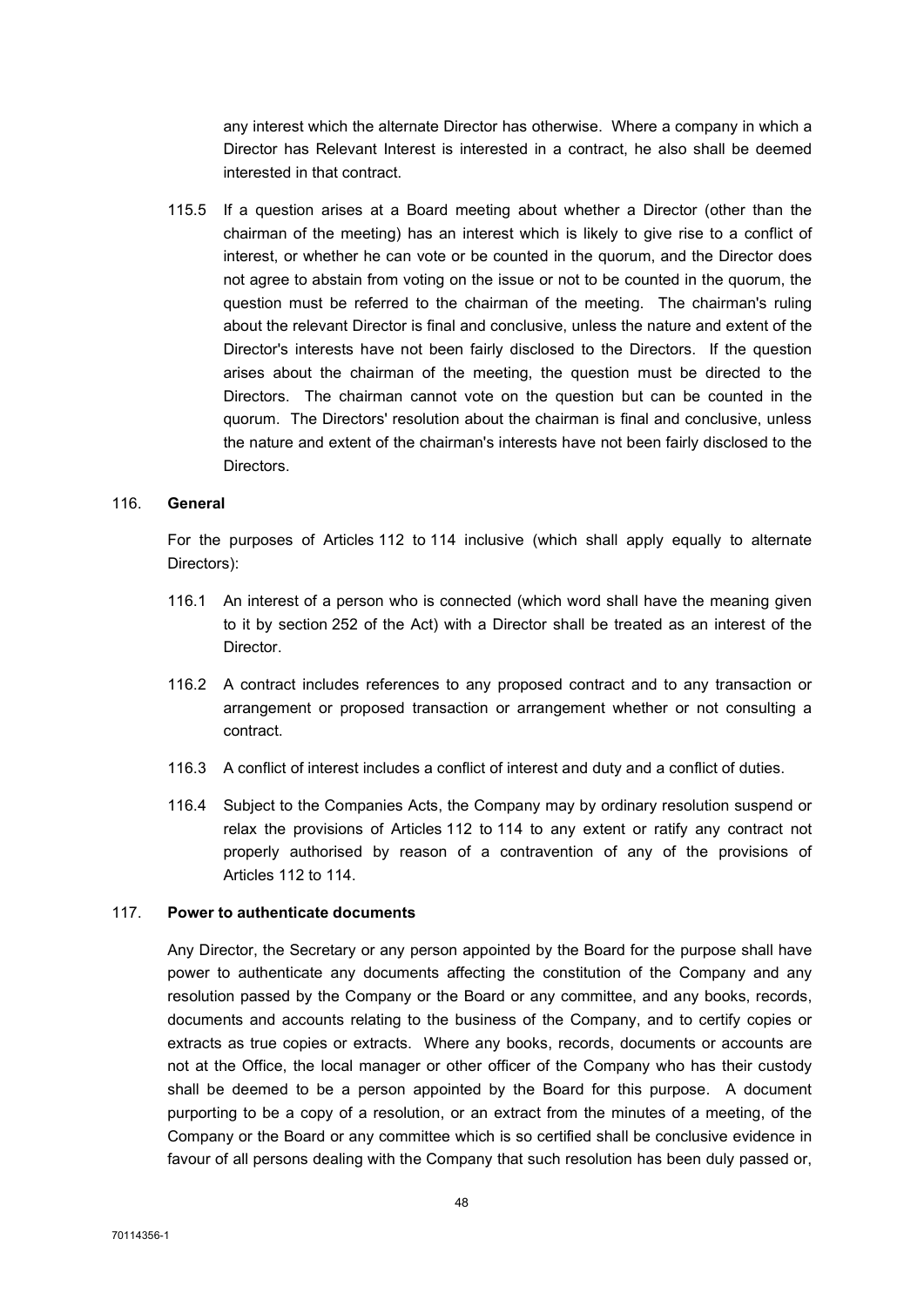any interest which the alternate Director has otherwise. Where a company in which a Director has Relevant Interest is interested in a contract, he also shall be deemed interested in that contract.

115.5 If a question arises at a Board meeting about whether a Director (other than the chairman of the meeting) has an interest which is likely to give rise to a conflict of interest, or whether he can vote or be counted in the quorum, and the Director does not agree to abstain from voting on the issue or not to be counted in the quorum, the question must be referred to the chairman of the meeting. The chairman's ruling about the relevant Director is final and conclusive, unless the nature and extent of the Director's interests have not been fairly disclosed to the Directors. If the question arises about the chairman of the meeting, the question must be directed to the Directors. The chairman cannot vote on the question but can be counted in the quorum. The Directors' resolution about the chairman is final and conclusive, unless the nature and extent of the chairman's interests have not been fairly disclosed to the Directors.

116. **General**

For the purposes of Articles 112 to 114 inclusive (which shall apply equally to alternate Directors):

116.1 An interest of a person who is connected (which word shall have the meaning given to it by section 252 of the Act) with a Director shall be treated as an interest of the Director.

116.2 A contract includes references to any proposed contract and to any transaction or arrangement or proposed transaction or arrangement whether or not consulting a contract.

116.3 A conflict of interest includes a conflict of interest and duty and a conflict of duties.

116.4 Subject to the Companies Acts, the Company may by ordinary resolution suspend or relax the provisions of Articles 112 to 114 to any extent or ratify any contract not properly authorised by reason of a contravention of any of the provisions of Articles 112 to 114.

117. **Power to authenticate documents**

Any Director, the Secretary or any person appointed by the Board for the purpose shall have power to authenticate any documents affecting the constitution of the Company and any resolution passed by the Company or the Board or any committee, and any books, records, documents and accounts relating to the business of the Company, and to certify copies or extracts as true copies or extracts. Where any books, records, documents or accounts are not at the Office, the local manager or other officer of the Company who has their custody shall be deemed to be a person appointed by the Board for this purpose. A document purporting to be a copy of a resolution, or an extract from the minutes of a meeting, of the Company or the Board or any committee which is so certified shall be conclusive evidence in favour of all persons dealing with the Company that such resolution has been duly passed or,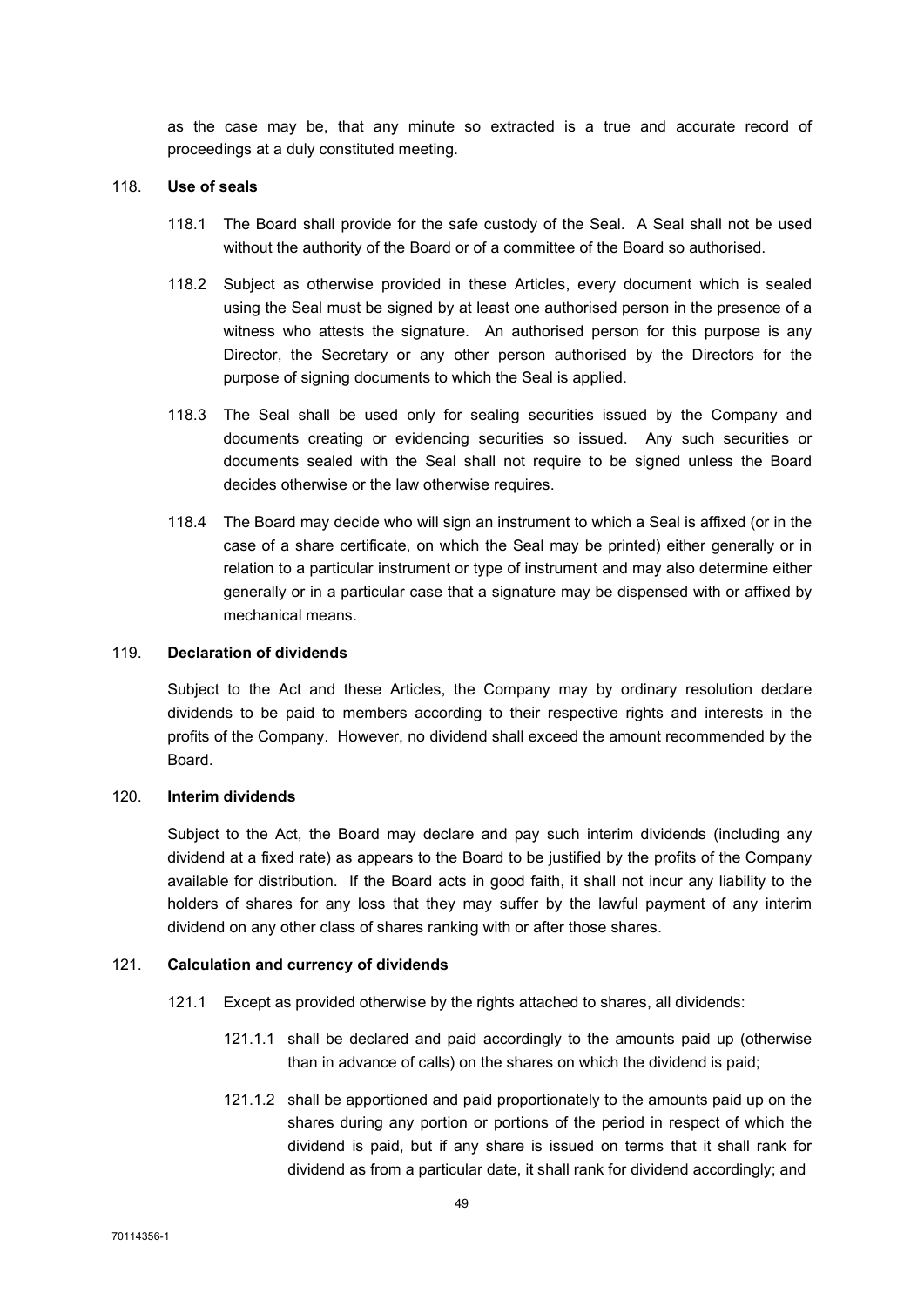as the case may be, that any minute so extracted is a true and accurate record of proceedings at a duly constituted meeting.

118. **Use of seals**

118.1 The Board shall provide for the safe custody of the Seal. A Seal shall not be used without the authority of the Board or of a committee of the Board so authorised.

118.2 Subject as otherwise provided in these Articles, every document which is sealed using the Seal must be signed by at least one authorised person in the presence of a witness who attests the signature. An authorised person for this purpose is any Director, the Secretary or any other person authorised by the Directors for the purpose of signing documents to which the Seal is applied.

118.3 The Seal shall be used only for sealing securities issued by the Company and documents creating or evidencing securities so issued. Any such securities or documents sealed with the Seal shall not require to be signed unless the Board decides otherwise or the law otherwise requires.

118.4 The Board may decide who will sign an instrument to which a Seal is affixed (or in the case of a share certificate, on which the Seal may be printed) either generally or in relation to a particular instrument or type of instrument and may also determine either generally or in a particular case that a signature may be dispensed with or affixed by mechanical means.

119. **Declaration of dividends**

Subject to the Act and these Articles, the Company may by ordinary resolution declare dividends to be paid to members according to their respective rights and interests in the profits of the Company. However, no dividend shall exceed the amount recommended by the Board.

120. **Interim dividends**

Subject to the Act, the Board may declare and pay such interim dividends (including any dividend at a fixed rate) as appears to the Board to be justified by the profits of the Company available for distribution. If the Board acts in good faith, it shall not incur any liability to the holders of shares for any loss that they may suffer by the lawful payment of any interim dividend on any other class of shares ranking with or after those shares.

121. **Calculation and currency of dividends**

121.1 Except as provided otherwise by the rights attached to shares, all dividends:

121.1.1 shall be declared and paid accordingly to the amounts paid up (otherwise than in advance of calls) on the shares on which the dividend is paid;

121.1.2 shall be apportioned and paid proportionately to the amounts paid up on the shares during any portion or portions of the period in respect of which the dividend is paid, but if any share is issued on terms that it shall rank for dividend as from a particular date, it shall rank for dividend accordingly; and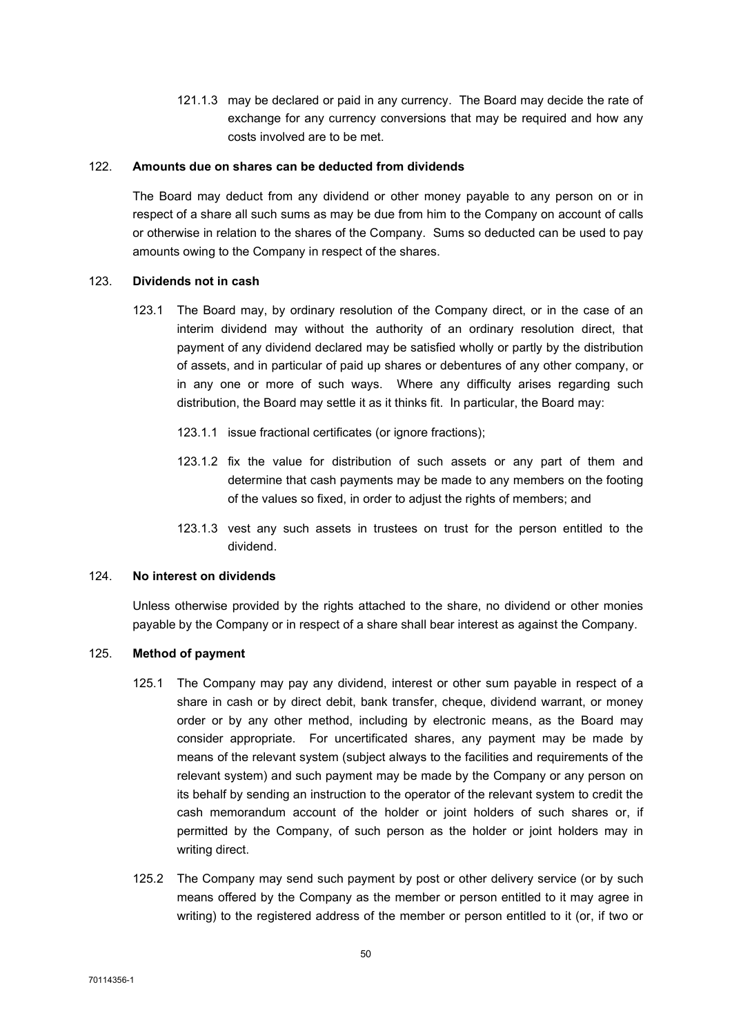121.1.3 may be declared or paid in any currency. The Board may decide the rate of exchange for any currency conversions that may be required and how any costs involved are to be met.

### 122. Amounts due on shares can be deducted from dividends

The Board may deduct from any dividend or other money payable to any person on or in respect of a share all such sums as may be due from him to the Company on account of calls or otherwise in relation to the shares of the Company. Sums so deducted can be used to pay amounts owing to the Company in respect of the shares.

### 123. Dividends not in cash

123.1 The Board may, by ordinary resolution of the Company direct, or in the case of an interim dividend may without the authority of an ordinary resolution direct, that payment of any dividend declared may be satisfied wholly or partly by the distribution of assets, and in particular of paid up shares or debentures of any other company, or in any one or more of such ways. Where any difficulty arises regarding such distribution, the Board may settle it as it thinks fit. In particular, the Board may:

123.1.1 issue fractional certificates (or ignore fractions);

123.1.2 fix the value for distribution of such assets or any part of them and determine that cash payments may be made to any members on the footing of the values so fixed, in order to adjust the rights of members; and

123.1.3 vest any such assets in trustees on trust for the person entitled to the dividend.

### 124. No interest on dividends

Unless otherwise provided by the rights attached to the share, no dividend or other monies payable by the Company or in respect of a share shall bear interest as against the Company.

### 125. Method of payment

125.1 The Company may pay any dividend, interest or other sum payable in respect of a share in cash or by direct debit, bank transfer, cheque, dividend warrant, or money order or by any other method, including by electronic means, as the Board may consider appropriate. For uncertificated shares, any payment may be made by means of the relevant system (subject always to the facilities and requirements of the relevant system) and such payment may be made by the Company or any person on its behalf by sending an instruction to the operator of the relevant system to credit the cash memorandum account of the holder or joint holders of such shares or, if permitted by the Company, of such person as the holder or joint holders may in writing direct.

125.2 The Company may send such payment by post or other delivery service (or by such means offered by the Company as the member or person entitled to it may agree in writing) to the registered address of the member or person entitled to it (or, if two or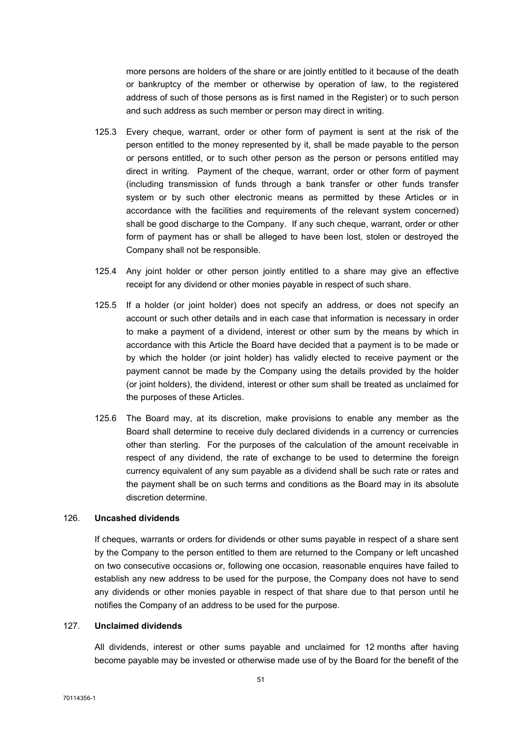more persons are holders of the share or are jointly entitled to it because of the death or bankruptcy of the member or otherwise by operation of law, to the registered address of such of those persons as is first named in the Register) or to such person and such address as such member or person may direct in writing.

125.3 Every cheque, warrant, order or other form of payment is sent at the risk of the person entitled to the money represented by it, shall be made payable to the person or persons entitled, or to such other person as the person or persons entitled may direct in writing. Payment of the cheque, warrant, order or other form of payment (including transmission of funds through a bank transfer or other funds transfer system or by such other electronic means as permitted by these Articles or in accordance with the facilities and requirements of the relevant system concerned) shall be good discharge to the Company. If any such cheque, warrant, order or other form of payment has or shall be alleged to have been lost, stolen or destroyed the Company shall not be responsible.

125.4 Any joint holder or other person jointly entitled to a share may give an effective receipt for any dividend or other monies payable in respect of such share.

125.5 If a holder (or joint holder) does not specify an address, or does not specify an account or such other details and in each case that information is necessary in order to make a payment of a dividend, interest or other sum by the means by which in accordance with this Article the Board have decided that a payment is to be made or by which the holder (or joint holder) has validly elected to receive payment or the payment cannot be made by the Company using the details provided by the holder (or joint holders), the dividend, interest or other sum shall be treated as unclaimed for the purposes of these Articles.

125.6 The Board may, at its discretion, make provisions to enable any member as the Board shall determine to receive duly declared dividends in a currency or currencies other than sterling. For the purposes of the calculation of the amount receivable in respect of any dividend, the rate of exchange to be used to determine the foreign currency equivalent of any sum payable as a dividend shall be such rate or rates and the payment shall be on such terms and conditions as the Board may in its absolute discretion determine.

## 126. Uncashed dividends

If cheques, warrants or orders for dividends or other sums payable in respect of a share sent by the Company to the person entitled to them are returned to the Company or left uncashed on two consecutive occasions or, following one occasion, reasonable enquires have failed to establish any new address to be used for the purpose, the Company does not have to send any dividends or other monies payable in respect of that share due to that person until he notifies the Company of an address to be used for the purpose.

## 127. Unclaimed dividends

All dividends, interest or other sums payable and unclaimed for 12 months after having become payable may be invested or otherwise made use of by the Board for the benefit of the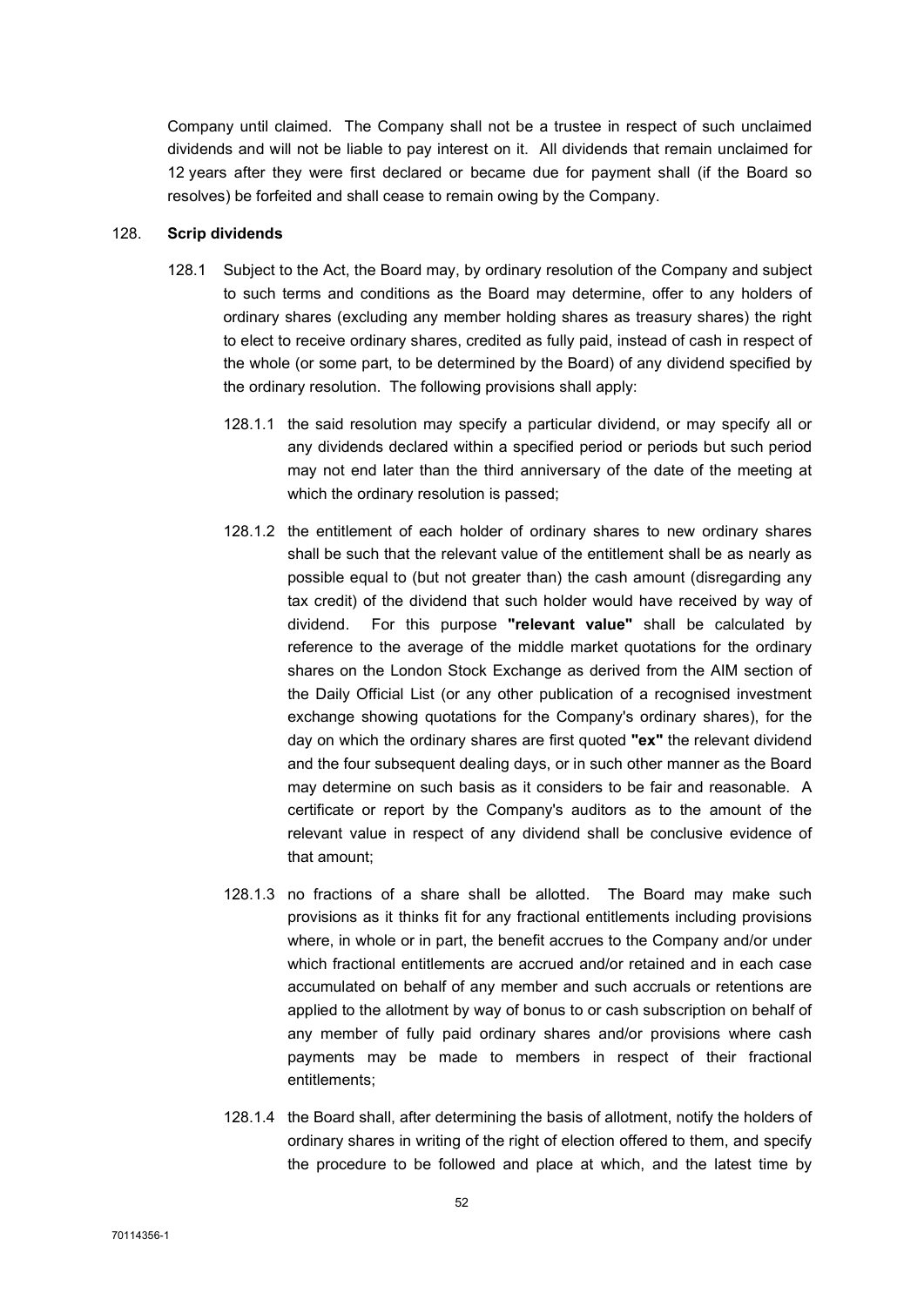Company until claimed. The Company shall not be a trustee in respect of such unclaimed dividends and will not be liable to pay interest on it. All dividends that remain unclaimed for 12 years after they were first declared or became due for payment shall (if the Board so resolves) be forfeited and shall cease to remain owing by the Company.

128. **Scrip dividends**

128.1 Subject to the Act, the Board may, by ordinary resolution of the Company and subject to such terms and conditions as the Board may determine, offer to any holders of ordinary shares (excluding any member holding shares as treasury shares) the right to elect to receive ordinary shares, credited as fully paid, instead of cash in respect of the whole (or some part, to be determined by the Board) of any dividend specified by the ordinary resolution. The following provisions shall apply:

128.1.1 the said resolution may specify a particular dividend, or may specify all or any dividends declared within a specified period or periods but such period may not end later than the third anniversary of the date of the meeting at which the ordinary resolution is passed;

128.1.2 the entitlement of each holder of ordinary shares to new ordinary shares shall be such that the relevant value of the entitlement shall be as nearly as possible equal to (but not greater than) the cash amount (disregarding any tax credit) of the dividend that such holder would have received by way of dividend. For this purpose **"relevant value"** shall be calculated by reference to the average of the middle market quotations for the ordinary shares on the London Stock Exchange as derived from the AIM section of the Daily Official List (or any other publication of a recognised investment exchange showing quotations for the Company's ordinary shares), for the day on which the ordinary shares are first quoted **"ex"** the relevant dividend and the four subsequent dealing days, or in such other manner as the Board may determine on such basis as it considers to be fair and reasonable. A certificate or report by the Company's auditors as to the amount of the relevant value in respect of any dividend shall be conclusive evidence of that amount;

128.1.3 no fractions of a share shall be allotted. The Board may make such provisions as it thinks fit for any fractional entitlements including provisions where, in whole or in part, the benefit accrues to the Company and/or under which fractional entitlements are accrued and/or retained and in each case accumulated on behalf of any member and such accruals or retentions are applied to the allotment by way of bonus to or cash subscription on behalf of any member of fully paid ordinary shares and/or provisions where cash payments may be made to members in respect of their fractional entitlements;

128.1.4 the Board shall, after determining the basis of allotment, notify the holders of ordinary shares in writing of the right of election offered to them, and specify the procedure to be followed and place at which, and the latest time by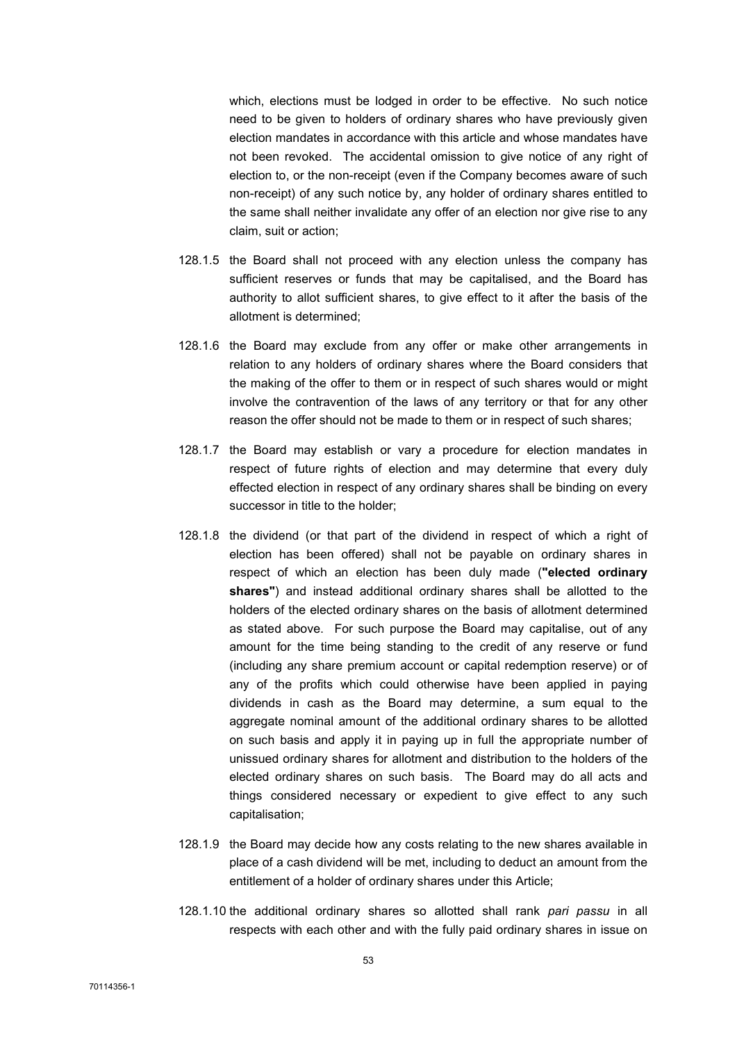which, elections must be lodged in order to be effective. No such notice need to be given to holders of ordinary shares who have previously given election mandates in accordance with this article and whose mandates have not been revoked. The accidental omission to give notice of any right of election to, or the non-receipt (even if the Company becomes aware of such non-receipt) of any such notice by, any holder of ordinary shares entitled to the same shall neither invalidate any offer of an election nor give rise to any claim, suit or action;

128.1.5 the Board shall not proceed with any election unless the company has sufficient reserves or funds that may be capitalised, and the Board has authority to allot sufficient shares, to give effect to it after the basis of the allotment is determined;

128.1.6 the Board may exclude from any offer or make other arrangements in relation to any holders of ordinary shares where the Board considers that the making of the offer to them or in respect of such shares would or might involve the contravention of the laws of any territory or that for any other reason the offer should not be made to them or in respect of such shares;

128.1.7 the Board may establish or vary a procedure for election mandates in respect of future rights of election and may determine that every duly effected election in respect of any ordinary shares shall be binding on every successor in title to the holder;

128.1.8 the dividend (or that part of the dividend in respect of which a right of election has been offered) shall not be payable on ordinary shares in respect of which an election has been duly made (**"elected ordinary shares"**) and instead additional ordinary shares shall be allotted to the holders of the elected ordinary shares on the basis of allotment determined as stated above. For such purpose the Board may capitalise, out of any amount for the time being standing to the credit of any reserve or fund (including any share premium account or capital redemption reserve) or of any of the profits which could otherwise have been applied in paying dividends in cash as the Board may determine, a sum equal to the aggregate nominal amount of the additional ordinary shares to be allotted on such basis and apply it in paying up in full the appropriate number of unissued ordinary shares for allotment and distribution to the holders of the elected ordinary shares on such basis. The Board may do all acts and things considered necessary or expedient to give effect to any such capitalisation;

128.1.9 the Board may decide how any costs relating to the new shares available in place of a cash dividend will be met, including to deduct an amount from the entitlement of a holder of ordinary shares under this Article;

128.1.10 the additional ordinary shares so allotted shall rank *pari passu* in all respects with each other and with the fully paid ordinary shares in issue on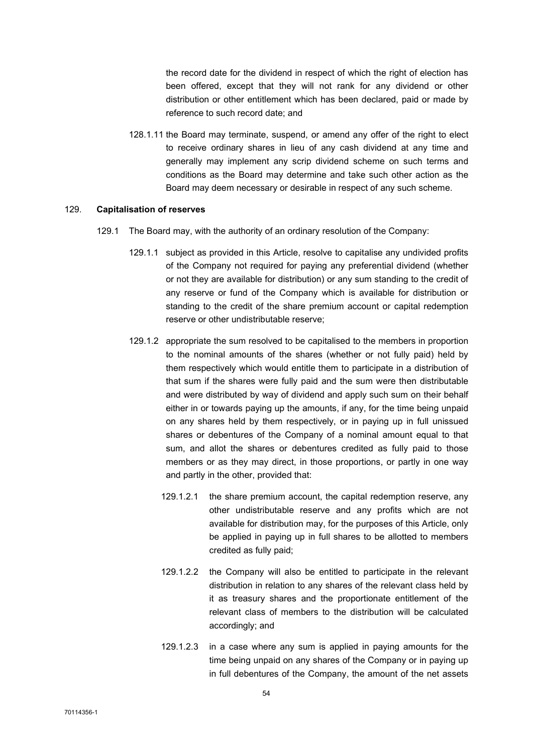the record date for the dividend in respect of which the right of election has been offered, except that they will not rank for any dividend or other distribution or other entitlement which has been declared, paid or made by reference to such record date; and

128.1.11 the Board may terminate, suspend, or amend any offer of the right to elect to receive ordinary shares in lieu of any cash dividend at any time and generally may implement any scrip dividend scheme on such terms and conditions as the Board may determine and take such other action as the Board may deem necessary or desirable in respect of any such scheme.

129. **Capitalisation of reserves**

129.1 The Board may, with the authority of an ordinary resolution of the Company:

129.1.1 subject as provided in this Article, resolve to capitalise any undivided profits of the Company not required for paying any preferential dividend (whether or not they are available for distribution) or any sum standing to the credit of any reserve or fund of the Company which is available for distribution or standing to the credit of the share premium account or capital redemption reserve or other undistributable reserve;

129.1.2 appropriate the sum resolved to be capitalised to the members in proportion to the nominal amounts of the shares (whether or not fully paid) held by them respectively which would entitle them to participate in a distribution of that sum if the shares were fully paid and the sum were then distributable and were distributed by way of dividend and apply such sum on their behalf either in or towards paying up the amounts, if any, for the time being unpaid on any shares held by them respectively, or in paying up in full unissued shares or debentures of the Company of a nominal amount equal to that sum, and allot the shares or debentures credited as fully paid to those members or as they may direct, in those proportions, or partly in one way and partly in the other, provided that:

129.1.2.1 the share premium account, the capital redemption reserve, any other undistributable reserve and any profits which are not available for distribution may, for the purposes of this Article, only be applied in paying up in full shares to be allotted to members credited as fully paid;

129.1.2.2 the Company will also be entitled to participate in the relevant distribution in relation to any shares of the relevant class held by it as treasury shares and the proportionate entitlement of the relevant class of members to the distribution will be calculated accordingly; and

129.1.2.3 in a case where any sum is applied in paying amounts for the time being unpaid on any shares of the Company or in paying up in full debentures of the Company, the amount of the net assets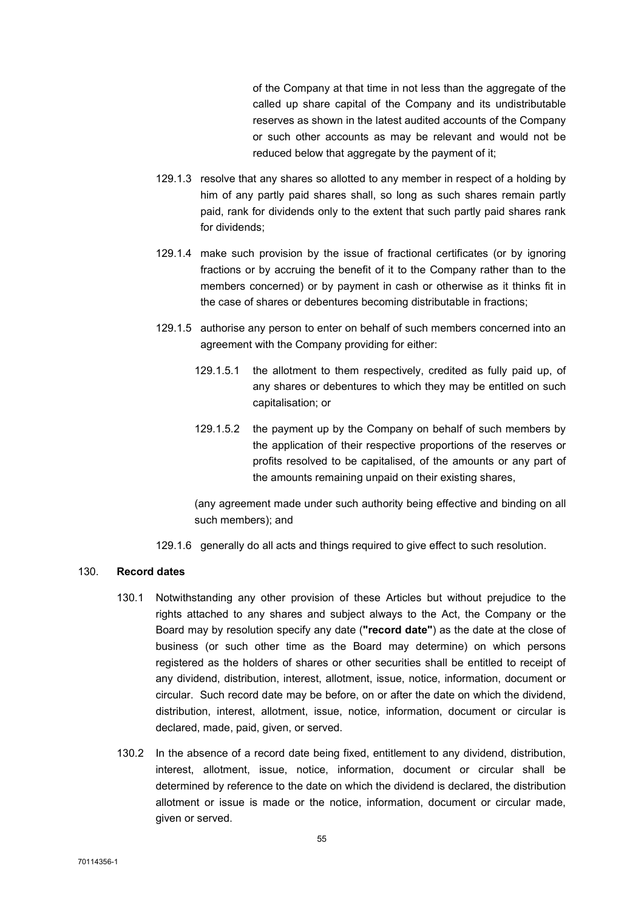of the Company at that time in not less than the aggregate of the called up share capital of the Company and its undistributable reserves as shown in the latest audited accounts of the Company or such other accounts as may be relevant and would not be reduced below that aggregate by the payment of it;

129.1.3 resolve that any shares so allotted to any member in respect of a holding by him of any partly paid shares shall, so long as such shares remain partly paid, rank for dividends only to the extent that such partly paid shares rank for dividends;

129.1.4 make such provision by the issue of fractional certificates (or by ignoring fractions or by accruing the benefit of it to the Company rather than to the members concerned) or by payment in cash or otherwise as it thinks fit in the case of shares or debentures becoming distributable in fractions;

129.1.5 authorise any person to enter on behalf of such members concerned into an agreement with the Company providing for either:

129.1.5.1 the allotment to them respectively, credited as fully paid up, of any shares or debentures to which they may be entitled on such capitalisation; or

129.1.5.2 the payment up by the Company on behalf of such members by the application of their respective proportions of the reserves or profits resolved to be capitalised, of the amounts or any part of the amounts remaining unpaid on their existing shares,

(any agreement made under such authority being effective and binding on all such members); and

129.1.6 generally do all acts and things required to give effect to such resolution.

## 130. Record dates

130.1 Notwithstanding any other provision of these Articles but without prejudice to the rights attached to any shares and subject always to the Act, the Company or the Board may by resolution specify any date (**"record date"**) as the date at the close of business (or such other time as the Board may determine) on which persons registered as the holders of shares or other securities shall be entitled to receipt of any dividend, distribution, interest, allotment, issue, notice, information, document or circular. Such record date may be before, on or after the date on which the dividend, distribution, interest, allotment, issue, notice, information, document or circular is declared, made, paid, given, or served.

130.2 In the absence of a record date being fixed, entitlement to any dividend, distribution, interest, allotment, issue, notice, information, document or circular shall be determined by reference to the date on which the dividend is declared, the distribution allotment or issue is made or the notice, information, document or circular made, given or served.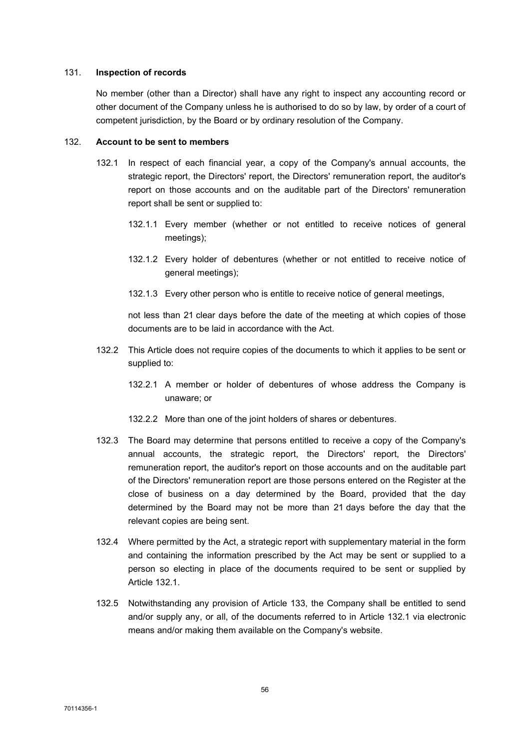## 131. **Inspection of records**

No member (other than a Director) shall have any right to inspect any accounting record or other document of the Company unless he is authorised to do so by law, by order of a court of competent jurisdiction, by the Board or by ordinary resolution of the Company.

## 132. **Account to be sent to members**

132.1 In respect of each financial year, a copy of the Company's annual accounts, the strategic report, the Directors' report, the Directors' remuneration report, the auditor's report on those accounts and on the auditable part of the Directors' remuneration report shall be sent or supplied to:

132.1.1 Every member (whether or not entitled to receive notices of general meetings);

132.1.2 Every holder of debentures (whether or not entitled to receive notice of general meetings);

132.1.3 Every other person who is entitle to receive notice of general meetings,

not less than 21 clear days before the date of the meeting at which copies of those documents are to be laid in accordance with the Act.

132.2 This Article does not require copies of the documents to which it applies to be sent or supplied to:

132.2.1 A member or holder of debentures of whose address the Company is unaware; or

132.2.2 More than one of the joint holders of shares or debentures.

132.3 The Board may determine that persons entitled to receive a copy of the Company's annual accounts, the strategic report, the Directors' report, the Directors' remuneration report, the auditor's report on those accounts and on the auditable part of the Directors' remuneration report are those persons entered on the Register at the close of business on a day determined by the Board, provided that the day determined by the Board may not be more than 21 days before the day that the relevant copies are being sent.

132.4 Where permitted by the Act, a strategic report with supplementary material in the form and containing the information prescribed by the Act may be sent or supplied to a person so electing in place of the documents required to be sent or supplied by Article 132.1.

132.5 Notwithstanding any provision of Article 133, the Company shall be entitled to send and/or supply any, or all, of the documents referred to in Article 132.1 via electronic means and/or making them available on the Company's website.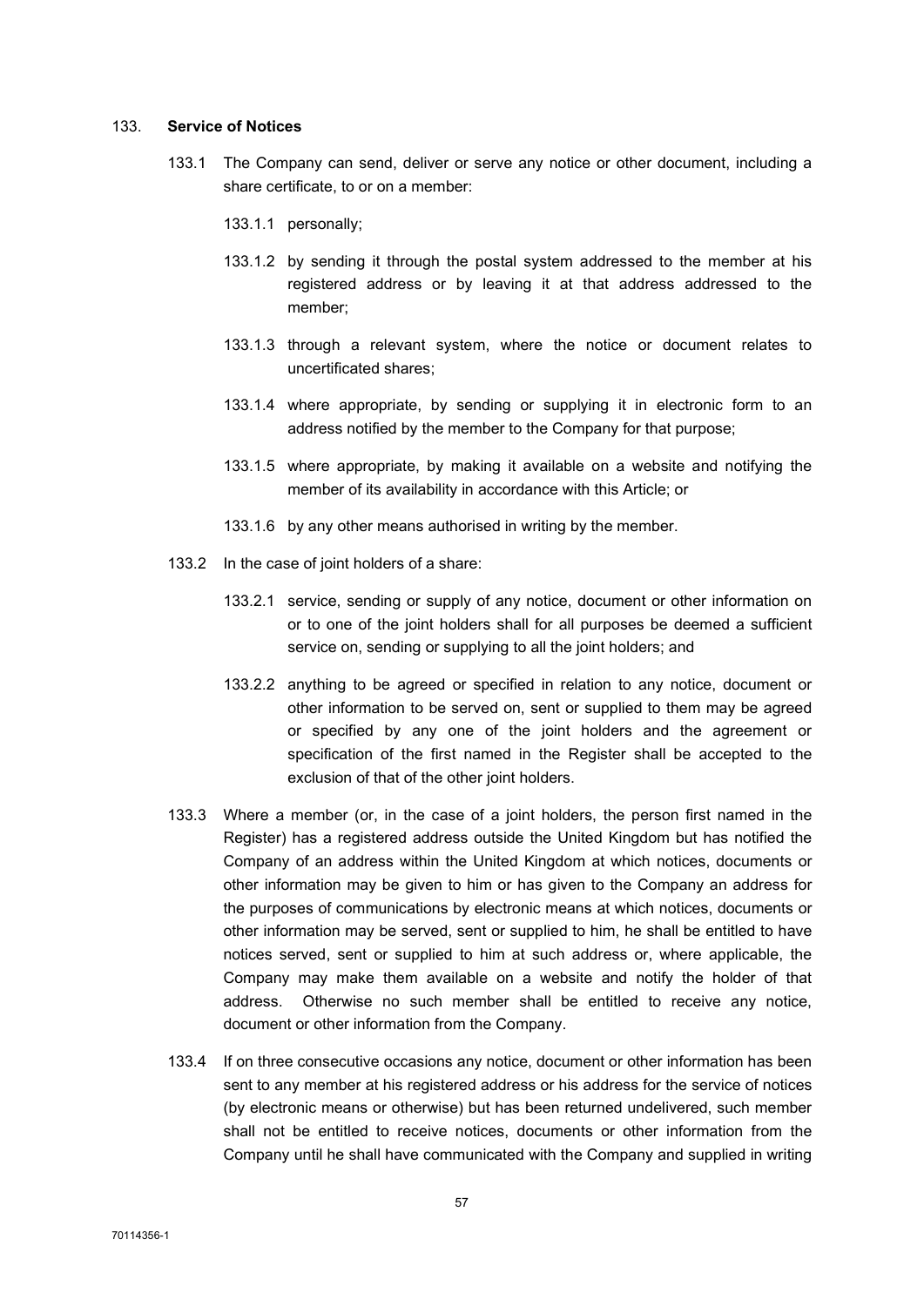133. **Service of Notices**

133.1 The Company can send, deliver or serve any notice or other document, including a share certificate, to or on a member:

133.1.1 personally;

133.1.2 by sending it through the postal system addressed to the member at his registered address or by leaving it at that address addressed to the member;

133.1.3 through a relevant system, where the notice or document relates to uncertificated shares;

133.1.4 where appropriate, by sending or supplying it in electronic form to an address notified by the member to the Company for that purpose;

133.1.5 where appropriate, by making it available on a website and notifying the member of its availability in accordance with this Article; or

133.1.6 by any other means authorised in writing by the member.

133.2 In the case of joint holders of a share:

133.2.1 service, sending or supply of any notice, document or other information on or to one of the joint holders shall for all purposes be deemed a sufficient service on, sending or supplying to all the joint holders; and

133.2.2 anything to be agreed or specified in relation to any notice, document or other information to be served on, sent or supplied to them may be agreed or specified by any one of the joint holders and the agreement or specification of the first named in the Register shall be accepted to the exclusion of that of the other joint holders.

133.3 Where a member (or, in the case of a joint holders, the person first named in the Register) has a registered address outside the United Kingdom but has notified the Company of an address within the United Kingdom at which notices, documents or other information may be given to him or has given to the Company an address for the purposes of communications by electronic means at which notices, documents or other information may be served, sent or supplied to him, he shall be entitled to have notices served, sent or supplied to him at such address or, where applicable, the Company may make them available on a website and notify the holder of that address. Otherwise no such member shall be entitled to receive any notice, document or other information from the Company.

133.4 If on three consecutive occasions any notice, document or other information has been sent to any member at his registered address or his address for the service of notices (by electronic means or otherwise) but has been returned undelivered, such member shall not be entitled to receive notices, documents or other information from the Company until he shall have communicated with the Company and supplied in writing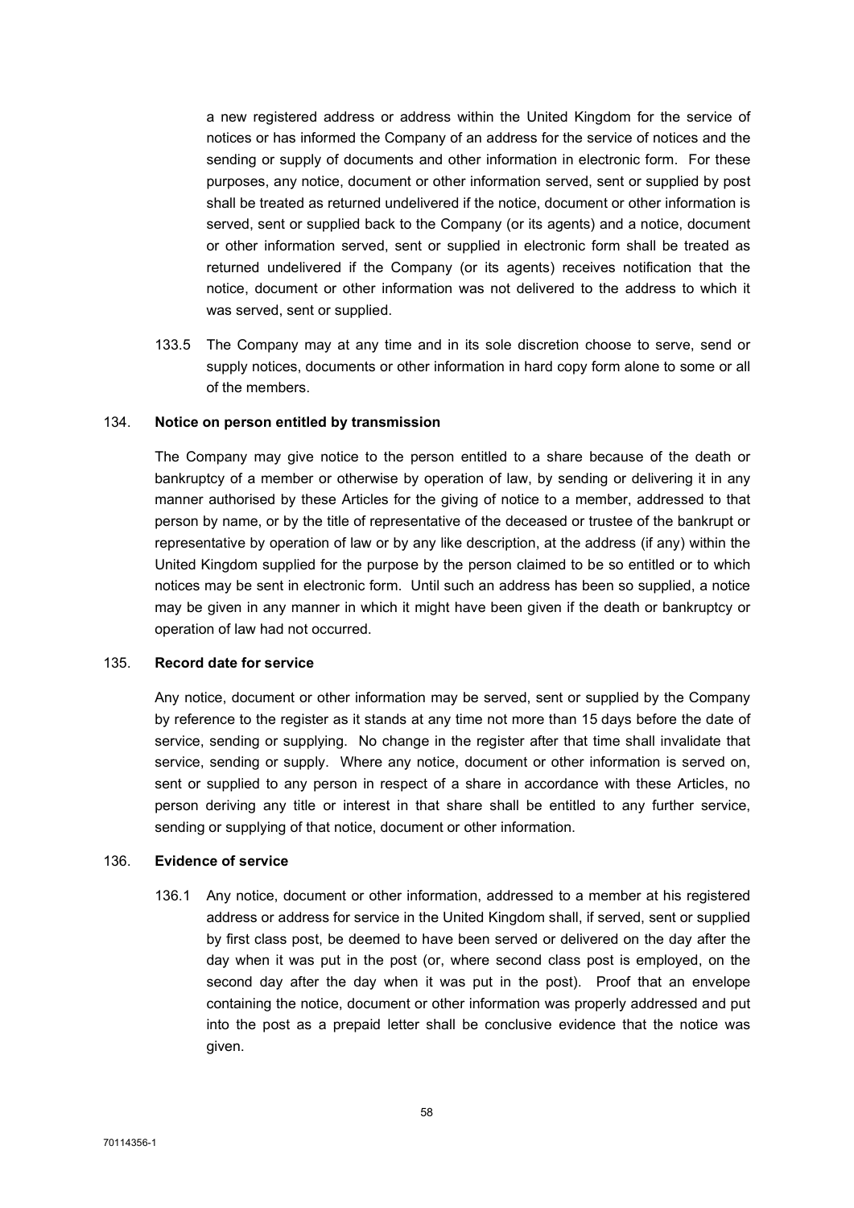a new registered address or address within the United Kingdom for the service of notices or has informed the Company of an address for the service of notices and the sending or supply of documents and other information in electronic form. For these purposes, any notice, document or other information served, sent or supplied by post shall be treated as returned undelivered if the notice, document or other information is served, sent or supplied back to the Company (or its agents) and a notice, document or other information served, sent or supplied in electronic form shall be treated as returned undelivered if the Company (or its agents) receives notification that the notice, document or other information was not delivered to the address to which it was served, sent or supplied.

133.5 The Company may at any time and in its sole discretion choose to serve, send or supply notices, documents or other information in hard copy form alone to some or all of the members.

### 134. Notice on person entitled by transmission

The Company may give notice to the person entitled to a share because of the death or bankruptcy of a member or otherwise by operation of law, by sending or delivering it in any manner authorised by these Articles for the giving of notice to a member, addressed to that person by name, or by the title of representative of the deceased or trustee of the bankrupt or representative by operation of law or by any like description, at the address (if any) within the United Kingdom supplied for the purpose by the person claimed to be so entitled or to which notices may be sent in electronic form. Until such an address has been so supplied, a notice may be given in any manner in which it might have been given if the death or bankruptcy or operation of law had not occurred.

### 135. Record date for service

Any notice, document or other information may be served, sent or supplied by the Company by reference to the register as it stands at any time not more than 15 days before the date of service, sending or supplying. No change in the register after that time shall invalidate that service, sending or supply. Where any notice, document or other information is served on, sent or supplied to any person in respect of a share in accordance with these Articles, no person deriving any title or interest in that share shall be entitled to any further service, sending or supplying of that notice, document or other information.

### 136. Evidence of service

136.1 Any notice, document or other information, addressed to a member at his registered address or address for service in the United Kingdom shall, if served, sent or supplied by first class post, be deemed to have been served or delivered on the day after the day when it was put in the post (or, where second class post is employed, on the second day after the day when it was put in the post). Proof that an envelope containing the notice, document or other information was properly addressed and put into the post as a prepaid letter shall be conclusive evidence that the notice was given.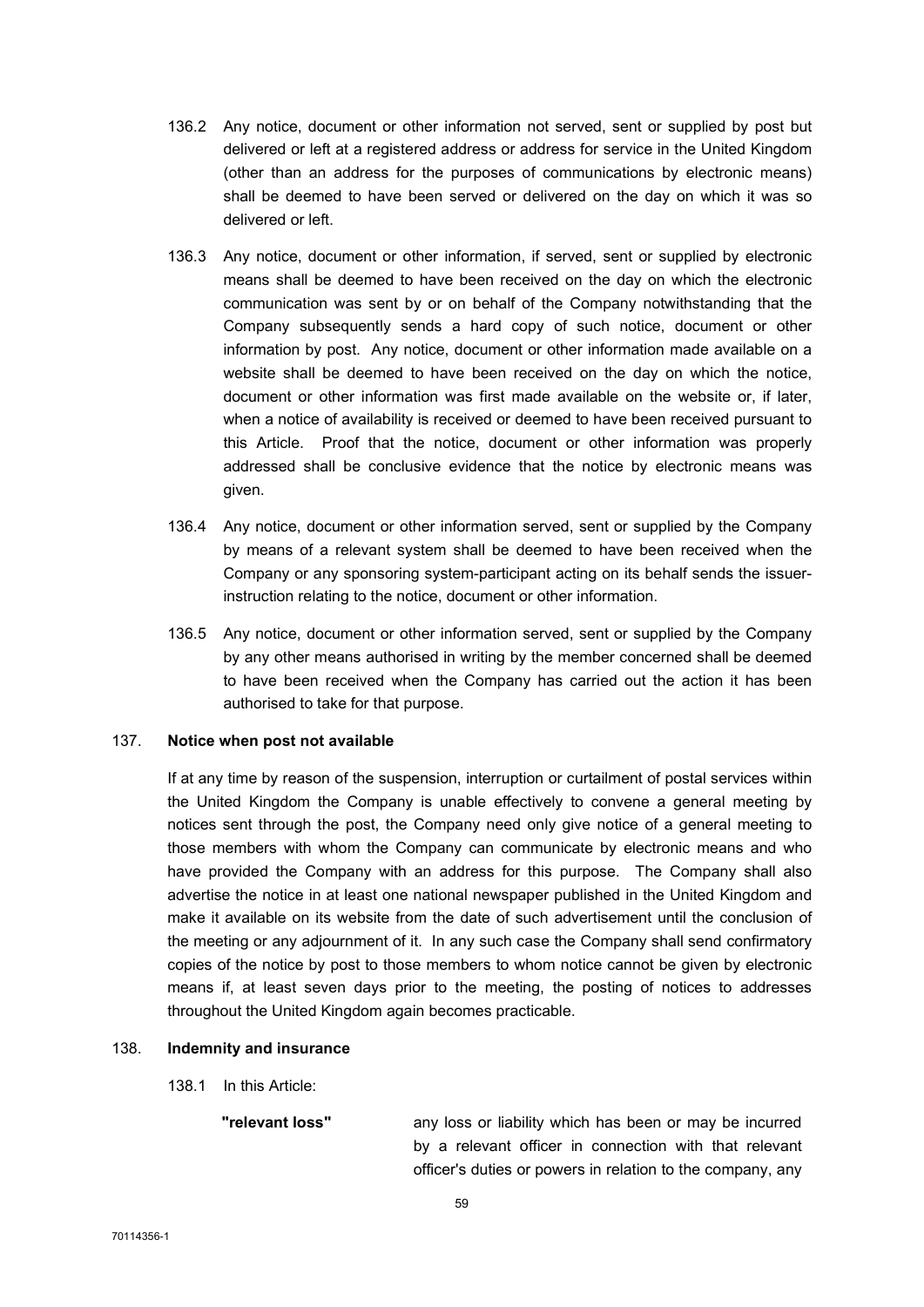136.2 Any notice, document or other information not served, sent or supplied by post but delivered or left at a registered address or address for service in the United Kingdom (other than an address for the purposes of communications by electronic means) shall be deemed to have been served or delivered on the day on which it was so delivered or left.

136.3 Any notice, document or other information, if served, sent or supplied by electronic means shall be deemed to have been received on the day on which the electronic communication was sent by or on behalf of the Company notwithstanding that the Company subsequently sends a hard copy of such notice, document or other information by post. Any notice, document or other information made available on a website shall be deemed to have been received on the day on which the notice, document or other information was first made available on the website or, if later, when a notice of availability is received or deemed to have been received pursuant to this Article. Proof that the notice, document or other information was properly addressed shall be conclusive evidence that the notice by electronic means was given.

136.4 Any notice, document or other information served, sent or supplied by the Company by means of a relevant system shall be deemed to have been received when the Company or any sponsoring system-participant acting on its behalf sends the issuer-instruction relating to the notice, document or other information.

136.5 Any notice, document or other information served, sent or supplied by the Company by any other means authorised in writing by the member concerned shall be deemed to have been received when the Company has carried out the action it has been authorised to take for that purpose.

**137. Notice when post not available**

If at any time by reason of the suspension, interruption or curtailment of postal services within the United Kingdom the Company is unable effectively to convene a general meeting by notices sent through the post, the Company need only give notice of a general meeting to those members with whom the Company can communicate by electronic means and who have provided the Company with an address for this purpose. The Company shall also advertise the notice in at least one national newspaper published in the United Kingdom and make it available on its website from the date of such advertisement until the conclusion of the meeting or any adjournment of it. In any such case the Company shall send confirmatory copies of the notice by post to those members to whom notice cannot be given by electronic means if, at least seven days prior to the meeting, the posting of notices to addresses throughout the United Kingdom again becomes practicable.

**138. Indemnity and insurance**

138.1 In this Article:

**"relevant loss"** any loss or liability which has been or may be incurred by a relevant officer in connection with that relevant officer's duties or powers in relation to the company, any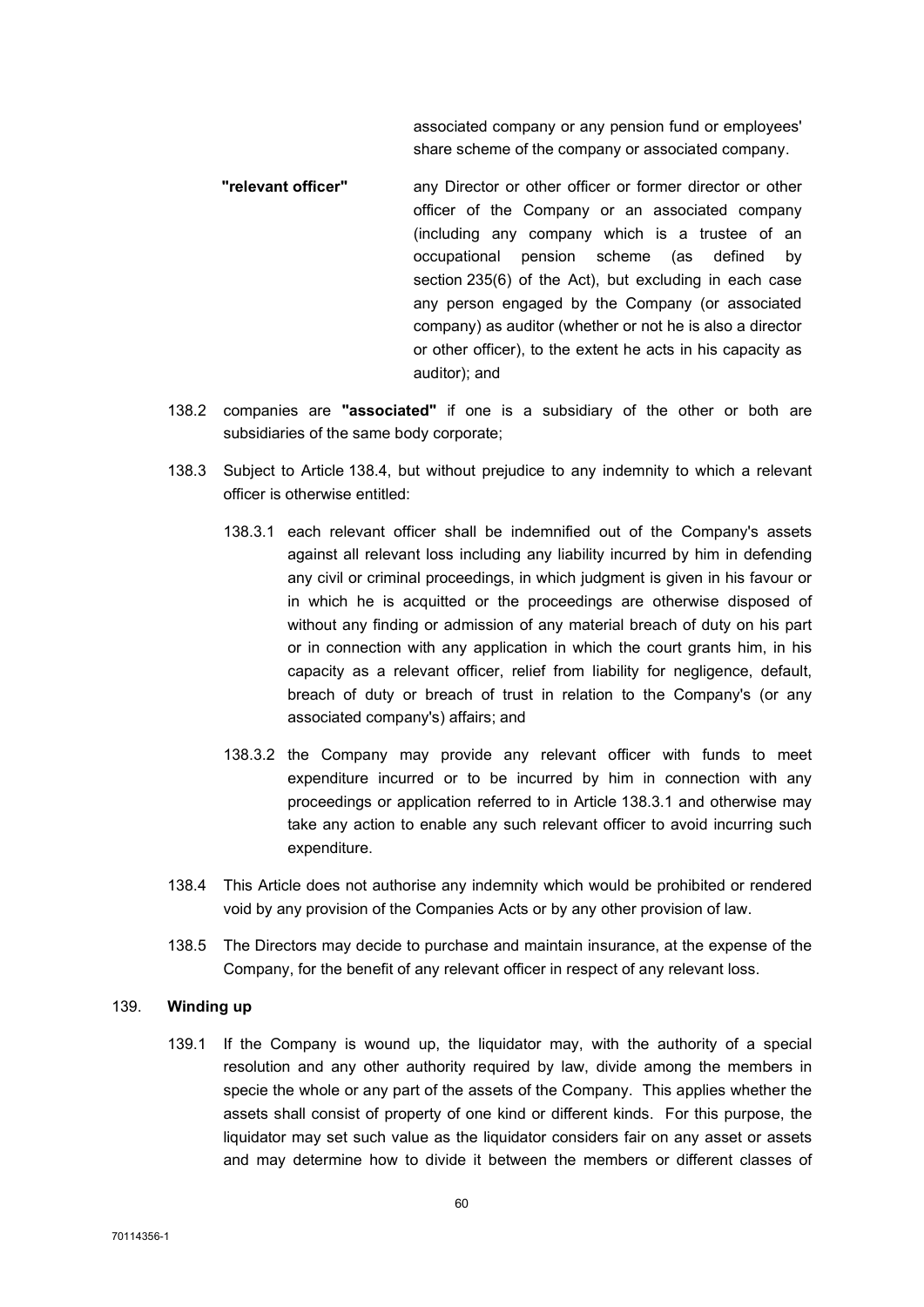associated company or any pension fund or employees' share scheme of the company or associated company.

**"relevant officer"** any Director or other officer or former director or other officer of the Company or an associated company (including any company which is a trustee of an occupational pension scheme (as defined by section 235(6) of the Act), but excluding in each case any person engaged by the Company (or associated company) as auditor (whether or not he is also a director or other officer), to the extent he acts in his capacity as auditor); and

138.2 companies are **"associated"** if one is a subsidiary of the other or both are subsidiaries of the same body corporate;

138.3 Subject to Article 138.4, but without prejudice to any indemnity to which a relevant officer is otherwise entitled:

138.3.1 each relevant officer shall be indemnified out of the Company's assets against all relevant loss including any liability incurred by him in defending any civil or criminal proceedings, in which judgment is given in his favour or in which he is acquitted or the proceedings are otherwise disposed of without any finding or admission of any material breach of duty on his part or in connection with any application in which the court grants him, in his capacity as a relevant officer, relief from liability for negligence, default, breach of duty or breach of trust in relation to the Company's (or any associated company's) affairs; and

138.3.2 the Company may provide any relevant officer with funds to meet expenditure incurred or to be incurred by him in connection with any proceedings or application referred to in Article 138.3.1 and otherwise may take any action to enable any such relevant officer to avoid incurring such expenditure.

138.4 This Article does not authorise any indemnity which would be prohibited or rendered void by any provision of the Companies Acts or by any other provision of law.

138.5 The Directors may decide to purchase and maintain insurance, at the expense of the Company, for the benefit of any relevant officer in respect of any relevant loss.

## 139. Winding up

139.1 If the Company is wound up, the liquidator may, with the authority of a special resolution and any other authority required by law, divide among the members in specie the whole or any part of the assets of the Company. This applies whether the assets shall consist of property of one kind or different kinds. For this purpose, the liquidator may set such value as the liquidator considers fair on any asset or assets and may determine how to divide it between the members or different classes of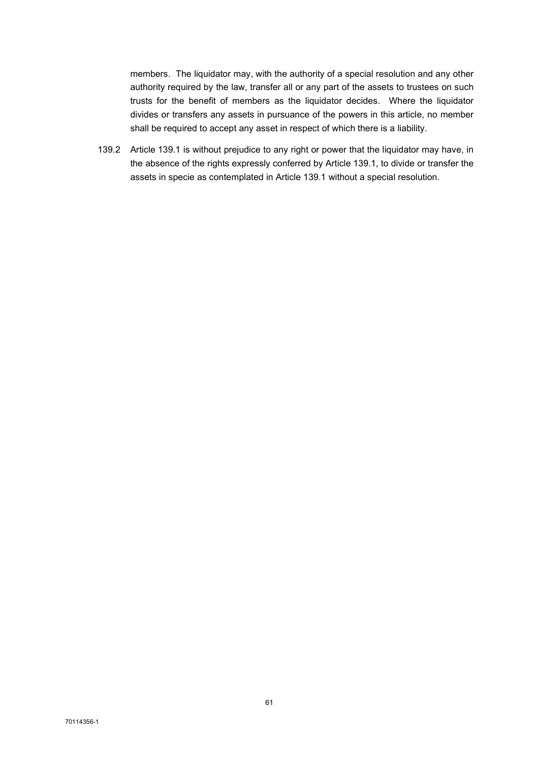members. The liquidator may, with the authority of a special resolution and any other authority required by the law, transfer all or any part of the assets to trustees on such trusts for the benefit of members as the liquidator decides. Where the liquidator divides or transfers any assets in pursuance of the powers in this article, no member shall be required to accept any asset in respect of which there is a liability.

139.2 Article 139.1 is without prejudice to any right or power that the liquidator may have, in the absence of the rights expressly conferred by Article 139.1, to divide or transfer the assets in specie as contemplated in Article 139.1 without a special resolution.